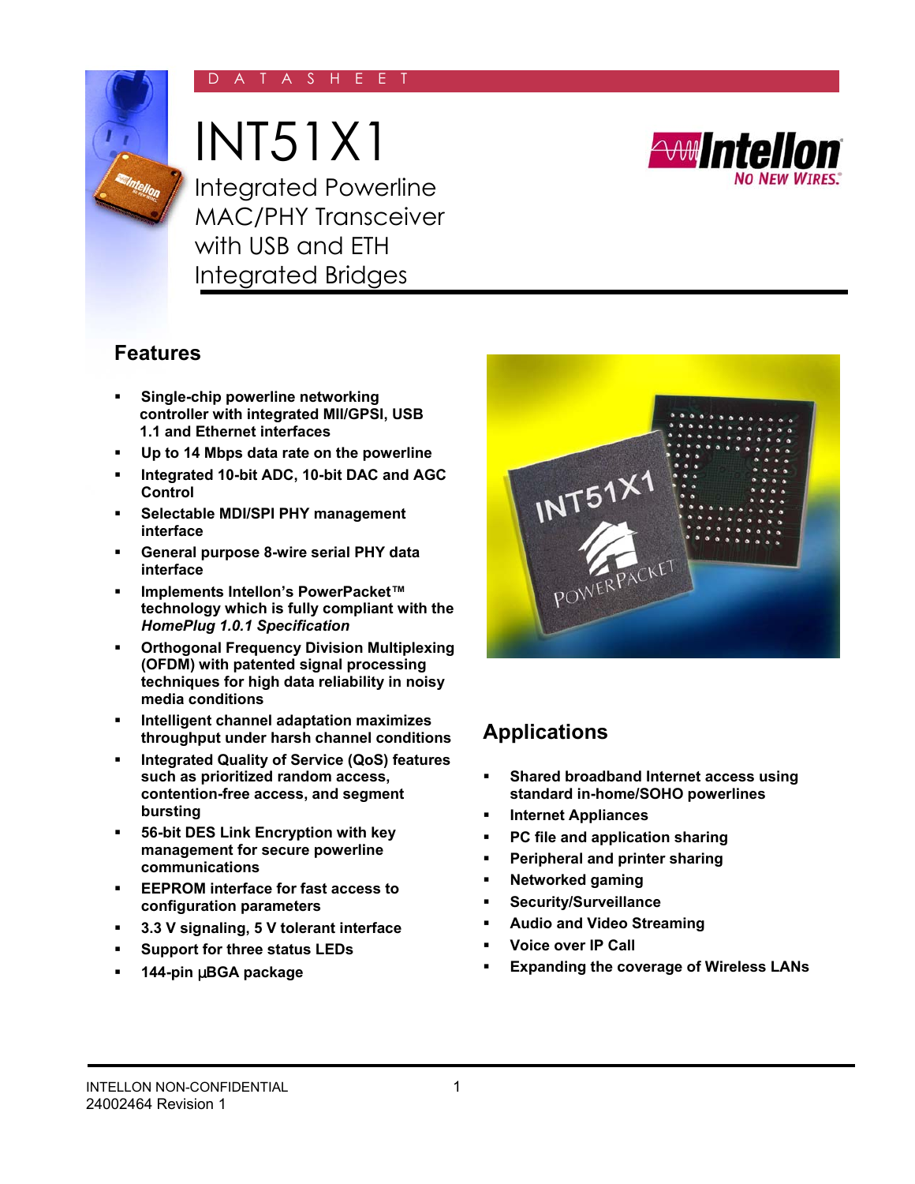DATASHEET

# INT51X1

## Integrated Powerline MAC/PHY Transceiver with USB and ETH Integrated Bridges

## Features

- **Single-chip powerline networking controller with integrated MII/GPSI, USB 1.1 and Ethernet interfaces**
- **Up to 14 Mbps data rate on the powerline**
- **Integrated 10-bit ADC, 10-bit DAC and AGC Control**
- **Selectable MDI/SPI PHY management interface**
- **General purpose 8-wire serial PHY data interface**
- **Implements Intellon's PowerPacket™ technology which is fully compliant with the *HomePlug 1.0.1 Specification***
- **Orthogonal Frequency Division Multiplexing (OFDM) with patented signal processing techniques for high data reliability in noisy media conditions**
- **Intelligent channel adaptation maximizes throughput under harsh channel conditions**
- **Integrated Quality of Service (QoS) features such as prioritized random access, contention-free access, and segment bursting**
- **56-bit DES Link Encryption with key management for secure powerline communications**
- **EEPROM interface for fast access to configuration parameters**
- **3.3 V signaling, 5 V tolerant interface**
- **Support for three status LEDs**
- **144-pin µBGA package**

## Applications

- **Shared broadband Internet access using standard in-home/SOHO powerlines**
- **Internet Appliances**
- **PC file and application sharing**
- **Peripheral and printer sharing**
- **Networked gaming**
- **Security/Surveillance**
- **Audio and Video Streaming**
- **Voice over IP Call**
- **Expanding the coverage of Wireless LANs**

INTELLON NON-CONFIDENTIAL
24002464 Revision 1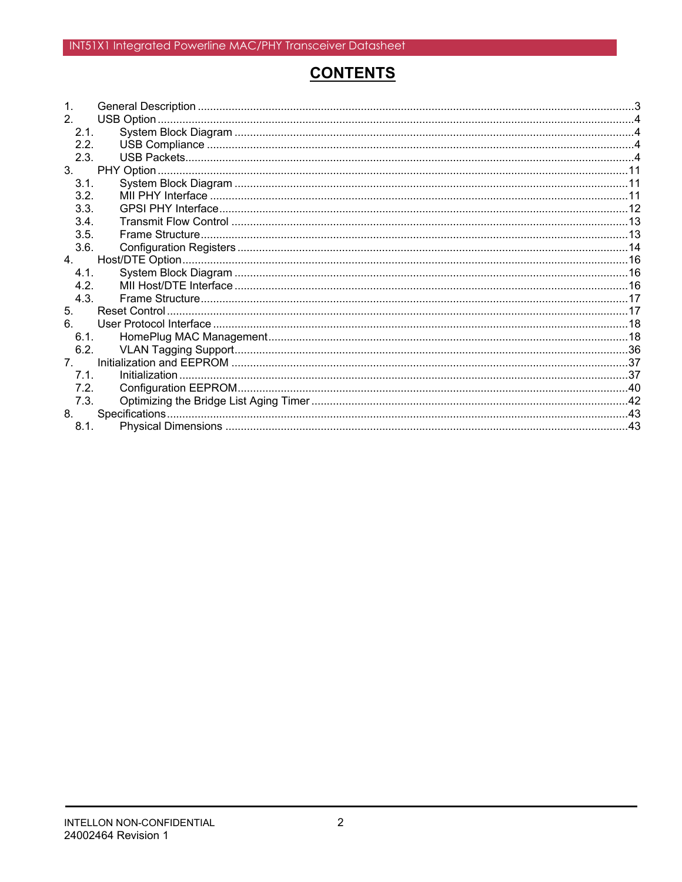# CONTENTS

1. General Description ........................................................................................................3
2. USB Option ........................................................................................................................4
   - 2.1. System Block Diagram ..............................................................................................4
   - 2.2. USB Compliance .......................................................................................................4
   - 2.3. USB Packets...............................................................................................................4
3. PHY Option ........................................................................................................................11
   - 3.1. System Block Diagram ..............................................................................................11
   - 3.2. MII PHY Interface .....................................................................................................11
   - 3.3. GPSI PHY Interface...................................................................................................12
   - 3.4. Transmit Flow Control ...............................................................................................13
   - 3.5. Frame Structure.........................................................................................................13
   - 3.6. Configuration Registers .............................................................................................14
4. Host/DTE Option................................................................................................................16
   - 4.1. System Block Diagram ..............................................................................................16
   - 4.2. MII Host/DTE Interface ..............................................................................................16
   - 4.3. Frame Structure.........................................................................................................17
5. Reset Control .....................................................................................................................17
6. User Protocol Interface ......................................................................................................18
   - 6.1. HomePlug MAC Management...................................................................................18
   - 6.2. VLAN Tagging Support..............................................................................................36
7. Initialization and EEPROM ................................................................................................37
   - 7.1. Initialization ................................................................................................................37
   - 7.2. Configuration EEPROM.............................................................................................40
   - 7.3. Optimizing the Bridge List Aging Timer .....................................................................42
8. Specifications.....................................................................................................................43
   - 8.1. Physical Dimensions .................................................................................................43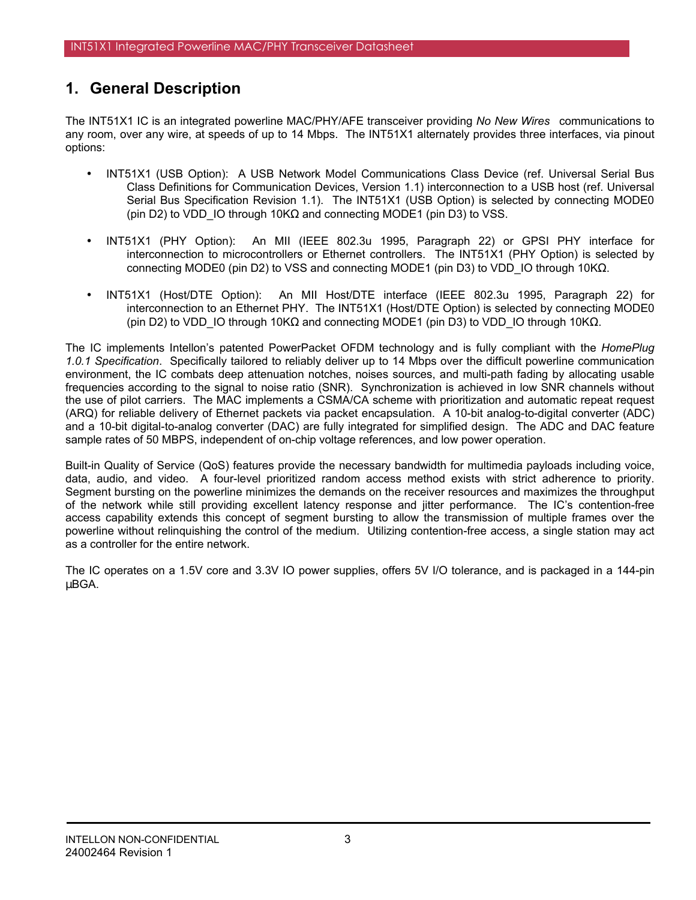# 1. General Description

The INT51X1 IC is an integrated powerline MAC/PHY/AFE transceiver providing *No New Wires* communications to any room, over any wire, at speeds of up to 14 Mbps. The INT51X1 alternately provides three interfaces, via pinout options:

- INT51X1 (USB Option): A USB Network Model Communications Class Device (ref. Universal Serial Bus Class Definitions for Communication Devices, Version 1.1) interconnection to a USB host (ref. Universal Serial Bus Specification Revision 1.1). The INT51X1 (USB Option) is selected by connecting MODE0 (pin D2) to VDD_IO through 10KΩ and connecting MODE1 (pin D3) to VSS.

- INT51X1 (PHY Option): An MII (IEEE 802.3u 1995, Paragraph 22) or GPSI PHY interface for interconnection to microcontrollers or Ethernet controllers. The INT51X1 (PHY Option) is selected by connecting MODE0 (pin D2) to VSS and connecting MODE1 (pin D3) to VDD_IO through 10KΩ.

- INT51X1 (Host/DTE Option): An MII Host/DTE interface (IEEE 802.3u 1995, Paragraph 22) for interconnection to an Ethernet PHY. The INT51X1 (Host/DTE Option) is selected by connecting MODE0 (pin D2) to VDD_IO through 10KΩ and connecting MODE1 (pin D3) to VDD_IO through 10KΩ.

The IC implements Intellon's patented PowerPacket OFDM technology and is fully compliant with the *HomePlug 1.0.1 Specification*. Specifically tailored to reliably deliver up to 14 Mbps over the difficult powerline communication environment, the IC combats deep attenuation notches, noises sources, and multi-path fading by allocating usable frequencies according to the signal to noise ratio (SNR). Synchronization is achieved in low SNR channels without the use of pilot carriers. The MAC implements a CSMA/CA scheme with prioritization and automatic repeat request (ARQ) for reliable delivery of Ethernet packets via packet encapsulation. A 10-bit analog-to-digital converter (ADC) and a 10-bit digital-to-analog converter (DAC) are fully integrated for simplified design. The ADC and DAC feature sample rates of 50 MBPS, independent of on-chip voltage references, and low power operation.

Built-in Quality of Service (QoS) features provide the necessary bandwidth for multimedia payloads including voice, data, audio, and video. A four-level prioritized random access method exists with strict adherence to priority. Segment bursting on the powerline minimizes the demands on the receiver resources and maximizes the throughput of the network while still providing excellent latency response and jitter performance. The IC's contention-free access capability extends this concept of segment bursting to allow the transmission of multiple frames over the powerline without relinquishing the control of the medium. Utilizing contention-free access, a single station may act as a controller for the entire network.

The IC operates on a 1.5V core and 3.3V IO power supplies, offers 5V I/O tolerance, and is packaged in a 144-pin µBGA.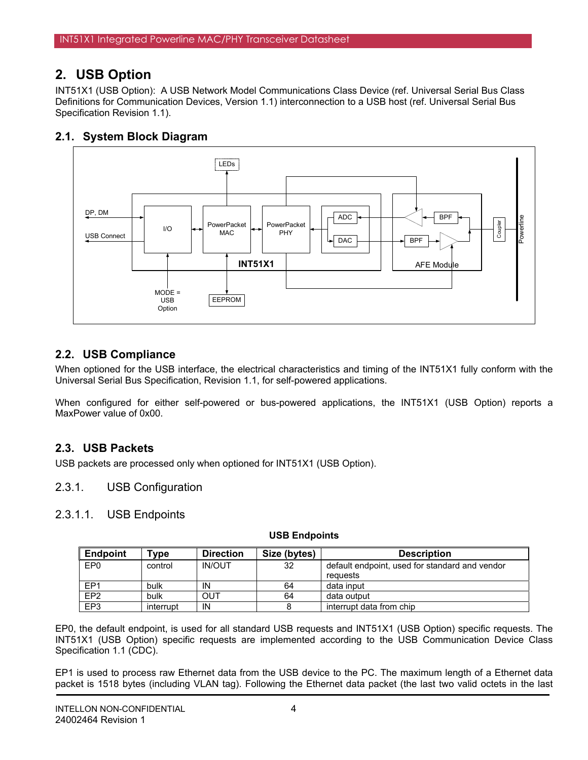## 2. USB Option

INT51X1 (USB Option): A USB Network Model Communications Class Device (ref. Universal Serial Bus Class Definitions for Communication Devices, Version 1.1) interconnection to a USB host (ref. Universal Serial Bus Specification Revision 1.1).

### 2.1. System Block Diagram

LEDs

DP, DM

USB Connect

I/O

PowerPacket MAC

PowerPacket PHY

ADC

DAC

BPF

BPF

Coupler

Powerline

INT51X1

AFE Module

MODE = USB Option

EEPROM

### 2.2. USB Compliance

When optioned for the USB interface, the electrical characteristics and timing of the INT51X1 fully conform with the Universal Serial Bus Specification, Revision 1.1, for self-powered applications.

When configured for either self-powered or bus-powered applications, the INT51X1 (USB Option) reports a MaxPower value of 0x00.

### 2.3. USB Packets

USB packets are processed only when optioned for INT51X1 (USB Option).

#### 2.3.1. USB Configuration

##### 2.3.1.1. USB Endpoints

**USB Endpoints**

| Endpoint | Type | Direction | Size (bytes) | Description |
|---|---|---|---|---|
| EP0 | control | IN/OUT | 32 | default endpoint, used for standard and vendor requests |
| EP1 | bulk | IN | 64 | data input |
| EP2 | bulk | OUT | 64 | data output |
| EP3 | interrupt | IN | 8 | interrupt data from chip |

EP0, the default endpoint, is used for all standard USB requests and INT51X1 (USB Option) specific requests. The INT51X1 (USB Option) specific requests are implemented according to the USB Communication Device Class Specification 1.1 (CDC).

EP1 is used to process raw Ethernet data from the USB device to the PC. The maximum length of a Ethernet data packet is 1518 bytes (including VLAN tag). Following the Ethernet data packet (the last two valid octets in the last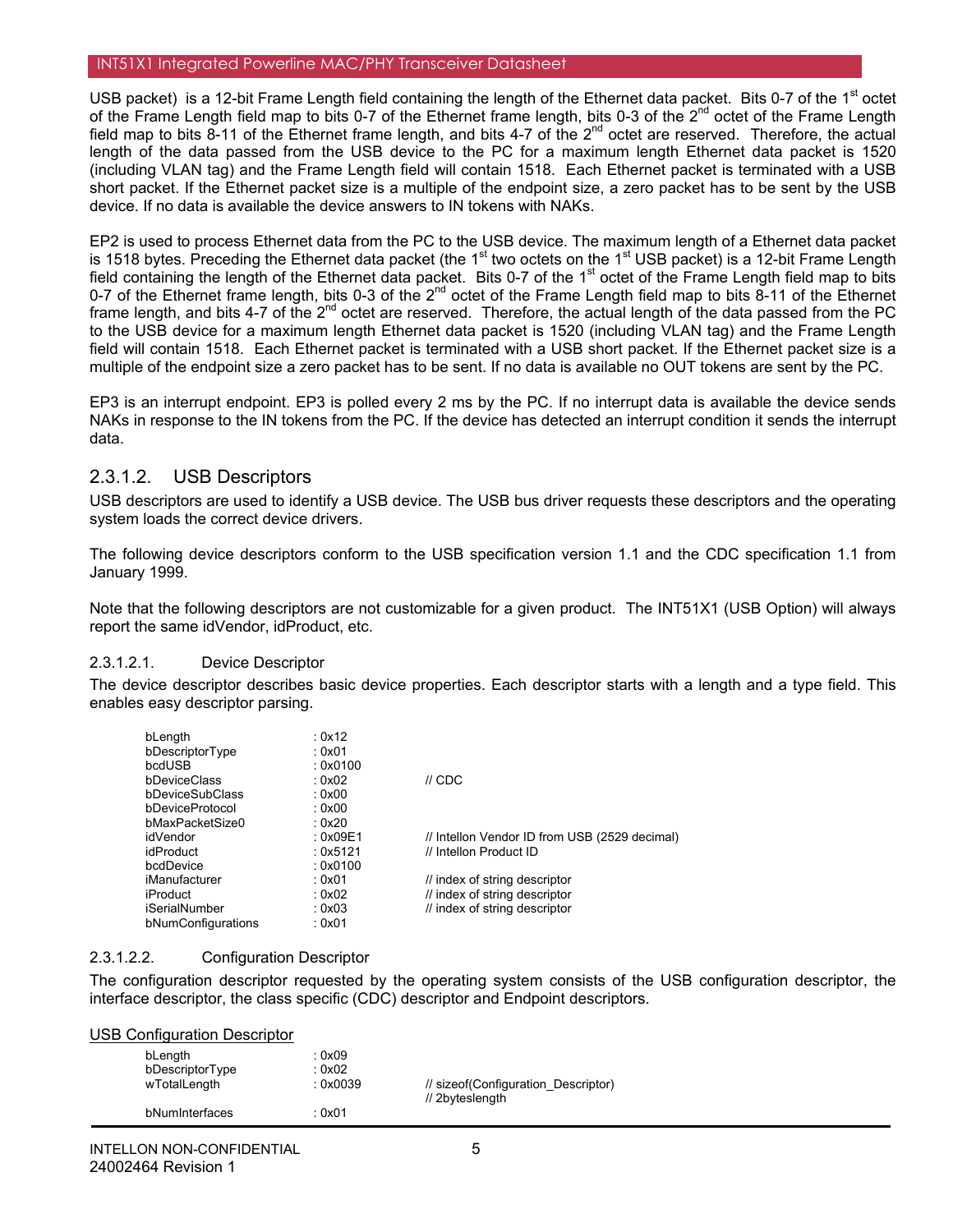USB packet) is a 12-bit Frame Length field containing the length of the Ethernet data packet. Bits 0-7 of the 1st octet of the Frame Length field map to bits 0-7 of the Ethernet frame length, bits 0-3 of the 2nd octet of the Frame Length field map to bits 8-11 of the Ethernet frame length, and bits 4-7 of the 2nd octet are reserved. Therefore, the actual length of the data passed from the USB device to the PC for a maximum length Ethernet data packet is 1520 (including VLAN tag) and the Frame Length field will contain 1518. Each Ethernet packet is terminated with a USB short packet. If the Ethernet packet size is a multiple of the endpoint size, a zero packet has to be sent by the USB device. If no data is available the device answers to IN tokens with NAKs.

EP2 is used to process Ethernet data from the PC to the USB device. The maximum length of a Ethernet data packet is 1518 bytes. Preceding the Ethernet data packet (the 1st two octets on the 1st USB packet) is a 12-bit Frame Length field containing the length of the Ethernet data packet. Bits 0-7 of the 1st octet of the Frame Length field map to bits 0-7 of the Ethernet frame length, bits 0-3 of the 2nd octet of the Frame Length field map to bits 8-11 of the Ethernet frame length, and bits 4-7 of the 2nd octet are reserved. Therefore, the actual length of the data passed from the PC to the USB device for a maximum length Ethernet data packet is 1520 (including VLAN tag) and the Frame Length field will contain 1518. Each Ethernet packet is terminated with a USB short packet. If the Ethernet packet size is a multiple of the endpoint size a zero packet has to be sent. If no data is available no OUT tokens are sent by the PC.

EP3 is an interrupt endpoint. EP3 is polled every 2 ms by the PC. If no interrupt data is available the device sends NAKs in response to the IN tokens from the PC. If the device has detected an interrupt condition it sends the interrupt data.

### 2.3.1.2. USB Descriptors

USB descriptors are used to identify a USB device. The USB bus driver requests these descriptors and the operating system loads the correct device drivers.

The following device descriptors conform to the USB specification version 1.1 and the CDC specification 1.1 from January 1999.

Note that the following descriptors are not customizable for a given product. The INT51X1 (USB Option) will always report the same idVendor, idProduct, etc.

#### 2.3.1.2.1. Device Descriptor

The device descriptor describes basic device properties. Each descriptor starts with a length and a type field. This enables easy descriptor parsing.

```
bLength             : 0x12
bDescriptorType     : 0x01
bcdUSB              : 0x0100
bDeviceClass        : 0x02       // CDC
bDeviceSubClass     : 0x00
bDeviceProtocol     : 0x00
bMaxPacketSize0     : 0x20
idVendor            : 0x09E1     // Intellon Vendor ID from USB (2529 decimal)
idProduct           : 0x5121     // Intellon Product ID
bcdDevice           : 0x0100
iManufacturer       : 0x01       // index of string descriptor
iProduct            : 0x02       // index of string descriptor
iSerialNumber       : 0x03       // index of string descriptor
bNumConfigurations  : 0x01
```

#### 2.3.1.2.2. Configuration Descriptor

The configuration descriptor requested by the operating system consists of the USB configuration descriptor, the interface descriptor, the class specific (CDC) descriptor and Endpoint descriptors.

<u>USB Configuration Descriptor</u>

```
bLength             : 0x09
bDescriptorType     : 0x02
wTotalLength        : 0x0039     // sizeof(Configuration_Descriptor)
                                 // 2byteslength
bNumInterfaces      : 0x01
```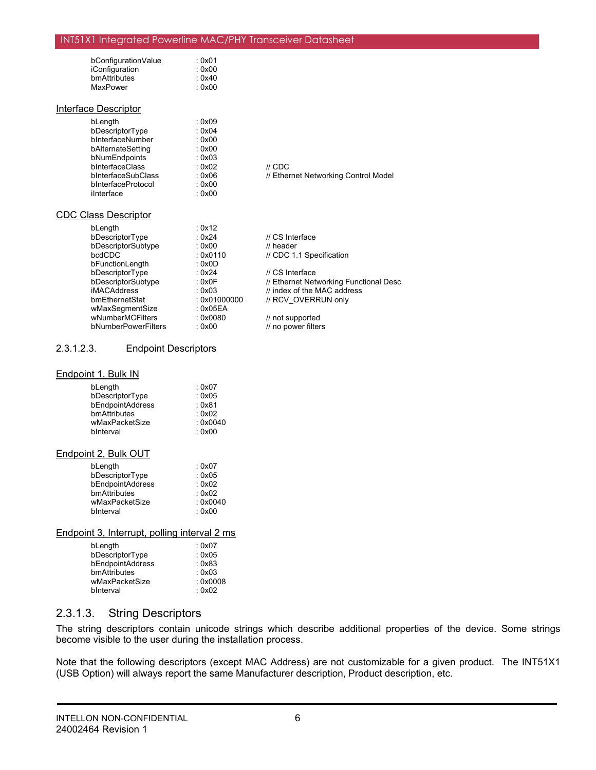| | | |
|---|---|---|
| bConfigurationValue | : 0x01 | |
| iConfiguration | : 0x00 | |
| bmAttributes | : 0x40 | |
| MaxPower | : 0x00 | |

<u>Interface Descriptor</u>

| | | |
|---|---|---|
| bLength | : 0x09 | |
| bDescriptorType | : 0x04 | |
| bInterfaceNumber | : 0x00 | |
| bAlternateSetting | : 0x00 | |
| bNumEndpoints | : 0x03 | |
| bInterfaceClass | : 0x02 | // CDC |
| bInterfaceSubClass | : 0x06 | // Ethernet Networking Control Model |
| bInterfaceProtocol | : 0x00 | |
| iInterface | : 0x00 | |

<u>CDC Class Descriptor</u>

| | | |
|---|---|---|
| bLength | : 0x12 | |
| bDescriptorType | : 0x24 | // CS Interface |
| bDescriptorSubtype | : 0x00 | // header |
| bcdCDC | : 0x0110 | // CDC 1.1 Specification |
| bFunctionLength | : 0x0D | |
| bDescriptorType | : 0x24 | // CS Interface |
| bDescriptorSubtype | : 0x0F | // Ethernet Networking Functional Desc |
| iMACAddress | : 0x03 | // index of the MAC address |
| bmEthernetStat | : 0x01000000 | // RCV_OVERRUN only |
| wMaxSegmentSize | : 0x05EA | |
| wNumberMCFilters | : 0x0080 | // not supported |
| bNumberPowerFilters | : 0x00 | // no power filters |

#### 2.3.1.2.3. Endpoint Descriptors

<u>Endpoint 1, Bulk IN</u>

| | |
|---|---|
| bLength | : 0x07 |
| bDescriptorType | : 0x05 |
| bEndpointAddress | : 0x81 |
| bmAttributes | : 0x02 |
| wMaxPacketSize | : 0x0040 |
| bInterval | : 0x00 |

<u>Endpoint 2, Bulk OUT</u>

| | |
|---|---|
| bLength | : 0x07 |
| bDescriptorType | : 0x05 |
| bEndpointAddress | : 0x02 |
| bmAttributes | : 0x02 |
| wMaxPacketSize | : 0x0040 |
| bInterval | : 0x00 |

<u>Endpoint 3, Interrupt, polling interval 2 ms</u>

| | |
|---|---|
| bLength | : 0x07 |
| bDescriptorType | : 0x05 |
| bEndpointAddress | : 0x83 |
| bmAttributes | : 0x03 |
| wMaxPacketSize | : 0x0008 |
| bInterval | : 0x02 |

### 2.3.1.3. String Descriptors

The string descriptors contain unicode strings which describe additional properties of the device. Some strings become visible to the user during the installation process.

Note that the following descriptors (except MAC Address) are not customizable for a given product. The INT51X1 (USB Option) will always report the same Manufacturer description, Product description, etc.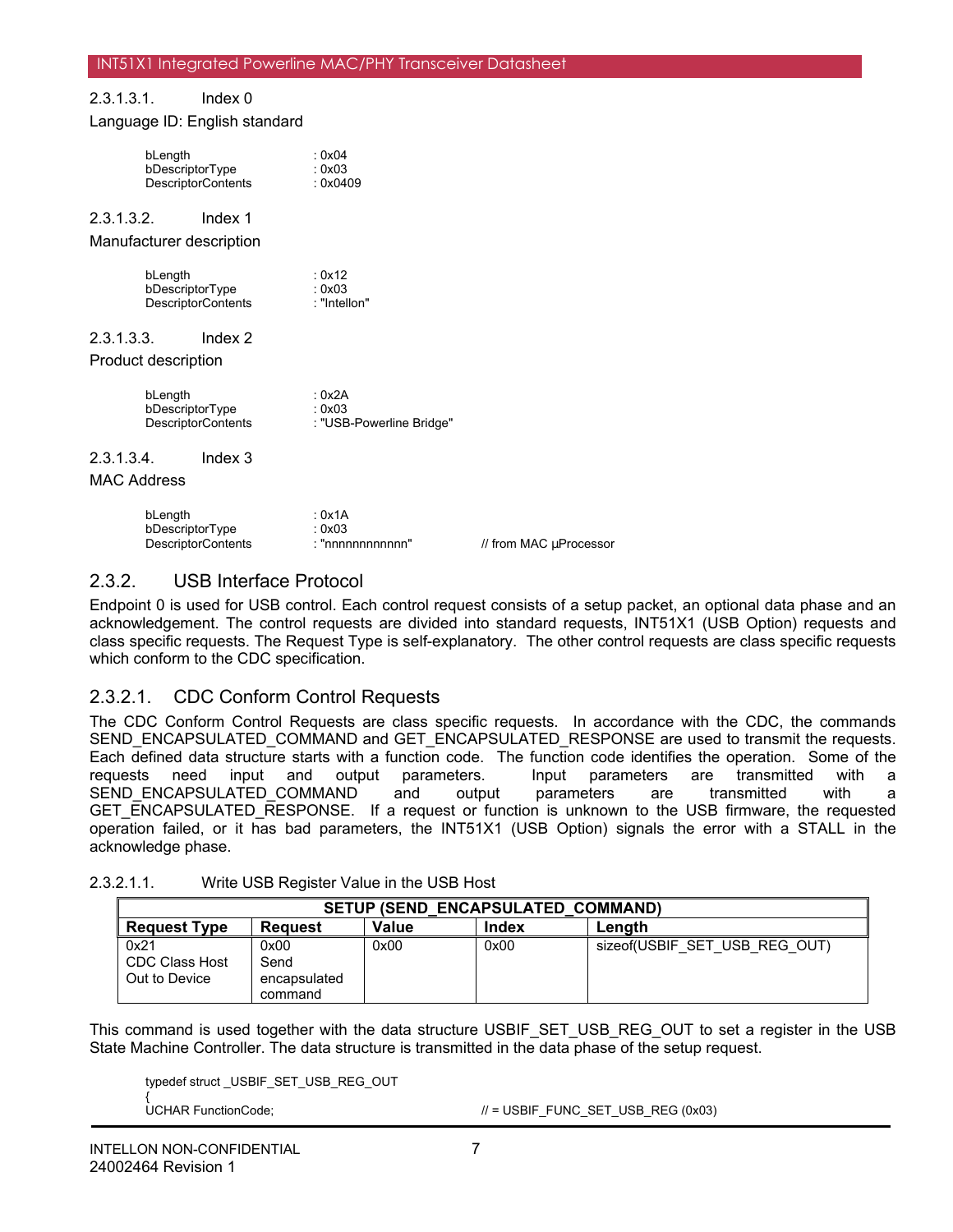#### 2.3.1.3.1. Index 0

Language ID: English standard

```
bLength                 : 0x04
bDescriptorType         : 0x03
DescriptorContents      : 0x0409
```

#### 2.3.1.3.2. Index 1

Manufacturer description

```
bLength                 : 0x12
bDescriptorType         : 0x03
DescriptorContents      : "Intellon"
```

#### 2.3.1.3.3. Index 2

Product description

```
bLength                 : 0x2A
bDescriptorType         : 0x03
DescriptorContents      : "USB-Powerline Bridge"
```

#### 2.3.1.3.4. Index 3

MAC Address

```
bLength                 : 0x1A
bDescriptorType         : 0x03
DescriptorContents      : "nnnnnnnnnnnn"          // from MAC µProcessor
```

## 2.3.2. USB Interface Protocol

Endpoint 0 is used for USB control. Each control request consists of a setup packet, an optional data phase and an acknowledgement. The control requests are divided into standard requests, INT51X1 (USB Option) requests and class specific requests. The Request Type is self-explanatory. The other control requests are class specific requests which conform to the CDC specification.

### 2.3.2.1. CDC Conform Control Requests

The CDC Conform Control Requests are class specific requests. In accordance with the CDC, the commands SEND_ENCAPSULATED_COMMAND and GET_ENCAPSULATED_RESPONSE are used to transmit the requests. Each defined data structure starts with a function code. The function code identifies the operation. Some of the requests need input and output parameters. Input parameters are transmitted with a SEND_ENCAPSULATED_COMMAND and output parameters are transmitted with a GET_ENCAPSULATED_RESPONSE. If a request or function is unknown to the USB firmware, the requested operation failed, or it has bad parameters, the INT51X1 (USB Option) signals the error with a STALL in the acknowledge phase.

#### 2.3.2.1.1. Write USB Register Value in the USB Host

| SETUP (SEND_ENCAPSULATED_COMMAND) | | | | |
|---|---|---|---|---|
| **Request Type** | **Request** | **Value** | **Index** | **Length** |
| 0x21<br>CDC Class Host Out to Device | 0x00<br>Send encapsulated command | 0x00 | 0x00 | sizeof(USBIF_SET_USB_REG_OUT) |

This command is used together with the data structure USBIF_SET_USB_REG_OUT to set a register in the USB State Machine Controller. The data structure is transmitted in the data phase of the setup request.

```
typedef struct _USBIF_SET_USB_REG_OUT
{
UCHAR FunctionCode;                       // = USBIF_FUNC_SET_USB_REG (0x03)
```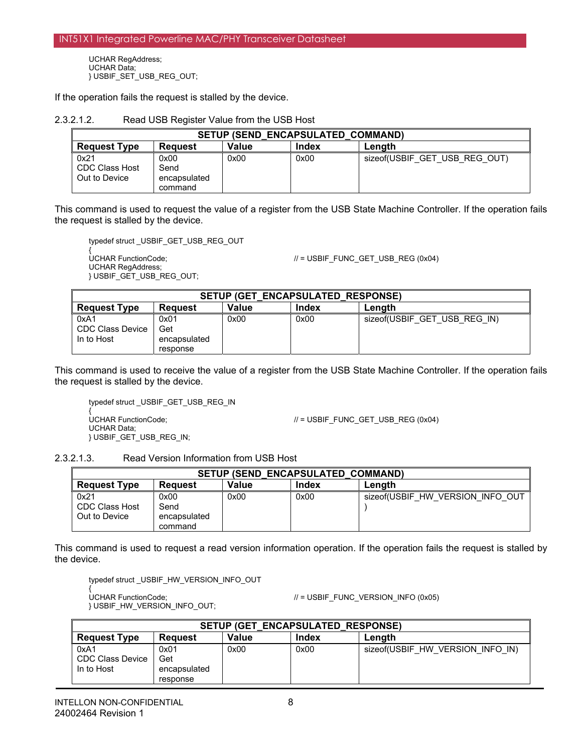```
UCHAR RegAddress;
UCHAR Data;
} USBIF_SET_USB_REG_OUT;
```

If the operation fails the request is stalled by the device.

#### 2.3.2.1.2. Read USB Register Value from the USB Host

| SETUP (SEND_ENCAPSULATED_COMMAND) | | | | |
|---|---|---|---|---|
| **Request Type** | **Request** | **Value** | **Index** | **Length** |
| 0x21 CDC Class Host Out to Device | 0x00 Send encapsulated command | 0x00 | 0x00 | sizeof(USBIF_GET_USB_REG_OUT) |

This command is used to request the value of a register from the USB State Machine Controller. If the operation fails the request is stalled by the device.

```
typedef struct _USBIF_GET_USB_REG_OUT
{
UCHAR FunctionCode;                          // = USBIF_FUNC_GET_USB_REG (0x04)
UCHAR RegAddress;
} USBIF_GET_USB_REG_OUT;
```

| SETUP (GET_ENCAPSULATED_RESPONSE) | | | | |
|---|---|---|---|---|
| **Request Type** | **Request** | **Value** | **Index** | **Length** |
| 0xA1 CDC Class Device In to Host | 0x01 Get encapsulated response | 0x00 | 0x00 | sizeof(USBIF_GET_USB_REG_IN) |

This command is used to receive the value of a register from the USB State Machine Controller. If the operation fails the request is stalled by the device.

```
typedef struct _USBIF_GET_USB_REG_IN
{
UCHAR FunctionCode;                          // = USBIF_FUNC_GET_USB_REG (0x04)
UCHAR Data;
} USBIF_GET_USB_REG_IN;
```

#### 2.3.2.1.3. Read Version Information from USB Host

| SETUP (SEND_ENCAPSULATED_COMMAND) | | | | |
|---|---|---|---|---|
| **Request Type** | **Request** | **Value** | **Index** | **Length** |
| 0x21 CDC Class Host Out to Device | 0x00 Send encapsulated command | 0x00 | 0x00 | sizeof(USBIF_HW_VERSION_INFO_OUT) |

This command is used to request a read version information operation. If the operation fails the request is stalled by the device.

```
typedef struct _USBIF_HW_VERSION_INFO_OUT
{
UCHAR FunctionCode;                          // = USBIF_FUNC_VERSION_INFO (0x05)
} USBIF_HW_VERSION_INFO_OUT;
```

| SETUP (GET_ENCAPSULATED_RESPONSE) | | | | |
|---|---|---|---|---|
| **Request Type** | **Request** | **Value** | **Index** | **Length** |
| 0xA1 CDC Class Device In to Host | 0x01 Get encapsulated response | 0x00 | 0x00 | sizeof(USBIF_HW_VERSION_INFO_IN) |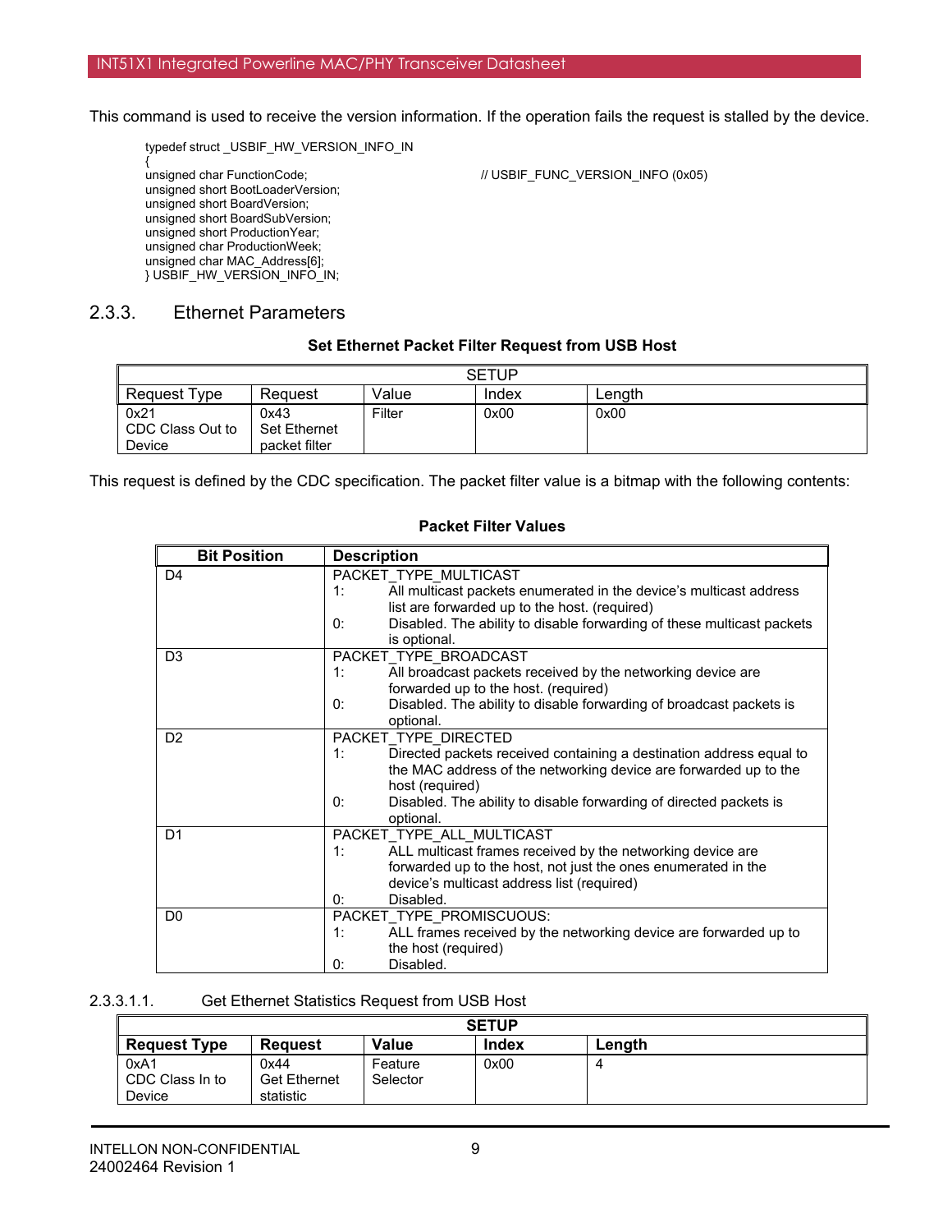This command is used to receive the version information. If the operation fails the request is stalled by the device.

```
typedef struct _USBIF_HW_VERSION_INFO_IN
{
unsigned char FunctionCode;                    // USBIF_FUNC_VERSION_INFO (0x05)
unsigned short BootLoaderVersion;
unsigned short BoardVersion;
unsigned short BoardSubVersion;
unsigned short ProductionYear;
unsigned char ProductionWeek;
unsigned char MAC_Address[6];
} USBIF_HW_VERSION_INFO_IN;
```

## 2.3.3. Ethernet Parameters

**Set Ethernet Packet Filter Request from USB Host**

| SETUP | | | | |
|---|---|---|---|---|
| Request Type | Request | Value | Index | Length |
| 0x21<br>CDC Class Out to Device | 0x43<br>Set Ethernet packet filter | Filter | 0x00 | 0x00 |

This request is defined by the CDC specification. The packet filter value is a bitmap with the following contents:

**Packet Filter Values**

| Bit Position | Description |
|---|---|
| D4 | PACKET_TYPE_MULTICAST<br>1: All multicast packets enumerated in the device's multicast address list are forwarded up to the host. (required)<br>0: Disabled. The ability to disable forwarding of these multicast packets is optional. |
| D3 | PACKET_TYPE_BROADCAST<br>1: All broadcast packets received by the networking device are forwarded up to the host. (required)<br>0: Disabled. The ability to disable forwarding of broadcast packets is optional. |
| D2 | PACKET_TYPE_DIRECTED<br>1: Directed packets received containing a destination address equal to the MAC address of the networking device are forwarded up to the host (required)<br>0: Disabled. The ability to disable forwarding of directed packets is optional. |
| D1 | PACKET_TYPE_ALL_MULTICAST<br>1: ALL multicast frames received by the networking device are forwarded up to the host, not just the ones enumerated in the device's multicast address list (required)<br>0: Disabled. |
| D0 | PACKET_TYPE_PROMISCUOUS:<br>1: ALL frames received by the networking device are forwarded up to the host (required)<br>0: Disabled. |

#### 2.3.3.1.1. Get Ethernet Statistics Request from USB Host

| **SETUP** | | | | |
|---|---|---|---|---|
| **Request Type** | **Request** | **Value** | **Index** | **Length** |
| 0xA1<br>CDC Class In to Device | 0x44<br>Get Ethernet statistic | Feature Selector | 0x00 | 4 |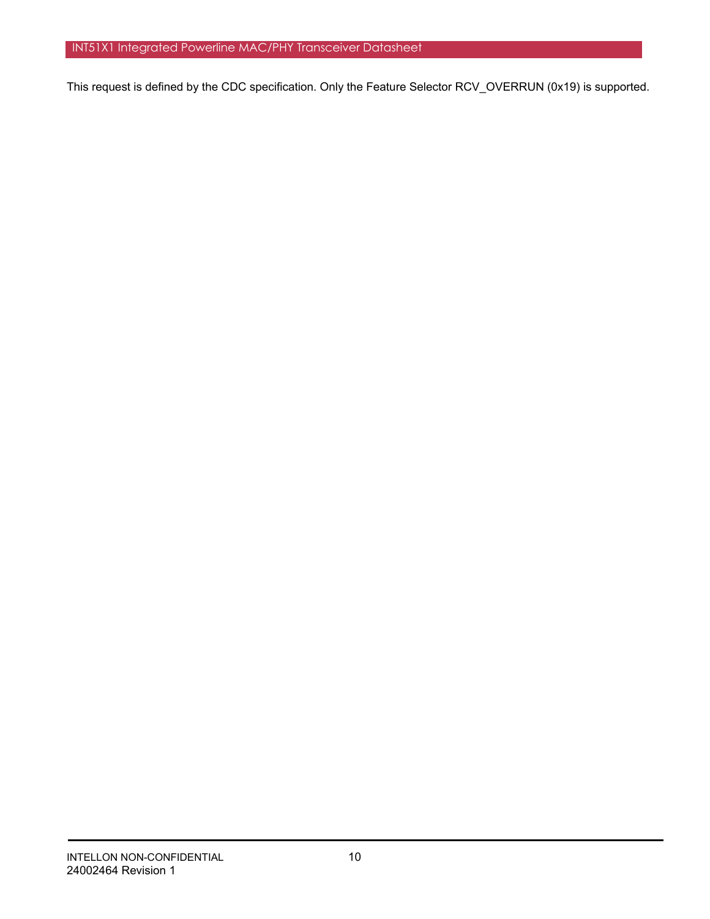This request is defined by the CDC specification. Only the Feature Selector RCV_OVERRUN (0x19) is supported.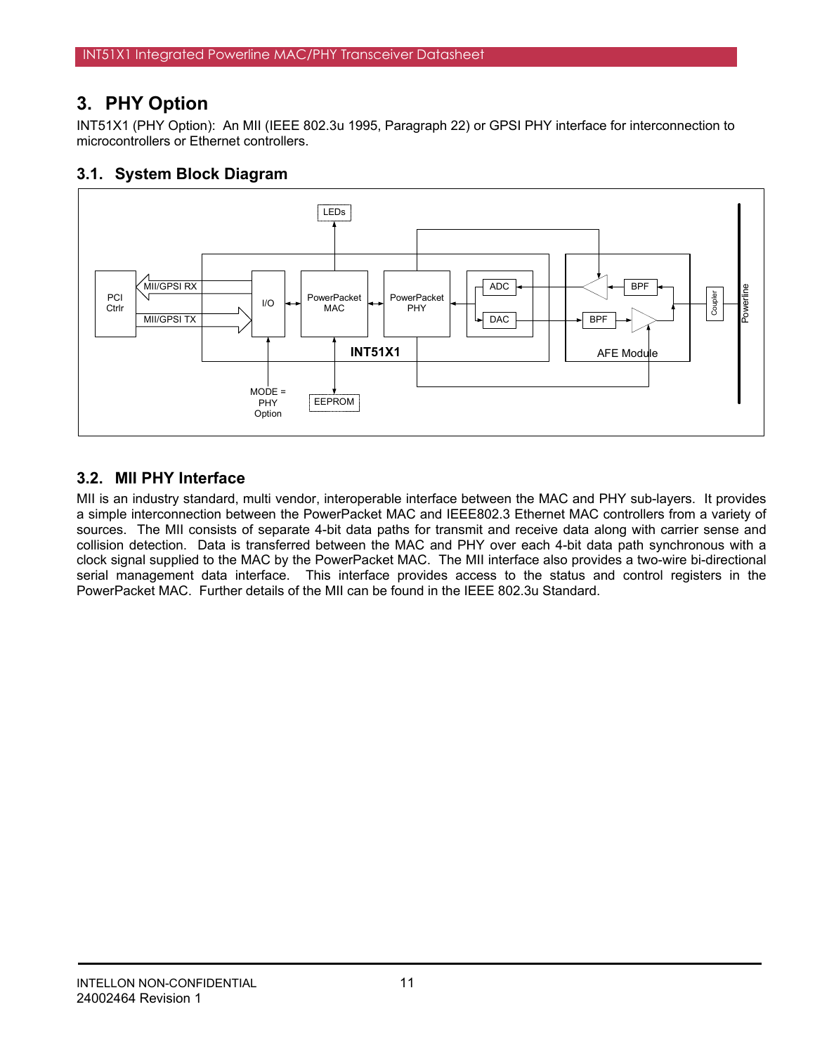# 3. PHY Option

INT51X1 (PHY Option): An MII (IEEE 802.3u 1995, Paragraph 22) or GPSI PHY interface for interconnection to microcontrollers or Ethernet controllers.

## 3.1. System Block Diagram

## 3.2. MII PHY Interface

MII is an industry standard, multi vendor, interoperable interface between the MAC and PHY sub-layers. It provides a simple interconnection between the PowerPacket MAC and IEEE802.3 Ethernet MAC controllers from a variety of sources. The MII consists of separate 4-bit data paths for transmit and receive data along with carrier sense and collision detection. Data is transferred between the MAC and PHY over each 4-bit data path synchronous with a clock signal supplied to the MAC by the PowerPacket MAC. The MII interface also provides a two-wire bi-directional serial management data interface. This interface provides access to the status and control registers in the PowerPacket MAC. Further details of the MII can be found in the IEEE 802.3u Standard.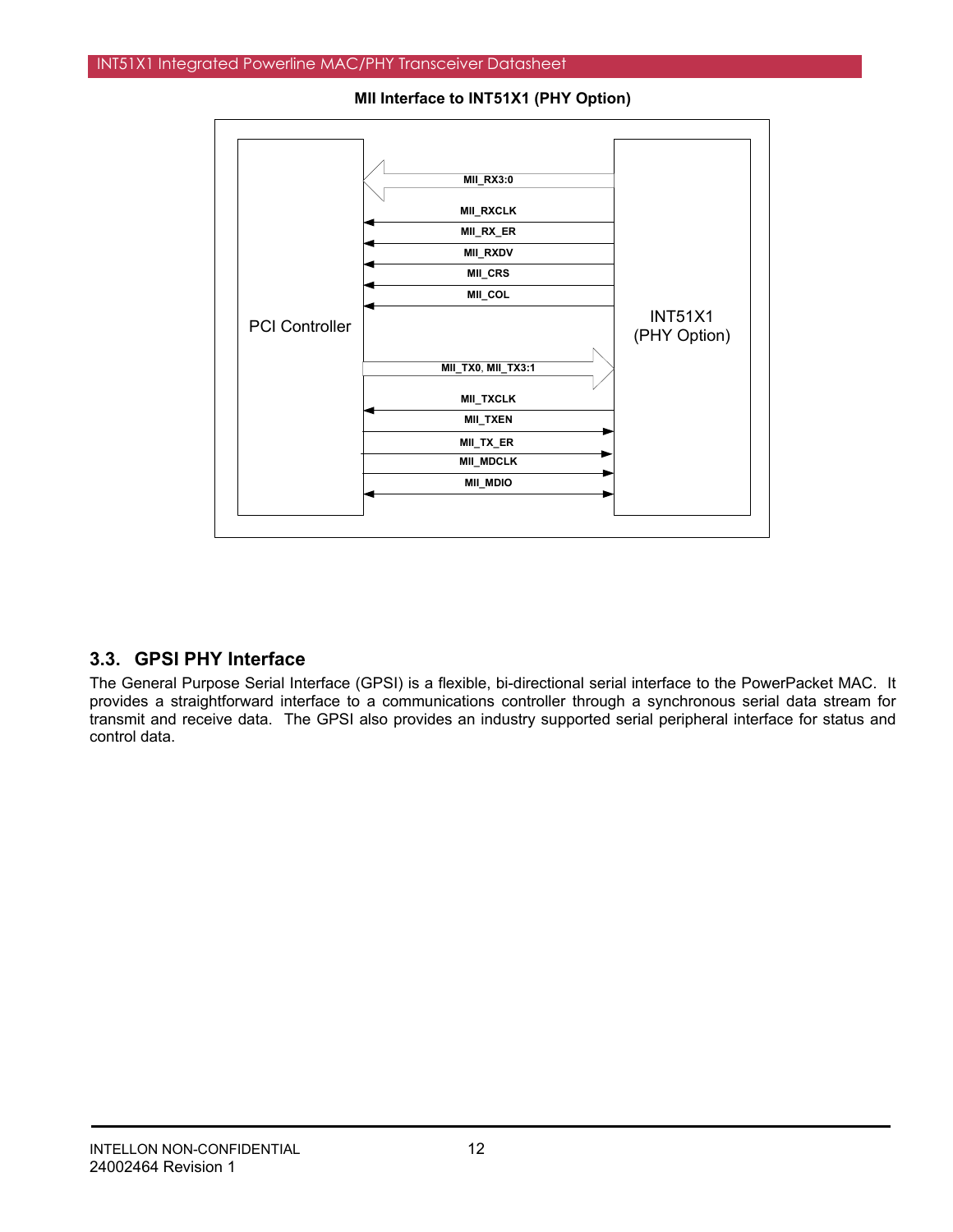**MII Interface to INT51X1 (PHY Option)**

PCI Controller

INT51X1 (PHY Option)

MII_RX3:0

MII_RXCLK

MII_RX_ER

MII_RXDV

MII_CRS

MII_COL

MII_TX0, MII_TX3:1

MII_TXCLK

MII_TXEN

MII_TX_ER

MII_MDCLK

MII_MDIO

## 3.3. GPSI PHY Interface

The General Purpose Serial Interface (GPSI) is a flexible, bi-directional serial interface to the PowerPacket MAC. It provides a straightforward interface to a communications controller through a synchronous serial data stream for transmit and receive data. The GPSI also provides an industry supported serial peripheral interface for status and control data.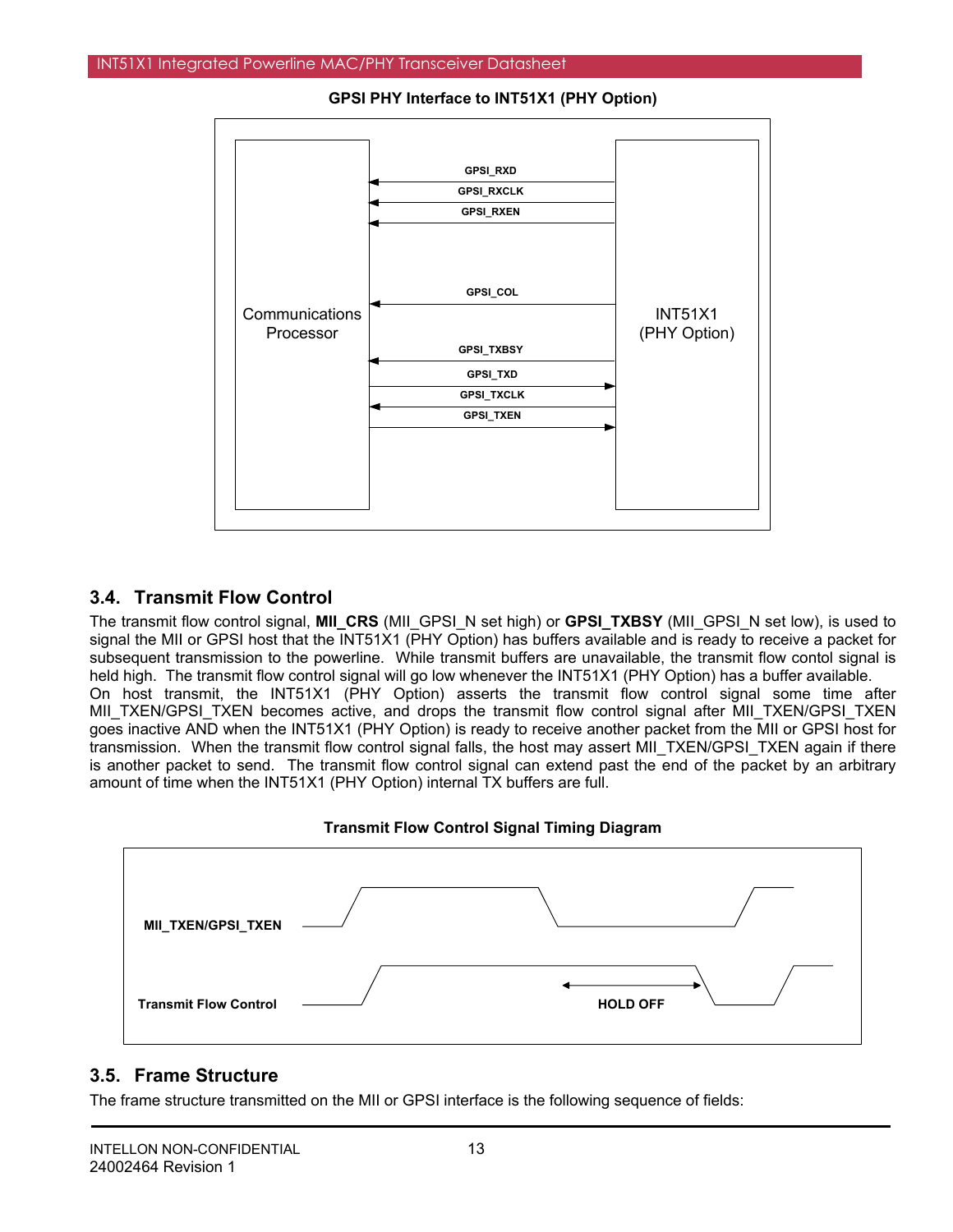**GPSI PHY Interface to INT51X1 (PHY Option)**

## 3.4. Transmit Flow Control

The transmit flow control signal, **MII_CRS** (MII_GPSI_N set high) or **GPSI_TXBSY** (MII_GPSI_N set low), is used to signal the MII or GPSI host that the INT51X1 (PHY Option) has buffers available and is ready to receive a packet for subsequent transmission to the powerline. While transmit buffers are unavailable, the transmit flow contol signal is held high. The transmit flow control signal will go low whenever the INT51X1 (PHY Option) has a buffer available.
On host transmit, the INT51X1 (PHY Option) asserts the transmit flow control signal some time after MII_TXEN/GPSI_TXEN becomes active, and drops the transmit flow control signal after MII_TXEN/GPSI_TXEN goes inactive AND when the INT51X1 (PHY Option) is ready to receive another packet from the MII or GPSI host for transmission. When the transmit flow control signal falls, the host may assert MII_TXEN/GPSI_TXEN again if there is another packet to send. The transmit flow control signal can extend past the end of the packet by an arbitrary amount of time when the INT51X1 (PHY Option) internal TX buffers are full.

**Transmit Flow Control Signal Timing Diagram**

## 3.5. Frame Structure

The frame structure transmitted on the MII or GPSI interface is the following sequence of fields: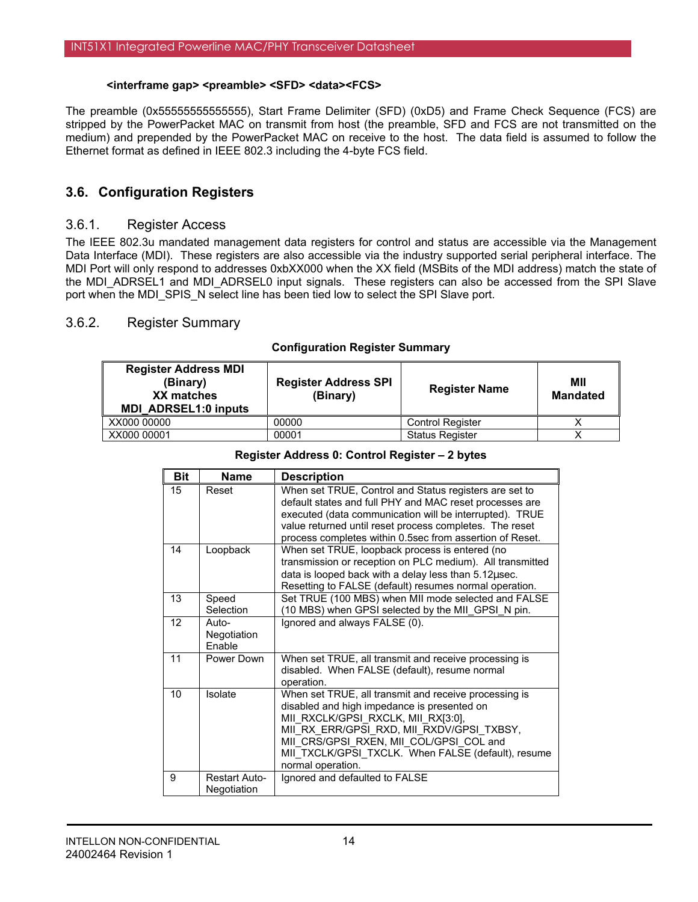**<interframe gap> <preamble> <SFD> <data><FCS>**

The preamble (0x55555555555555), Start Frame Delimiter (SFD) (0xD5) and Frame Check Sequence (FCS) are stripped by the PowerPacket MAC on transmit from host (the preamble, SFD and FCS are not transmitted on the medium) and prepended by the PowerPacket MAC on receive to the host. The data field is assumed to follow the Ethernet format as defined in IEEE 802.3 including the 4-byte FCS field.

## 3.6. Configuration Registers

### 3.6.1. Register Access

The IEEE 802.3u mandated management data registers for control and status are accessible via the Management Data Interface (MDI). These registers are also accessible via the industry supported serial peripheral interface. The MDI Port will only respond to addresses 0xbXX000 when the XX field (MSBits of the MDI address) match the state of the MDI_ADRSEL1 and MDI_ADRSEL0 input signals. These registers can also be accessed from the SPI Slave port when the MDI_SPIS_N select line has been tied low to select the SPI Slave port.

### 3.6.2. Register Summary

**Configuration Register Summary**

| Register Address MDI (Binary) XX matches MDI_ADRSEL1:0 inputs | Register Address SPI (Binary) | Register Name | MII Mandated |
|---|---|---|---|
| XX000 00000 | 00000 | Control Register | X |
| XX000 00001 | 00001 | Status Register | X |

**Register Address 0: Control Register – 2 bytes**

| Bit | Name | Description |
|---|---|---|
| 15 | Reset | When set TRUE, Control and Status registers are set to default states and full PHY and MAC reset processes are executed (data communication will be interrupted). TRUE value returned until reset process completes. The reset process completes within 0.5sec from assertion of Reset. |
| 14 | Loopback | When set TRUE, loopback process is entered (no transmission or reception on PLC medium). All transmitted data is looped back with a delay less than 5.12µsec. Resetting to FALSE (default) resumes normal operation. |
| 13 | Speed Selection | Set TRUE (100 MBS) when MII mode selected and FALSE (10 MBS) when GPSI selected by the MII_GPSI_N pin. |
| 12 | Auto-Negotiation Enable | Ignored and always FALSE (0). |
| 11 | Power Down | When set TRUE, all transmit and receive processing is disabled. When FALSE (default), resume normal operation. |
| 10 | Isolate | When set TRUE, all transmit and receive processing is disabled and high impedance is presented on MII_RXCLK/GPSI_RXCLK, MII_RX[3:0], MII_RX_ERR/GPSI_RXD, MII_RXDV/GPSI_TXBSY, MII_CRS/GPSI_RXEN, MII_COL/GPSI_COL and MII_TXCLK/GPSI_TXCLK. When FALSE (default), resume normal operation. |
| 9 | Restart Auto-Negotiation | Ignored and defaulted to FALSE |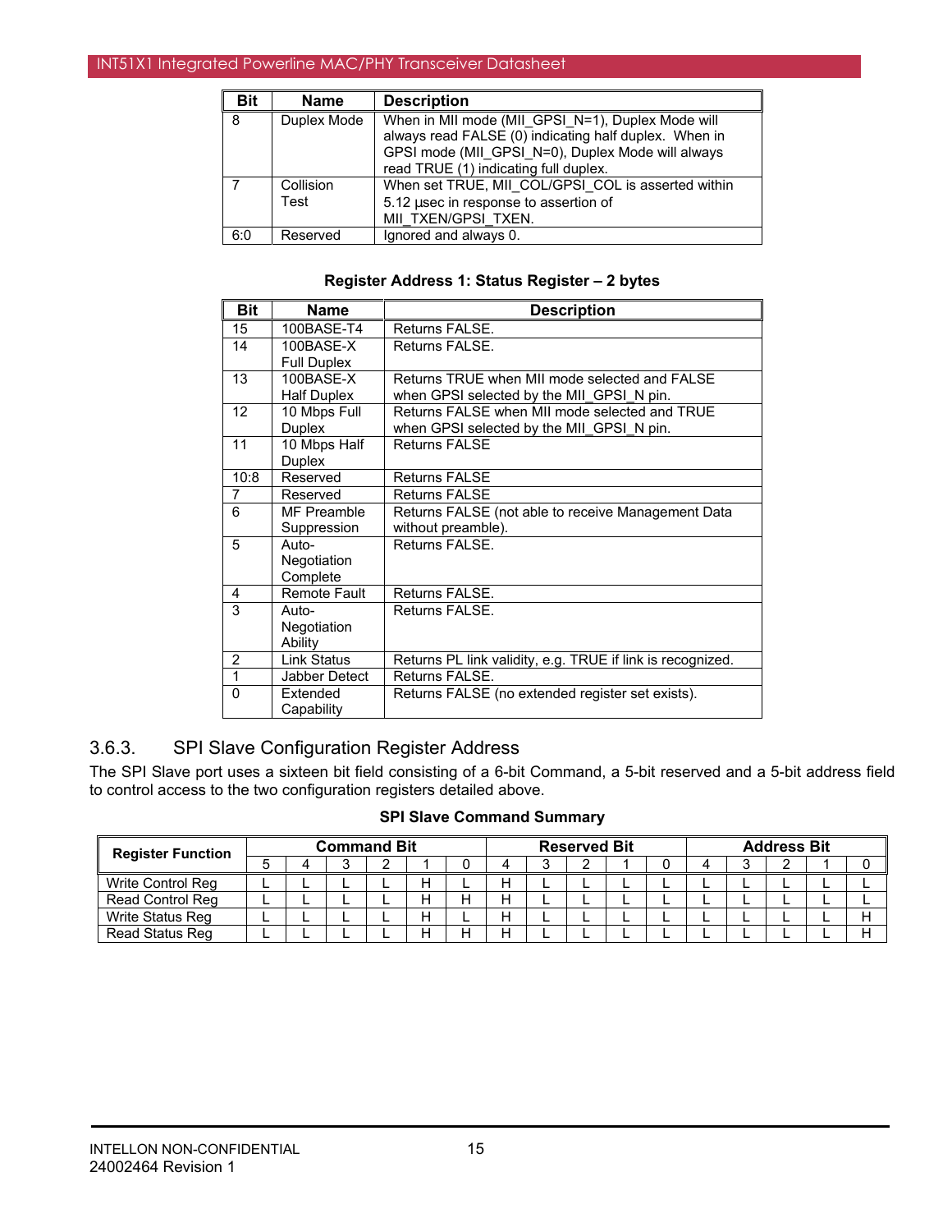| Bit | Name | Description |
|---|---|---|
| 8 | Duplex Mode | When in MII mode (MII_GPSI_N=1), Duplex Mode will always read FALSE (0) indicating half duplex. When in GPSI mode (MII_GPSI_N=0), Duplex Mode will always read TRUE (1) indicating full duplex. |
| 7 | Collision Test | When set TRUE, MII_COL/GPSI_COL is asserted within 5.12 µsec in response to assertion of MII_TXEN/GPSI_TXEN. |
| 6:0 | Reserved | Ignored and always 0. |

**Register Address 1: Status Register – 2 bytes**

| Bit | Name | Description |
|---|---|---|
| 15 | 100BASE-T4 | Returns FALSE. |
| 14 | 100BASE-X Full Duplex | Returns FALSE. |
| 13 | 100BASE-X Half Duplex | Returns TRUE when MII mode selected and FALSE when GPSI selected by the MII_GPSI_N pin. |
| 12 | 10 Mbps Full Duplex | Returns FALSE when MII mode selected and TRUE when GPSI selected by the MII_GPSI_N pin. |
| 11 | 10 Mbps Half Duplex | Returns FALSE |
| 10:8 | Reserved | Returns FALSE |
| 7 | Reserved | Returns FALSE |
| 6 | MF Preamble Suppression | Returns FALSE (not able to receive Management Data without preamble). |
| 5 | Auto-Negotiation Complete | Returns FALSE. |
| 4 | Remote Fault | Returns FALSE. |
| 3 | Auto-Negotiation Ability | Returns FALSE. |
| 2 | Link Status | Returns PL link validity, e.g. TRUE if link is recognized. |
| 1 | Jabber Detect | Returns FALSE. |
| 0 | Extended Capability | Returns FALSE (no extended register set exists). |

### 3.6.3. SPI Slave Configuration Register Address

The SPI Slave port uses a sixteen bit field consisting of a 6-bit Command, a 5-bit reserved and a 5-bit address field to control access to the two configuration registers detailed above.

**SPI Slave Command Summary**

| Register Function | Command Bit | | | | | | Reserved Bit | | | | | Address Bit | | | | |
|---|---|---|---|---|---|---|---|---|---|---|---|---|---|---|---|---|
| | 5 | 4 | 3 | 2 | 1 | 0 | 4 | 3 | 2 | 1 | 0 | 4 | 3 | 2 | 1 | 0 |
| Write Control Reg | L | L | L | L | H | L | H | L | L | L | L | L | L | L | L | L |
| Read Control Reg | L | L | L | L | H | H | H | L | L | L | L | L | L | L | L | L |
| Write Status Reg | L | L | L | L | H | L | H | L | L | L | L | L | L | L | L | H |
| Read Status Reg | L | L | L | L | H | H | H | L | L | L | L | L | L | L | L | H |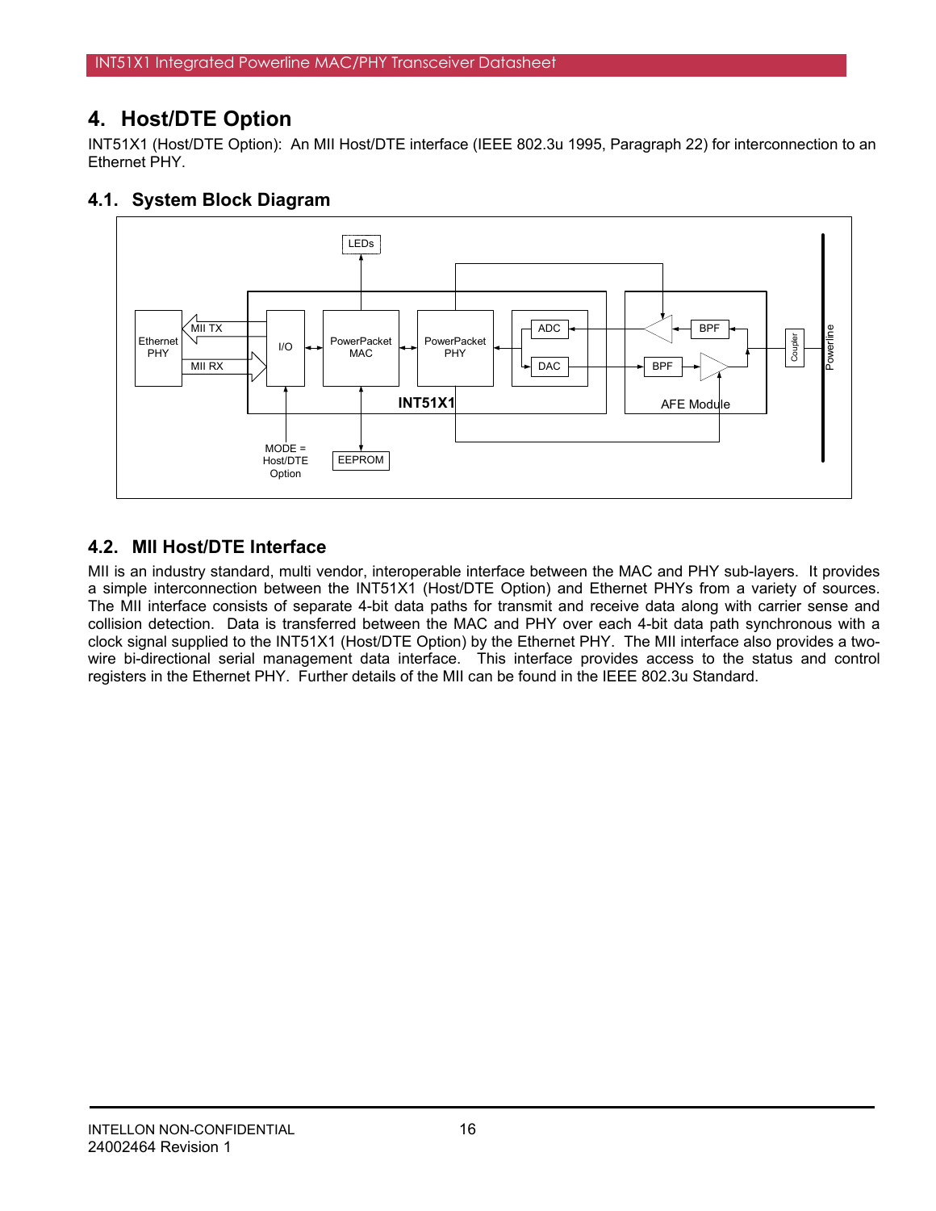# 4. Host/DTE Option

INT51X1 (Host/DTE Option): An MII Host/DTE interface (IEEE 802.3u 1995, Paragraph 22) for interconnection to an Ethernet PHY.

## 4.1. System Block Diagram

## 4.2. MII Host/DTE Interface

MII is an industry standard, multi vendor, interoperable interface between the MAC and PHY sub-layers. It provides a simple interconnection between the INT51X1 (Host/DTE Option) and Ethernet PHYs from a variety of sources. The MII interface consists of separate 4-bit data paths for transmit and receive data along with carrier sense and collision detection. Data is transferred between the MAC and PHY over each 4-bit data path synchronous with a clock signal supplied to the INT51X1 (Host/DTE Option) by the Ethernet PHY. The MII interface also provides a two-wire bi-directional serial management data interface. This interface provides access to the status and control registers in the Ethernet PHY. Further details of the MII can be found in the IEEE 802.3u Standard.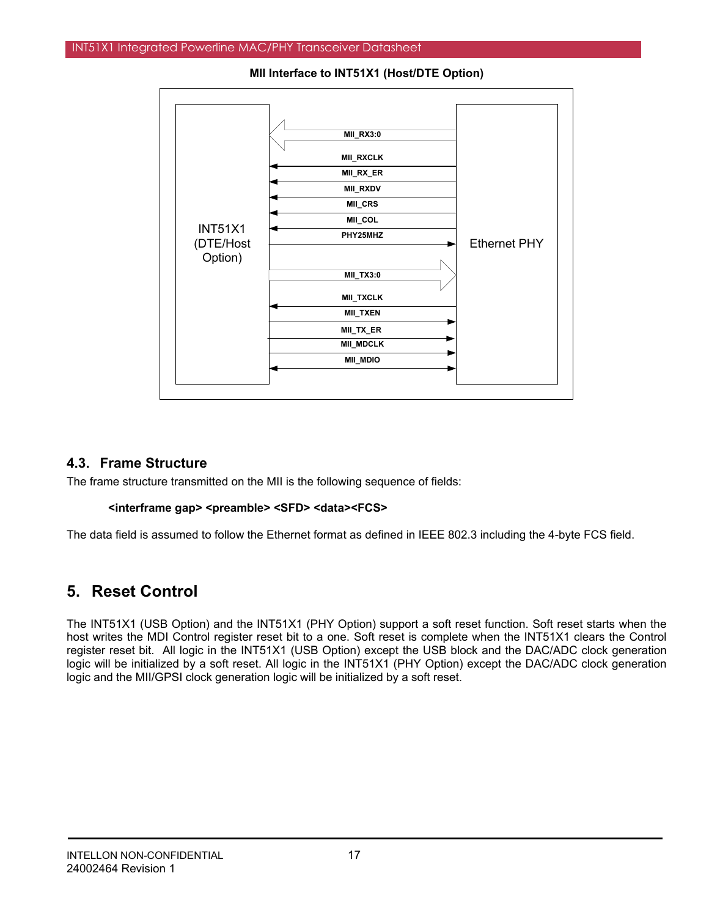**MII Interface to INT51X1 (Host/DTE Option)**

INT51X1 (DTE/Host Option)

Ethernet PHY

MII_RX3:0

MII_RXCLK

MII_RX_ER

MII_RXDV

MII_CRS

MII_COL

PHY25MHZ

MII_TX3:0

MII_TXCLK

MII_TXEN

MII_TX_ER

MII_MDCLK

MII_MDIO

### 4.3. Frame Structure

The frame structure transmitted on the MII is the following sequence of fields:

**<interframe gap> <preamble> <SFD> <data><FCS>**

The data field is assumed to follow the Ethernet format as defined in IEEE 802.3 including the 4-byte FCS field.

## 5. Reset Control

The INT51X1 (USB Option) and the INT51X1 (PHY Option) support a soft reset function. Soft reset starts when the host writes the MDI Control register reset bit to a one. Soft reset is complete when the INT51X1 clears the Control register reset bit. All logic in the INT51X1 (USB Option) except the USB block and the DAC/ADC clock generation logic will be initialized by a soft reset. All logic in the INT51X1 (PHY Option) except the DAC/ADC clock generation logic and the MII/GPSI clock generation logic will be initialized by a soft reset.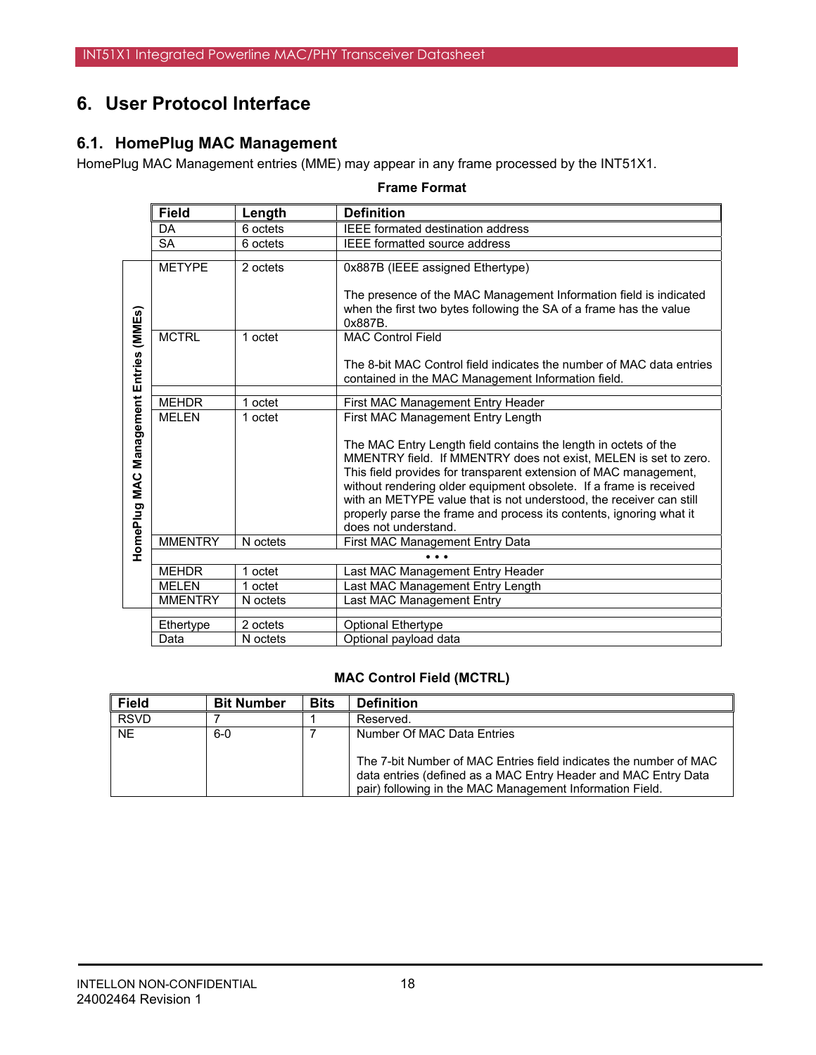// 6. User Protocol Interface

## 6.1. HomePlug MAC Management

HomePlug MAC Management entries (MME) may appear in any frame processed by the INT51X1.

**Frame Format**

| | Field | Length | Definition |
|---|---|---|---|
| | DA | 6 octets | IEEE formated destination address |
| | SA | 6 octets | IEEE formatted source address |
| HomePlug MAC Management Entries (MMEs) | METYPE | 2 octets | 0x887B (IEEE assigned Ethertype)<br><br>The presence of the MAC Management Information field is indicated when the first two bytes following the SA of a frame has the value 0x887B. |
| | MCTRL | 1 octet | MAC Control Field<br><br>The 8-bit MAC Control field indicates the number of MAC data entries contained in the MAC Management Information field. |
| | MEHDR | 1 octet | First MAC Management Entry Header |
| | MELEN | 1 octet | First MAC Management Entry Length<br><br>The MAC Entry Length field contains the length in octets of the MMENTRY field. If MMENTRY does not exist, MELEN is set to zero. This field provides for transparent extension of MAC management, without rendering older equipment obsolete. If a frame is received with an METYPE value that is not understood, the receiver can still properly parse the frame and process its contents, ignoring what it does not understand. |
| | MMENTRY | N octets | First MAC Management Entry Data |
| | | • • • | |
| | MEHDR | 1 octet | Last MAC Management Entry Header |
| | MELEN | 1 octet | Last MAC Management Entry Length |
| | MMENTRY | N octets | Last MAC Management Entry |
| | Ethertype | 2 octets | Optional Ethertype |
| | Data | N octets | Optional payload data |

**MAC Control Field (MCTRL)**

| Field | Bit Number | Bits | Definition |
|---|---|---|---|
| RSVD | 7 | 1 | Reserved. |
| NE | 6-0 | 7 | Number Of MAC Data Entries<br><br>The 7-bit Number of MAC Entries field indicates the number of MAC data entries (defined as a MAC Entry Header and MAC Entry Data pair) following in the MAC Management Information Field. |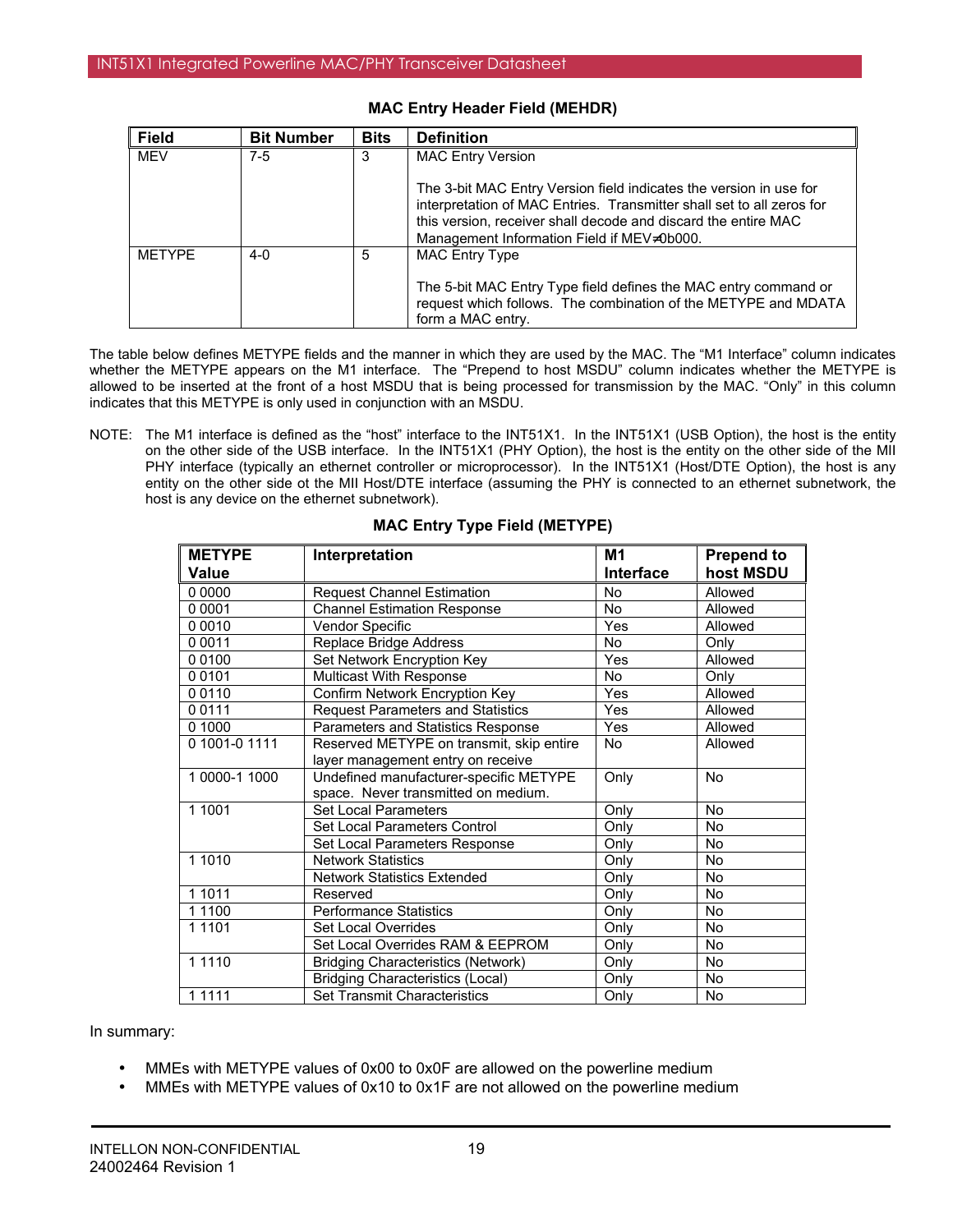**MAC Entry Header Field (MEHDR)**

| Field | Bit Number | Bits | Definition |
|---|---|---|---|
| MEV | 7-5 | 3 | MAC Entry Version<br><br>The 3-bit MAC Entry Version field indicates the version in use for interpretation of MAC Entries. Transmitter shall set to all zeros for this version, receiver shall decode and discard the entire MAC Management Information Field if MEV≠0b000. |
| METYPE | 4-0 | 5 | MAC Entry Type<br><br>The 5-bit MAC Entry Type field defines the MAC entry command or request which follows. The combination of the METYPE and MDATA form a MAC entry. |

The table below defines METYPE fields and the manner in which they are used by the MAC. The "M1 Interface" column indicates whether the METYPE appears on the M1 interface. The "Prepend to host MSDU" column indicates whether the METYPE is allowed to be inserted at the front of a host MSDU that is being processed for transmission by the MAC. "Only" in this column indicates that this METYPE is only used in conjunction with an MSDU.

NOTE: The M1 interface is defined as the "host" interface to the INT51X1. In the INT51X1 (USB Option), the host is the entity on the other side of the USB interface. In the INT51X1 (PHY Option), the host is the entity on the other side of the MII PHY interface (typically an ethernet controller or microprocessor). In the INT51X1 (Host/DTE Option), the host is any entity on the other side ot the MII Host/DTE interface (assuming the PHY is connected to an ethernet subnetwork, the host is any device on the ethernet subnetwork).

**MAC Entry Type Field (METYPE)**

| METYPE Value | Interpretation | M1 Interface | Prepend to host MSDU |
|---|---|---|---|
| 0 0000 | Request Channel Estimation | No | Allowed |
| 0 0001 | Channel Estimation Response | No | Allowed |
| 0 0010 | Vendor Specific | Yes | Allowed |
| 0 0011 | Replace Bridge Address | No | Only |
| 0 0100 | Set Network Encryption Key | Yes | Allowed |
| 0 0101 | Multicast With Response | No | Only |
| 0 0110 | Confirm Network Encryption Key | Yes | Allowed |
| 0 0111 | Request Parameters and Statistics | Yes | Allowed |
| 0 1000 | Parameters and Statistics Response | Yes | Allowed |
| 0 1001-0 1111 | Reserved METYPE on transmit, skip entire layer management entry on receive | No | Allowed |
| 1 0000-1 1000 | Undefined manufacturer-specific METYPE space. Never transmitted on medium. | Only | No |
| 1 1001 | Set Local Parameters | Only | No |
| | Set Local Parameters Control | Only | No |
| | Set Local Parameters Response | Only | No |
| 1 1010 | Network Statistics | Only | No |
| | Network Statistics Extended | Only | No |
| 1 1011 | Reserved | Only | No |
| 1 1100 | Performance Statistics | Only | No |
| 1 1101 | Set Local Overrides | Only | No |
| | Set Local Overrides RAM & EEPROM | Only | No |
| 1 1110 | Bridging Characteristics (Network) | Only | No |
| | Bridging Characteristics (Local) | Only | No |
| 1 1111 | Set Transmit Characteristics | Only | No |

In summary:

- MMEs with METYPE values of 0x00 to 0x0F are allowed on the powerline medium
- MMEs with METYPE values of 0x10 to 0x1F are not allowed on the powerline medium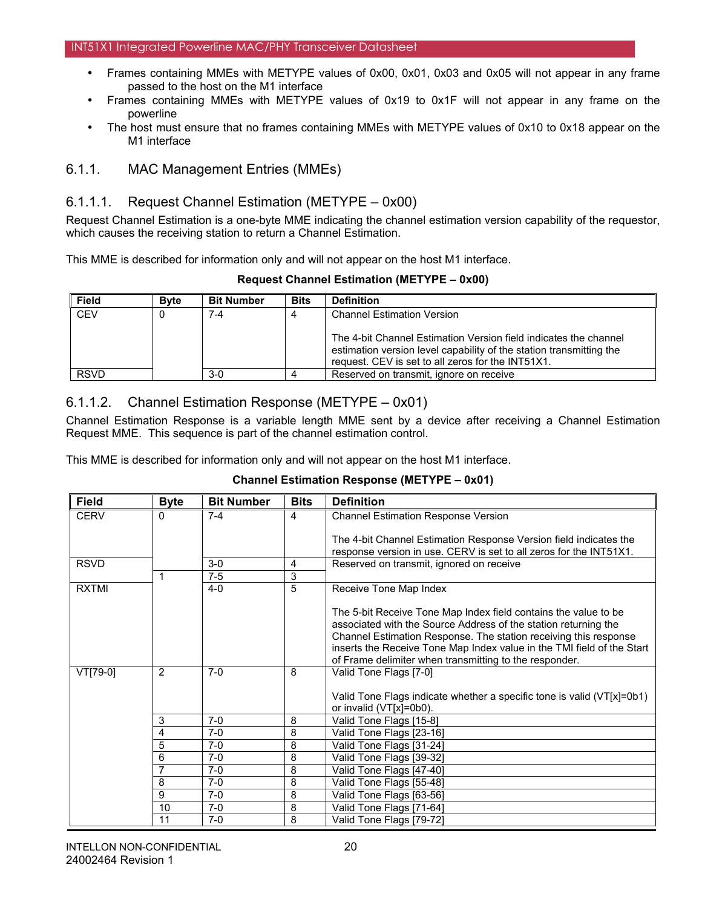- Frames containing MMEs with METYPE values of 0x00, 0x01, 0x03 and 0x05 will not appear in any frame passed to the host on the M1 interface
- Frames containing MMEs with METYPE values of 0x19 to 0x1F will not appear in any frame on the powerline
- The host must ensure that no frames containing MMEs with METYPE values of 0x10 to 0x18 appear on the M1 interface

### 6.1.1. MAC Management Entries (MMEs)

#### 6.1.1.1. Request Channel Estimation (METYPE – 0x00)

Request Channel Estimation is a one-byte MME indicating the channel estimation version capability of the requestor, which causes the receiving station to return a Channel Estimation.

This MME is described for information only and will not appear on the host M1 interface.

**Request Channel Estimation (METYPE – 0x00)**

| Field | Byte | Bit Number | Bits | Definition |
|---|---|---|---|---|
| CEV | 0 | 7-4 | 4 | Channel Estimation Version<br><br>The 4-bit Channel Estimation Version field indicates the channel estimation version level capability of the station transmitting the request. CEV is set to all zeros for the INT51X1. |
| RSVD | | 3-0 | 4 | Reserved on transmit, ignore on receive |

#### 6.1.1.2. Channel Estimation Response (METYPE – 0x01)

Channel Estimation Response is a variable length MME sent by a device after receiving a Channel Estimation Request MME. This sequence is part of the channel estimation control.

This MME is described for information only and will not appear on the host M1 interface.

**Channel Estimation Response (METYPE – 0x01)**

| Field | Byte | Bit Number | Bits | Definition |
|---|---|---|---|---|
| CERV | 0 | 7-4 | 4 | Channel Estimation Response Version<br><br>The 4-bit Channel Estimation Response Version field indicates the response version in use. CERV is set to all zeros for the INT51X1. |
| RSVD | | 3-0 | 4 | Reserved on transmit, ignored on receive |
| | 1 | 7-5 | 3 | |
| RXTMI | | 4-0 | 5 | Receive Tone Map Index<br><br>The 5-bit Receive Tone Map Index field contains the value to be associated with the Source Address of the station returning the Channel Estimation Response. The station receiving this response inserts the Receive Tone Map Index value in the TMI field of the Start of Frame delimiter when transmitting to the responder. |
| VT[79-0] | 2 | 7-0 | 8 | Valid Tone Flags [7-0]<br><br>Valid Tone Flags indicate whether a specific tone is valid (VT[x]=0b1) or invalid (VT[x]=0b0). |
| | 3 | 7-0 | 8 | Valid Tone Flags [15-8] |
| | 4 | 7-0 | 8 | Valid Tone Flags [23-16] |
| | 5 | 7-0 | 8 | Valid Tone Flags [31-24] |
| | 6 | 7-0 | 8 | Valid Tone Flags [39-32] |
| | 7 | 7-0 | 8 | Valid Tone Flags [47-40] |
| | 8 | 7-0 | 8 | Valid Tone Flags [55-48] |
| | 9 | 7-0 | 8 | Valid Tone Flags [63-56] |
| | 10 | 7-0 | 8 | Valid Tone Flags [71-64] |
| | 11 | 7-0 | 8 | Valid Tone Flags [79-72] |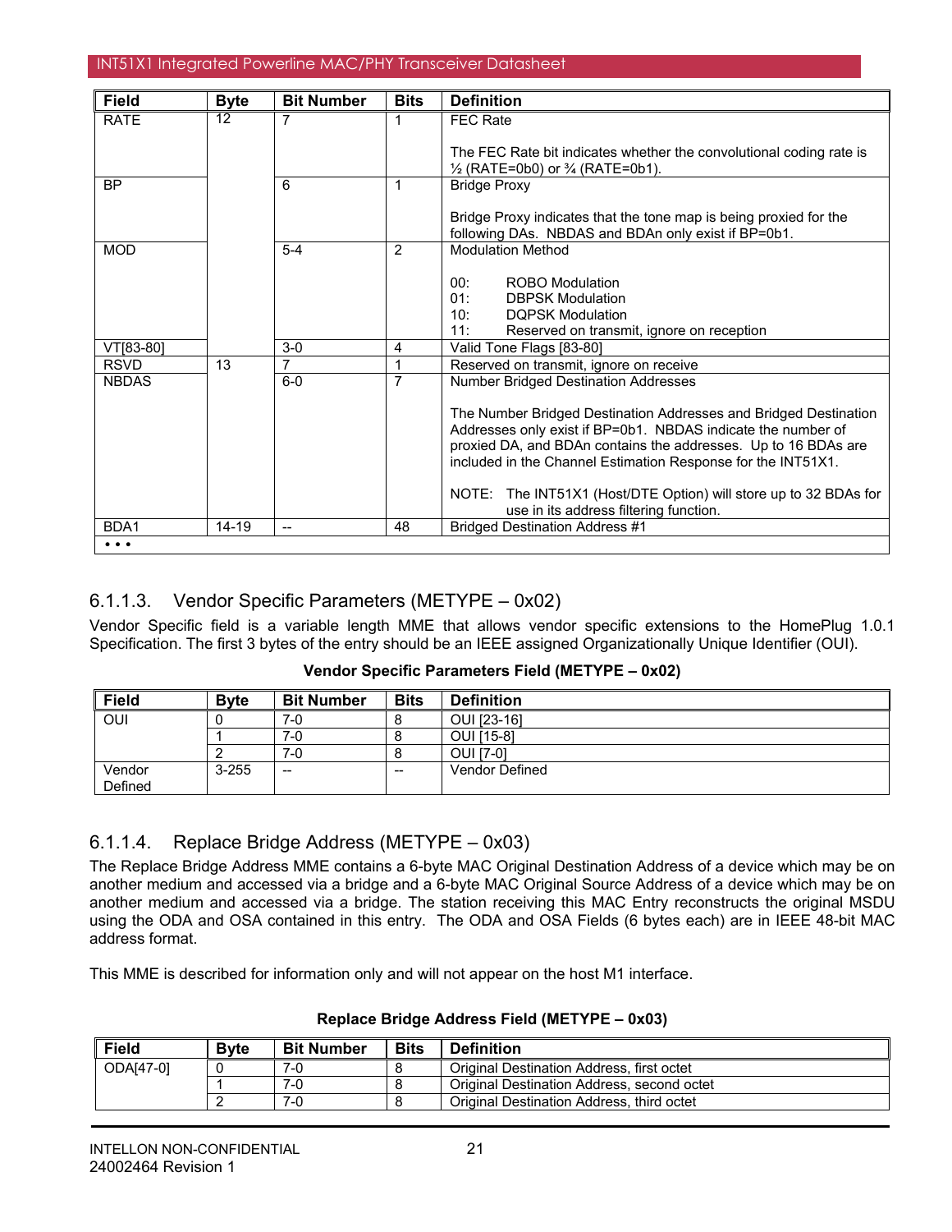| Field | Byte | Bit Number | Bits | Definition |
|---|---|---|---|---|
| RATE | 12 | 7 | 1 | FEC Rate<br><br>The FEC Rate bit indicates whether the convolutional coding rate is ½ (RATE=0b0) or ¾ (RATE=0b1). |
| BP | | 6 | 1 | Bridge Proxy<br><br>Bridge Proxy indicates that the tone map is being proxied for the following DAs. NBDAS and BDAn only exist if BP=0b1. |
| MOD | | 5-4 | 2 | Modulation Method<br><br>00: ROBO Modulation<br>01: DBPSK Modulation<br>10: DQPSK Modulation<br>11: Reserved on transmit, ignore on reception |
| VT[83-80] | | 3-0 | 4 | Valid Tone Flags [83-80] |
| RSVD | 13 | 7 | 1 | Reserved on transmit, ignore on receive |
| NBDAS | | 6-0 | 7 | Number Bridged Destination Addresses<br><br>The Number Bridged Destination Addresses and Bridged Destination Addresses only exist if BP=0b1. NBDAS indicate the number of proxied DA, and BDAn contains the addresses. Up to 16 BDAs are included in the Channel Estimation Response for the INT51X1.<br><br>NOTE: The INT51X1 (Host/DTE Option) will store up to 32 BDAs for use in its address filtering function. |
| BDA1 | 14-19 | -- | 48 | Bridged Destination Address #1 |
| • • • | | | | |

### 6.1.1.3. Vendor Specific Parameters (METYPE – 0x02)

Vendor Specific field is a variable length MME that allows vendor specific extensions to the HomePlug 1.0.1 Specification. The first 3 bytes of the entry should be an IEEE assigned Organizationally Unique Identifier (OUI).

**Vendor Specific Parameters Field (METYPE – 0x02)**

| Field | Byte | Bit Number | Bits | Definition |
|---|---|---|---|---|
| OUI | 0 | 7-0 | 8 | OUI [23-16] |
| | 1 | 7-0 | 8 | OUI [15-8] |
| | 2 | 7-0 | 8 | OUI [7-0] |
| Vendor Defined | 3-255 | -- | -- | Vendor Defined |

### 6.1.1.4. Replace Bridge Address (METYPE – 0x03)

The Replace Bridge Address MME contains a 6-byte MAC Original Destination Address of a device which may be on another medium and accessed via a bridge and a 6-byte MAC Original Source Address of a device which may be on another medium and accessed via a bridge. The station receiving this MAC Entry reconstructs the original MSDU using the ODA and OSA contained in this entry. The ODA and OSA Fields (6 bytes each) are in IEEE 48-bit MAC address format.

This MME is described for information only and will not appear on the host M1 interface.

**Replace Bridge Address Field (METYPE – 0x03)**

| Field | Byte | Bit Number | Bits | Definition |
|---|---|---|---|---|
| ODA[47-0] | 0 | 7-0 | 8 | Original Destination Address, first octet |
| | 1 | 7-0 | 8 | Original Destination Address, second octet |
| | 2 | 7-0 | 8 | Original Destination Address, third octet |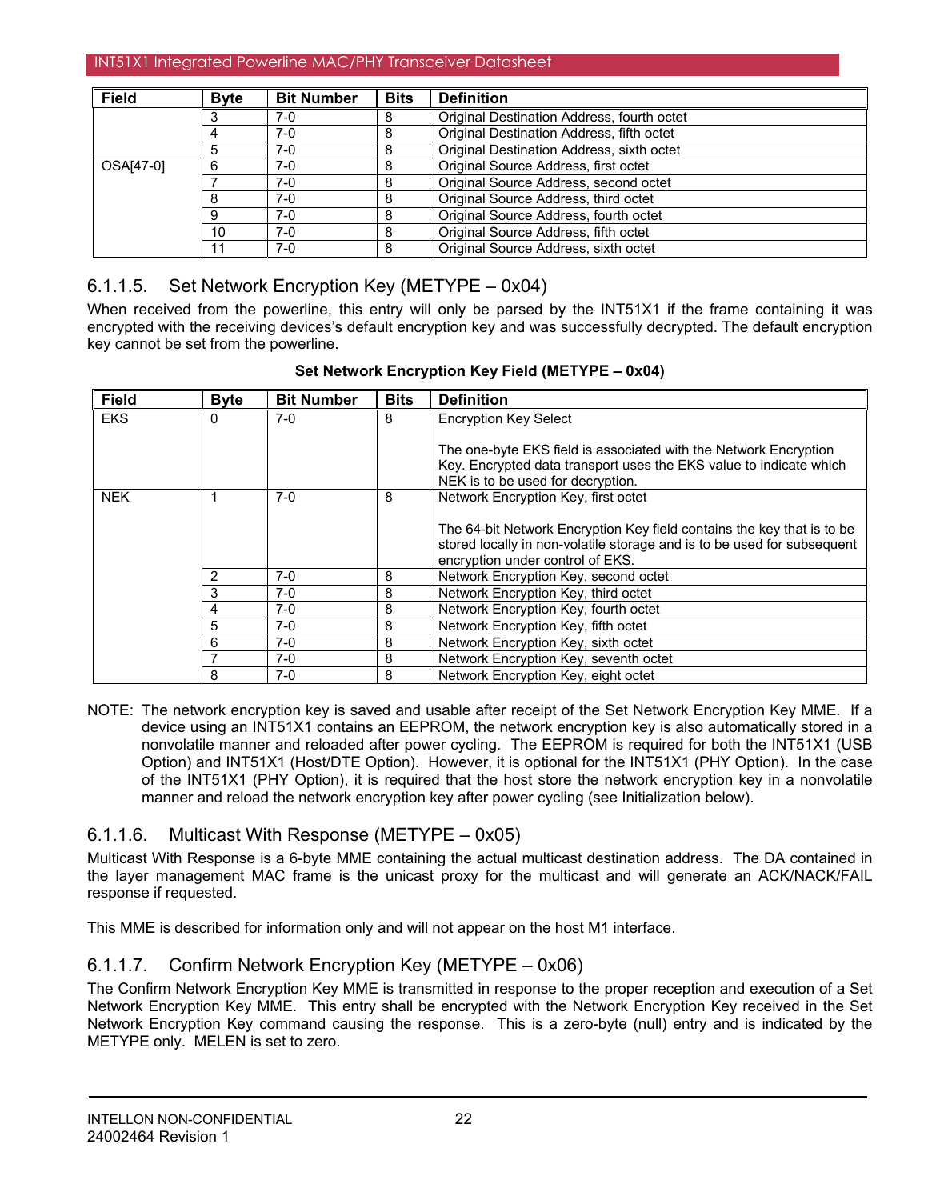| Field | Byte | Bit Number | Bits | Definition |
|---|---|---|---|---|
| | 3 | 7-0 | 8 | Original Destination Address, fourth octet |
| | 4 | 7-0 | 8 | Original Destination Address, fifth octet |
| | 5 | 7-0 | 8 | Original Destination Address, sixth octet |
| OSA[47-0] | 6 | 7-0 | 8 | Original Source Address, first octet |
| | 7 | 7-0 | 8 | Original Source Address, second octet |
| | 8 | 7-0 | 8 | Original Source Address, third octet |
| | 9 | 7-0 | 8 | Original Source Address, fourth octet |
| | 10 | 7-0 | 8 | Original Source Address, fifth octet |
| | 11 | 7-0 | 8 | Original Source Address, sixth octet |

### 6.1.1.5. Set Network Encryption Key (METYPE – 0x04)

When received from the powerline, this entry will only be parsed by the INT51X1 if the frame containing it was encrypted with the receiving devices's default encryption key and was successfully decrypted. The default encryption key cannot be set from the powerline.

**Set Network Encryption Key Field (METYPE – 0x04)**

| Field | Byte | Bit Number | Bits | Definition |
|---|---|---|---|---|
| EKS | 0 | 7-0 | 8 | Encryption Key Select<br><br>The one-byte EKS field is associated with the Network Encryption Key. Encrypted data transport uses the EKS value to indicate which NEK is to be used for decryption. |
| NEK | 1 | 7-0 | 8 | Network Encryption Key, first octet<br><br>The 64-bit Network Encryption Key field contains the key that is to be stored locally in non-volatile storage and is to be used for subsequent encryption under control of EKS. |
| | 2 | 7-0 | 8 | Network Encryption Key, second octet |
| | 3 | 7-0 | 8 | Network Encryption Key, third octet |
| | 4 | 7-0 | 8 | Network Encryption Key, fourth octet |
| | 5 | 7-0 | 8 | Network Encryption Key, fifth octet |
| | 6 | 7-0 | 8 | Network Encryption Key, sixth octet |
| | 7 | 7-0 | 8 | Network Encryption Key, seventh octet |
| | 8 | 7-0 | 8 | Network Encryption Key, eight octet |

NOTE: The network encryption key is saved and usable after receipt of the Set Network Encryption Key MME. If a device using an INT51X1 contains an EEPROM, the network encryption key is also automatically stored in a nonvolatile manner and reloaded after power cycling. The EEPROM is required for both the INT51X1 (USB Option) and INT51X1 (Host/DTE Option). However, it is optional for the INT51X1 (PHY Option). In the case of the INT51X1 (PHY Option), it is required that the host store the network encryption key in a nonvolatile manner and reload the network encryption key after power cycling (see Initialization below).

### 6.1.1.6. Multicast With Response (METYPE – 0x05)

Multicast With Response is a 6-byte MME containing the actual multicast destination address. The DA contained in the layer management MAC frame is the unicast proxy for the multicast and will generate an ACK/NACK/FAIL response if requested.

This MME is described for information only and will not appear on the host M1 interface.

### 6.1.1.7. Confirm Network Encryption Key (METYPE – 0x06)

The Confirm Network Encryption Key MME is transmitted in response to the proper reception and execution of a Set Network Encryption Key MME. This entry shall be encrypted with the Network Encryption Key received in the Set Network Encryption Key command causing the response. This is a zero-byte (null) entry and is indicated by the METYPE only. MELEN is set to zero.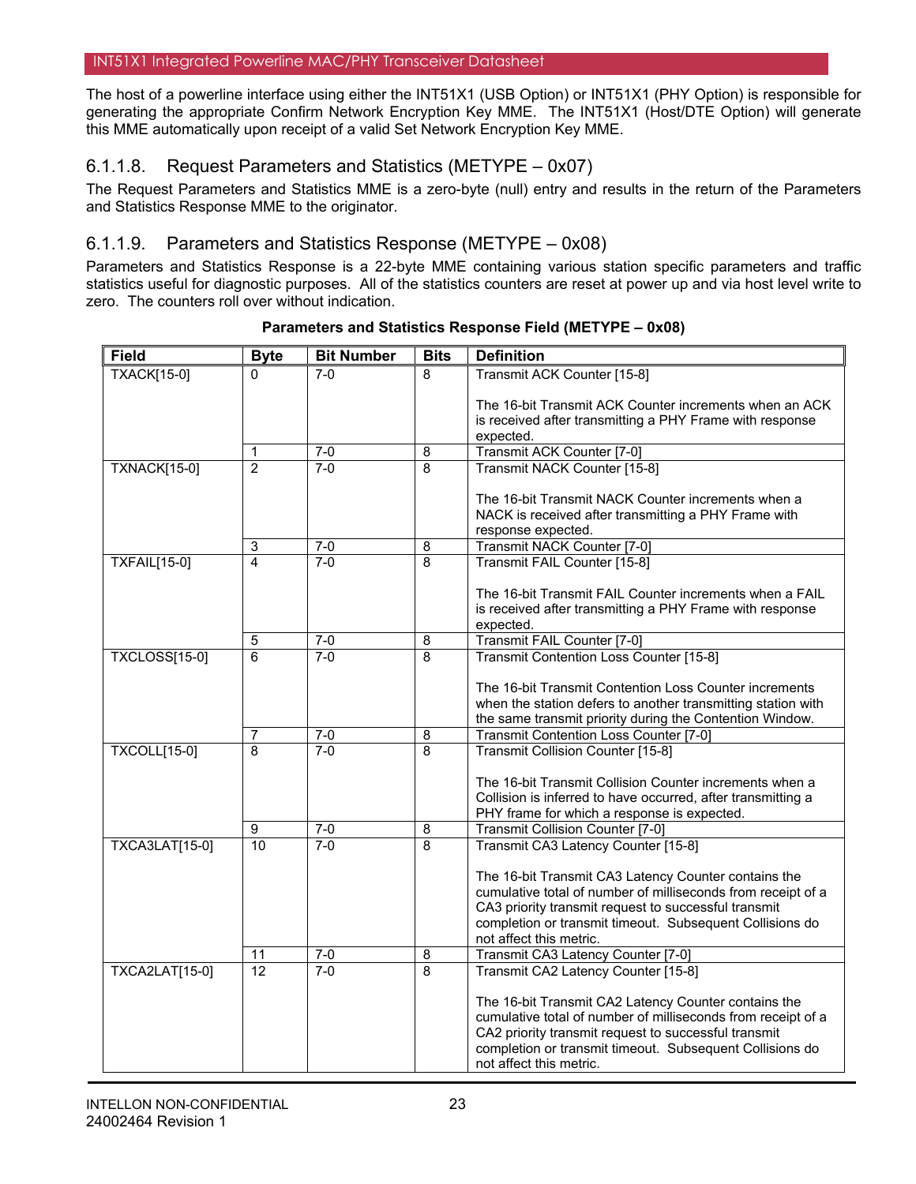The host of a powerline interface using either the INT51X1 (USB Option) or INT51X1 (PHY Option) is responsible for generating the appropriate Confirm Network Encryption Key MME. The INT51X1 (Host/DTE Option) will generate this MME automatically upon receipt of a valid Set Network Encryption Key MME.

### 6.1.1.8. Request Parameters and Statistics (METYPE – 0x07)

The Request Parameters and Statistics MME is a zero-byte (null) entry and results in the return of the Parameters and Statistics Response MME to the originator.

### 6.1.1.9. Parameters and Statistics Response (METYPE – 0x08)

Parameters and Statistics Response is a 22-byte MME containing various station specific parameters and traffic statistics useful for diagnostic purposes. All of the statistics counters are reset at power up and via host level write to zero. The counters roll over without indication.

**Parameters and Statistics Response Field (METYPE – 0x08)**

| Field | Byte | Bit Number | Bits | Definition |
|---|---|---|---|---|
| TXACK[15-0] | 0 | 7-0 | 8 | Transmit ACK Counter [15-8]<br><br>The 16-bit Transmit ACK Counter increments when an ACK is received after transmitting a PHY Frame with response expected. |
| | 1 | 7-0 | 8 | Transmit ACK Counter [7-0] |
| TXNACK[15-0] | 2 | 7-0 | 8 | Transmit NACK Counter [15-8]<br><br>The 16-bit Transmit NACK Counter increments when a NACK is received after transmitting a PHY Frame with response expected. |
| | 3 | 7-0 | 8 | Transmit NACK Counter [7-0] |
| TXFAIL[15-0] | 4 | 7-0 | 8 | Transmit FAIL Counter [15-8]<br><br>The 16-bit Transmit FAIL Counter increments when a FAIL is received after transmitting a PHY Frame with response expected. |
| | 5 | 7-0 | 8 | Transmit FAIL Counter [7-0] |
| TXCLOSS[15-0] | 6 | 7-0 | 8 | Transmit Contention Loss Counter [15-8]<br><br>The 16-bit Transmit Contention Loss Counter increments when the station defers to another transmitting station with the same transmit priority during the Contention Window. |
| | 7 | 7-0 | 8 | Transmit Contention Loss Counter [7-0] |
| TXCOLL[15-0] | 8 | 7-0 | 8 | Transmit Collision Counter [15-8]<br><br>The 16-bit Transmit Collision Counter increments when a Collision is inferred to have occurred, after transmitting a PHY frame for which a response is expected. |
| | 9 | 7-0 | 8 | Transmit Collision Counter [7-0] |
| TXCA3LAT[15-0] | 10 | 7-0 | 8 | Transmit CA3 Latency Counter [15-8]<br><br>The 16-bit Transmit CA3 Latency Counter contains the cumulative total of number of milliseconds from receipt of a CA3 priority transmit request to successful transmit completion or transmit timeout. Subsequent Collisions do not affect this metric. |
| | 11 | 7-0 | 8 | Transmit CA3 Latency Counter [7-0] |
| TXCA2LAT[15-0] | 12 | 7-0 | 8 | Transmit CA2 Latency Counter [15-8]<br><br>The 16-bit Transmit CA2 Latency Counter contains the cumulative total of number of milliseconds from receipt of a CA2 priority transmit request to successful transmit completion or transmit timeout. Subsequent Collisions do not affect this metric. |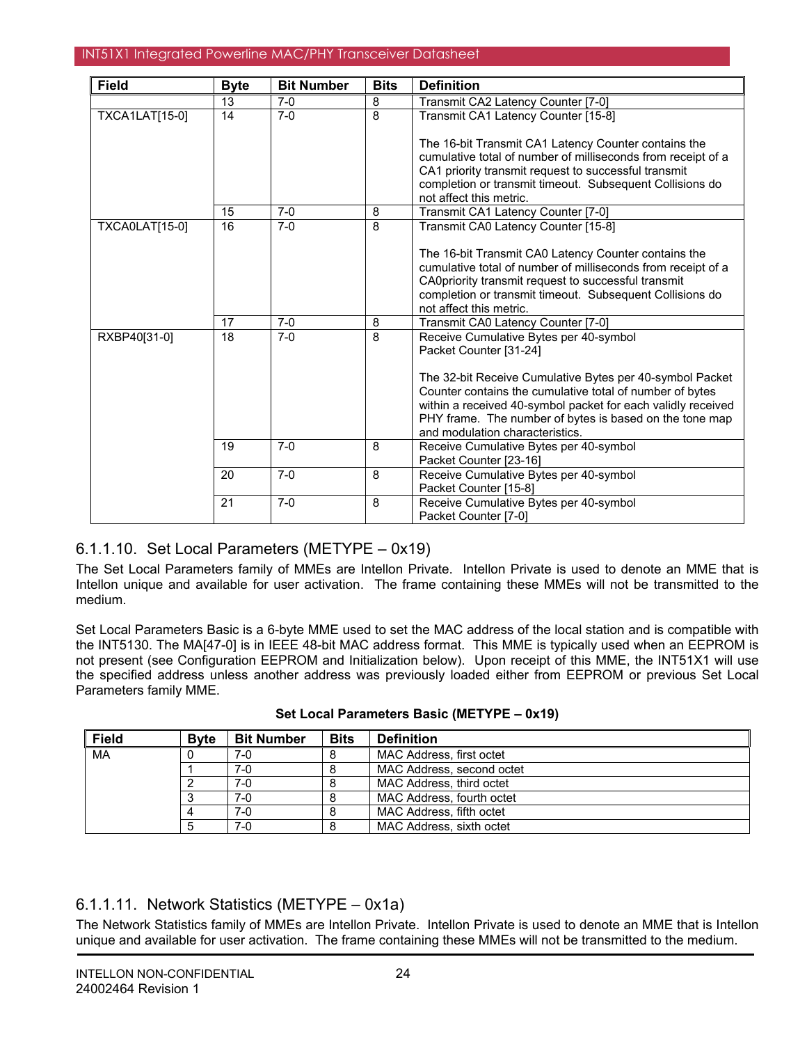| Field | Byte | Bit Number | Bits | Definition |
|---|---|---|---|---|
| | 13 | 7-0 | 8 | Transmit CA2 Latency Counter [7-0] |
| TXCA1LAT[15-0] | 14 | 7-0 | 8 | Transmit CA1 Latency Counter [15-8]<br><br>The 16-bit Transmit CA1 Latency Counter contains the cumulative total of number of milliseconds from receipt of a CA1 priority transmit request to successful transmit completion or transmit timeout. Subsequent Collisions do not affect this metric. |
| | 15 | 7-0 | 8 | Transmit CA1 Latency Counter [7-0] |
| TXCA0LAT[15-0] | 16 | 7-0 | 8 | Transmit CA0 Latency Counter [15-8]<br><br>The 16-bit Transmit CA0 Latency Counter contains the cumulative total of number of milliseconds from receipt of a CA0priority transmit request to successful transmit completion or transmit timeout. Subsequent Collisions do not affect this metric. |
| | 17 | 7-0 | 8 | Transmit CA0 Latency Counter [7-0] |
| RXBP40[31-0] | 18 | 7-0 | 8 | Receive Cumulative Bytes per 40-symbol Packet Counter [31-24]<br><br>The 32-bit Receive Cumulative Bytes per 40-symbol Packet Counter contains the cumulative total of number of bytes within a received 40-symbol packet for each validly received PHY frame. The number of bytes is based on the tone map and modulation characteristics. |
| | 19 | 7-0 | 8 | Receive Cumulative Bytes per 40-symbol Packet Counter [23-16] |
| | 20 | 7-0 | 8 | Receive Cumulative Bytes per 40-symbol Packet Counter [15-8] |
| | 21 | 7-0 | 8 | Receive Cumulative Bytes per 40-symbol Packet Counter [7-0] |

### 6.1.1.10. Set Local Parameters (METYPE – 0x19)

The Set Local Parameters family of MMEs are Intellon Private. Intellon Private is used to denote an MME that is Intellon unique and available for user activation. The frame containing these MMEs will not be transmitted to the medium.

Set Local Parameters Basic is a 6-byte MME used to set the MAC address of the local station and is compatible with the INT5130. The MA[47-0] is in IEEE 48-bit MAC address format. This MME is typically used when an EEPROM is not present (see Configuration EEPROM and Initialization below). Upon receipt of this MME, the INT51X1 will use the specified address unless another address was previously loaded either from EEPROM or previous Set Local Parameters family MME.

**Set Local Parameters Basic (METYPE – 0x19)**

| Field | Byte | Bit Number | Bits | Definition |
|---|---|---|---|---|
| MA | 0 | 7-0 | 8 | MAC Address, first octet |
| | 1 | 7-0 | 8 | MAC Address, second octet |
| | 2 | 7-0 | 8 | MAC Address, third octet |
| | 3 | 7-0 | 8 | MAC Address, fourth octet |
| | 4 | 7-0 | 8 | MAC Address, fifth octet |
| | 5 | 7-0 | 8 | MAC Address, sixth octet |

### 6.1.1.11. Network Statistics (METYPE – 0x1a)

The Network Statistics family of MMEs are Intellon Private. Intellon Private is used to denote an MME that is Intellon unique and available for user activation. The frame containing these MMEs will not be transmitted to the medium.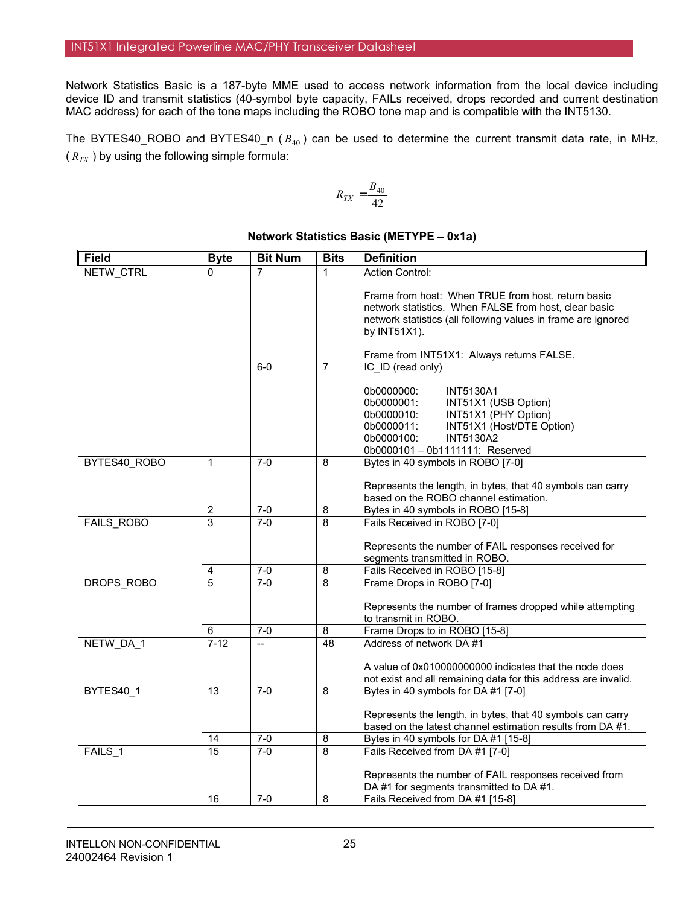Network Statistics Basic is a 187-byte MME used to access network information from the local device including device ID and transmit statistics (40-symbol byte capacity, FAILs received, drops recorded and current destination MAC address) for each of the tone maps including the ROBO tone map and is compatible with the INT5130.

The BYTES40_ROBO and BYTES40_n ( $B_{40}$ ) can be used to determine the current transmit data rate, in MHz, ( $R_{TX}$ ) by using the following simple formula:

$$R_{TX} = \frac{B_{40}}{42}$$

**Network Statistics Basic (METYPE – 0x1a)**

| Field | Byte | Bit Num | Bits | Definition |
|---|---|---|---|---|
| NETW_CTRL | 0 | 7 | 1 | Action Control:<br><br>Frame from host: When TRUE from host, return basic network statistics. When FALSE from host, clear basic network statistics (all following values in frame are ignored by INT51X1).<br><br>Frame from INT51X1: Always returns FALSE. |
| | | 6-0 | 7 | IC_ID (read only)<br><br>0b0000000: INT5130A1<br>0b0000001: INT51X1 (USB Option)<br>0b0000010: INT51X1 (PHY Option)<br>0b0000011: INT51X1 (Host/DTE Option)<br>0b0000100: INT5130A2<br>0b0000101 – 0b1111111: Reserved |
| BYTES40_ROBO | 1 | 7-0 | 8 | Bytes in 40 symbols in ROBO [7-0]<br><br>Represents the length, in bytes, that 40 symbols can carry based on the ROBO channel estimation. |
| | 2 | 7-0 | 8 | Bytes in 40 symbols in ROBO [15-8] |
| FAILS_ROBO | 3 | 7-0 | 8 | Fails Received in ROBO [7-0]<br><br>Represents the number of FAIL responses received for segments transmitted in ROBO. |
| | 4 | 7-0 | 8 | Fails Received in ROBO [15-8] |
| DROPS_ROBO | 5 | 7-0 | 8 | Frame Drops in ROBO [7-0]<br><br>Represents the number of frames dropped while attempting to transmit in ROBO. |
| | 6 | 7-0 | 8 | Frame Drops to in ROBO [15-8] |
| NETW_DA_1 | 7-12 | -- | 48 | Address of network DA #1<br><br>A value of 0x010000000000 indicates that the node does not exist and all remaining data for this address are invalid. |
| BYTES40_1 | 13 | 7-0 | 8 | Bytes in 40 symbols for DA #1 [7-0]<br><br>Represents the length, in bytes, that 40 symbols can carry based on the latest channel estimation results from DA #1. |
| | 14 | 7-0 | 8 | Bytes in 40 symbols for DA #1 [15-8] |
| FAILS_1 | 15 | 7-0 | 8 | Fails Received from DA #1 [7-0]<br><br>Represents the number of FAIL responses received from DA #1 for segments transmitted to DA #1. |
| | 16 | 7-0 | 8 | Fails Received from DA #1 [15-8] |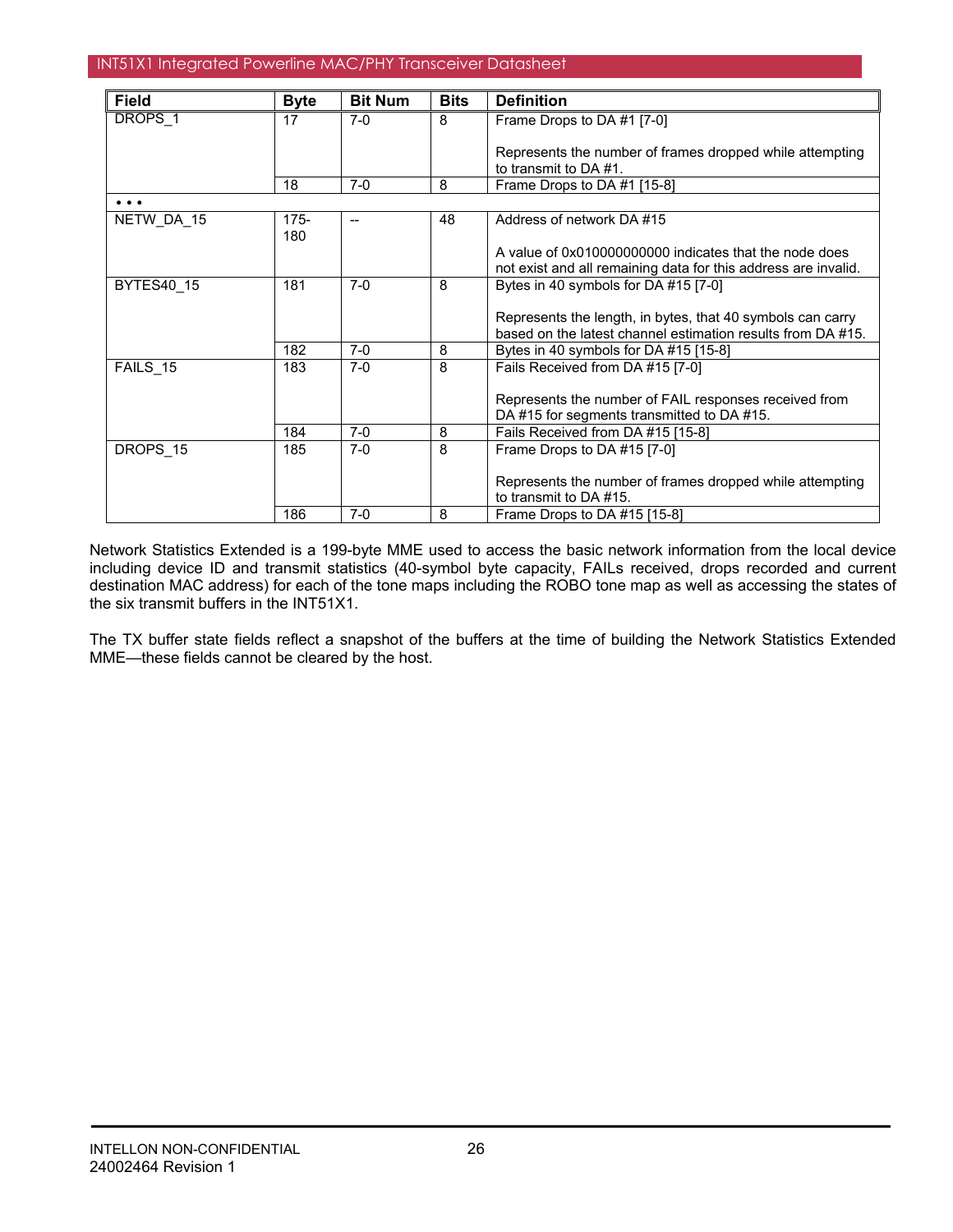| Field | Byte | Bit Num | Bits | Definition |
|---|---|---|---|---|
| DROPS_1 | 17 | 7-0 | 8 | Frame Drops to DA #1 [7-0]<br><br>Represents the number of frames dropped while attempting to transmit to DA #1. |
| | 18 | 7-0 | 8 | Frame Drops to DA #1 [15-8] |
| • • • | | | | |
| NETW_DA_15 | 175-180 | -- | 48 | Address of network DA #15<br><br>A value of 0x010000000000 indicates that the node does not exist and all remaining data for this address are invalid. |
| BYTES40_15 | 181 | 7-0 | 8 | Bytes in 40 symbols for DA #15 [7-0]<br><br>Represents the length, in bytes, that 40 symbols can carry based on the latest channel estimation results from DA #15. |
| | 182 | 7-0 | 8 | Bytes in 40 symbols for DA #15 [15-8] |
| FAILS_15 | 183 | 7-0 | 8 | Fails Received from DA #15 [7-0]<br><br>Represents the number of FAIL responses received from DA #15 for segments transmitted to DA #15. |
| | 184 | 7-0 | 8 | Fails Received from DA #15 [15-8] |
| DROPS_15 | 185 | 7-0 | 8 | Frame Drops to DA #15 [7-0]<br><br>Represents the number of frames dropped while attempting to transmit to DA #15. |
| | 186 | 7-0 | 8 | Frame Drops to DA #15 [15-8] |

Network Statistics Extended is a 199-byte MME used to access the basic network information from the local device including device ID and transmit statistics (40-symbol byte capacity, FAILs received, drops recorded and current destination MAC address) for each of the tone maps including the ROBO tone map as well as accessing the states of the six transmit buffers in the INT51X1.

The TX buffer state fields reflect a snapshot of the buffers at the time of building the Network Statistics Extended MME—these fields cannot be cleared by the host.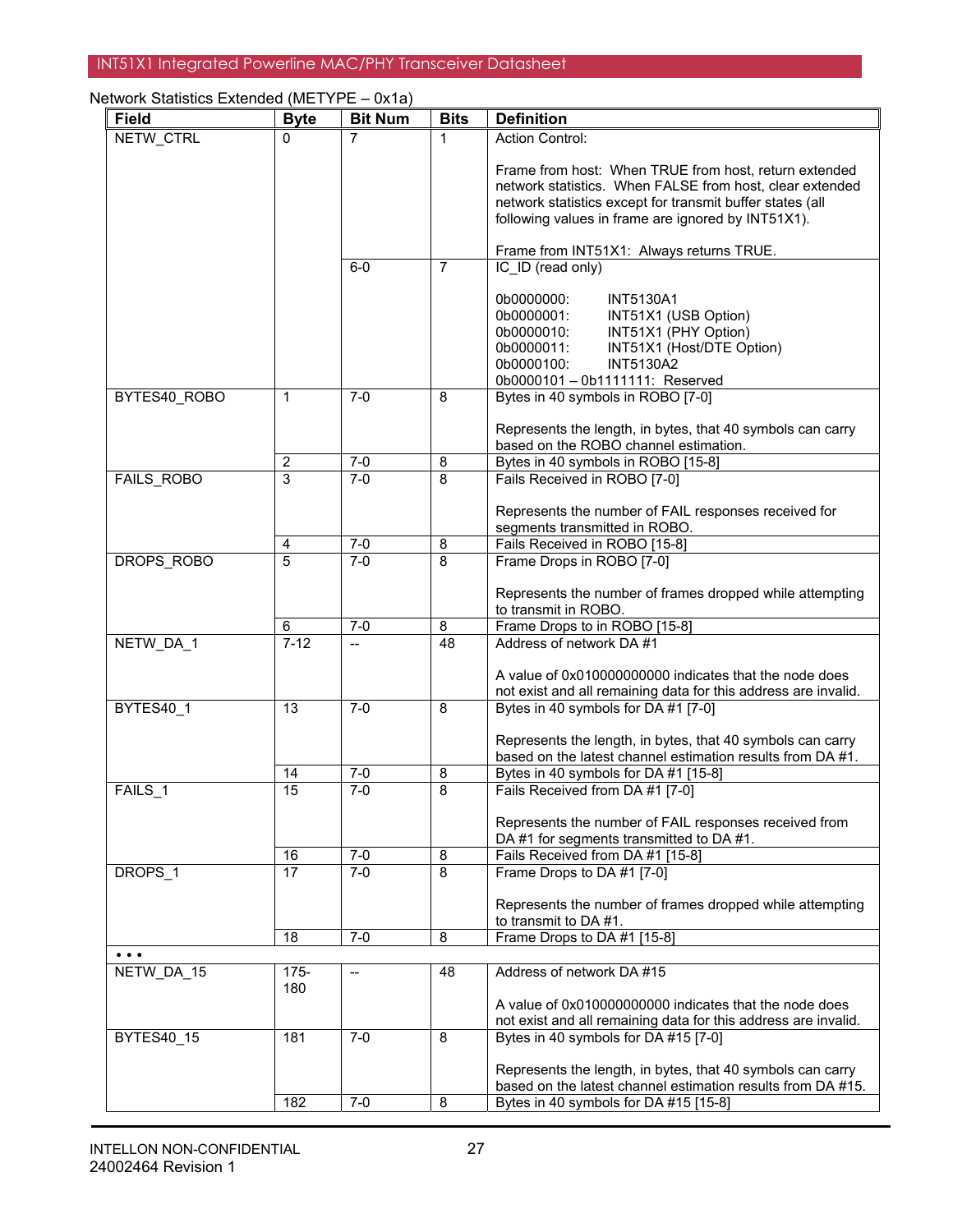Network Statistics Extended (METYPE – 0x1a)

| Field | Byte | Bit Num | Bits | Definition |
|---|---|---|---|---|
| NETW_CTRL | 0 | 7 | 1 | Action Control:<br><br>Frame from host: When TRUE from host, return extended network statistics. When FALSE from host, clear extended network statistics except for transmit buffer states (all following values in frame are ignored by INT51X1).<br><br>Frame from INT51X1: Always returns TRUE. |
| | | 6-0 | 7 | IC_ID (read only)<br><br>0b0000000: INT5130A1<br>0b0000001: INT51X1 (USB Option)<br>0b0000010: INT51X1 (PHY Option)<br>0b0000011: INT51X1 (Host/DTE Option)<br>0b0000100: INT5130A2<br>0b0000101 – 0b1111111: Reserved |
| BYTES40_ROBO | 1 | 7-0 | 8 | Bytes in 40 symbols in ROBO [7-0]<br><br>Represents the length, in bytes, that 40 symbols can carry based on the ROBO channel estimation. |
| | 2 | 7-0 | 8 | Bytes in 40 symbols in ROBO [15-8] |
| FAILS_ROBO | 3 | 7-0 | 8 | Fails Received in ROBO [7-0]<br><br>Represents the number of FAIL responses received for segments transmitted in ROBO. |
| | 4 | 7-0 | 8 | Fails Received in ROBO [15-8] |
| DROPS_ROBO | 5 | 7-0 | 8 | Frame Drops in ROBO [7-0]<br><br>Represents the number of frames dropped while attempting to transmit in ROBO. |
| | 6 | 7-0 | 8 | Frame Drops to in ROBO [15-8] |
| NETW_DA_1 | 7-12 | -- | 48 | Address of network DA #1<br><br>A value of 0x010000000000 indicates that the node does not exist and all remaining data for this address are invalid. |
| BYTES40_1 | 13 | 7-0 | 8 | Bytes in 40 symbols for DA #1 [7-0]<br><br>Represents the length, in bytes, that 40 symbols can carry based on the latest channel estimation results from DA #1. |
| | 14 | 7-0 | 8 | Bytes in 40 symbols for DA #1 [15-8] |
| FAILS_1 | 15 | 7-0 | 8 | Fails Received from DA #1 [7-0]<br><br>Represents the number of FAIL responses received from DA #1 for segments transmitted to DA #1. |
| | 16 | 7-0 | 8 | Fails Received from DA #1 [15-8] |
| DROPS_1 | 17 | 7-0 | 8 | Frame Drops to DA #1 [7-0]<br><br>Represents the number of frames dropped while attempting to transmit to DA #1. |
| | 18 | 7-0 | 8 | Frame Drops to DA #1 [15-8] |
| • • • | | | | |
| NETW_DA_15 | 175-180 | -- | 48 | Address of network DA #15<br><br>A value of 0x010000000000 indicates that the node does not exist and all remaining data for this address are invalid. |
| BYTES40_15 | 181 | 7-0 | 8 | Bytes in 40 symbols for DA #15 [7-0]<br><br>Represents the length, in bytes, that 40 symbols can carry based on the latest channel estimation results from DA #15. |
| | 182 | 7-0 | 8 | Bytes in 40 symbols for DA #15 [15-8] |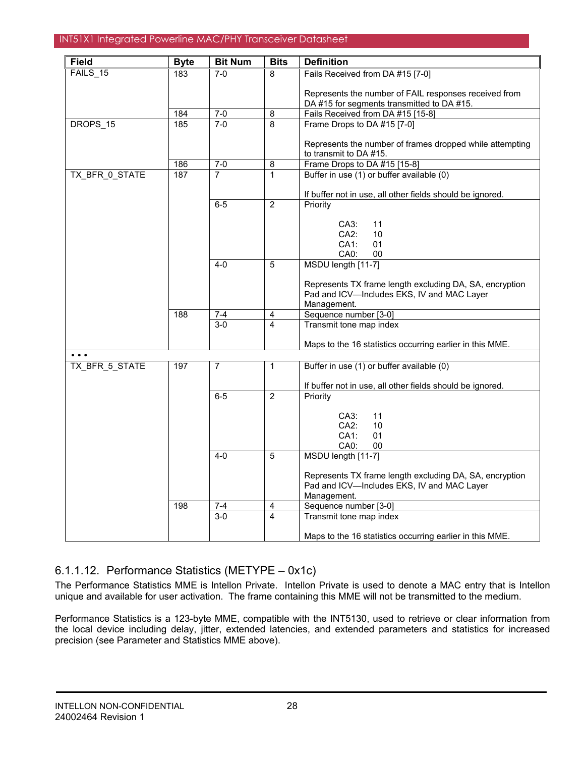| Field | Byte | Bit Num | Bits | Definition |
|---|---|---|---|---|
| FAILS_15 | 183 | 7-0 | 8 | Fails Received from DA #15 [7-0]<br><br>Represents the number of FAIL responses received from DA #15 for segments transmitted to DA #15. |
| | 184 | 7-0 | 8 | Fails Received from DA #15 [15-8] |
| DROPS_15 | 185 | 7-0 | 8 | Frame Drops to DA #15 [7-0]<br><br>Represents the number of frames dropped while attempting to transmit to DA #15. |
| | 186 | 7-0 | 8 | Frame Drops to DA #15 [15-8] |
| TX_BFR_0_STATE | 187 | 7 | 1 | Buffer in use (1) or buffer available (0)<br><br>If buffer not in use, all other fields should be ignored. |
| | | 6-5 | 2 | Priority<br><br>CA3: 11<br>CA2: 10<br>CA1: 01<br>CA0: 00 |
| | | 4-0 | 5 | MSDU length [11-7]<br><br>Represents TX frame length excluding DA, SA, encryption Pad and ICV—Includes EKS, IV and MAC Layer Management. |
| | 188 | 7-4 | 4 | Sequence number [3-0] |
| | | 3-0 | 4 | Transmit tone map index<br><br>Maps to the 16 statistics occurring earlier in this MME. |
| • • • | | | | |
| TX_BFR_5_STATE | 197 | 7 | 1 | Buffer in use (1) or buffer available (0)<br><br>If buffer not in use, all other fields should be ignored. |
| | | 6-5 | 2 | Priority<br><br>CA3: 11<br>CA2: 10<br>CA1: 01<br>CA0: 00 |
| | | 4-0 | 5 | MSDU length [11-7]<br><br>Represents TX frame length excluding DA, SA, encryption Pad and ICV—Includes EKS, IV and MAC Layer Management. |
| | 198 | 7-4 | 4 | Sequence number [3-0] |
| | | 3-0 | 4 | Transmit tone map index<br><br>Maps to the 16 statistics occurring earlier in this MME. |

### 6.1.1.12. Performance Statistics (METYPE – 0x1c)

The Performance Statistics MME is Intellon Private. Intellon Private is used to denote a MAC entry that is Intellon unique and available for user activation. The frame containing this MME will not be transmitted to the medium.

Performance Statistics is a 123-byte MME, compatible with the INT5130, used to retrieve or clear information from the local device including delay, jitter, extended latencies, and extended parameters and statistics for increased precision (see Parameter and Statistics MME above).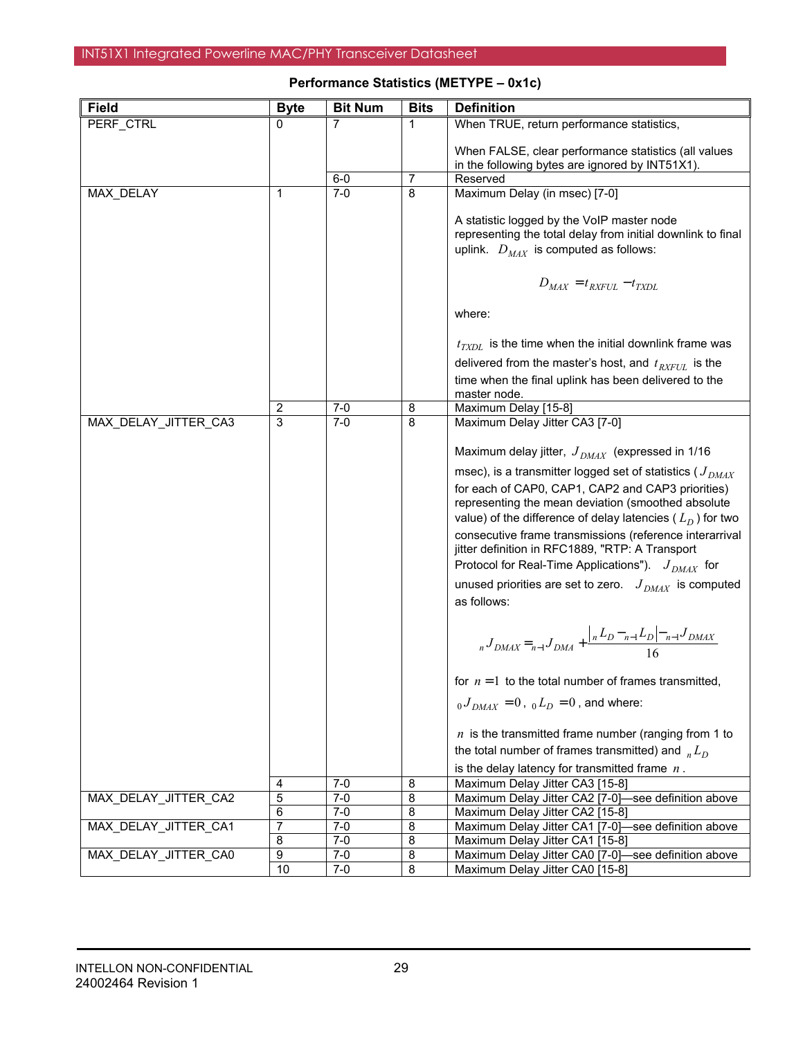**Performance Statistics (METYPE – 0x1c)**

| Field | Byte | Bit Num | Bits | Definition |
|---|---|---|---|---|
| PERF_CTRL | 0 | 7 | 1 | When TRUE, return performance statistics,<br><br>When FALSE, clear performance statistics (all values in the following bytes are ignored by INT51X1). |
| | | 6-0 | 7 | Reserved |
| MAX_DELAY | 1 | 7-0 | 8 | Maximum Delay (in msec) [7-0]<br><br>A statistic logged by the VoIP master node representing the total delay from initial downlink to final uplink. $D_{MAX}$ is computed as follows:<br><br>$$D_{MAX} = t_{RXFUL} - t_{TXDL}$$<br><br>where:<br><br>$t_{TXDL}$ is the time when the initial downlink frame was delivered from the master's host, and $t_{RXFUL}$ is the time when the final uplink has been delivered to the master node. |
| | 2 | 7-0 | 8 | Maximum Delay [15-8] |
| MAX_DELAY_JITTER_CA3 | 3 | 7-0 | 8 | Maximum Delay Jitter CA3 [7-0]<br><br>Maximum delay jitter, $J_{DMAX}$ (expressed in 1/16 msec), is a transmitter logged set of statistics ($J_{DMAX}$ for each of CAP0, CAP1, CAP2 and CAP3 priorities) representing the mean deviation (smoothed absolute value) of the difference of delay latencies ($L_D$) for two consecutive frame transmissions (reference interarrival jitter definition in RFC1889, "RTP: A Transport Protocol for Real-Time Applications"). $J_{DMAX}$ for unused priorities are set to zero. $J_{DMAX}$ is computed as follows:<br><br>$${}_{n}J_{DMAX} = {}_{n-1}J_{DMA} + \frac{\lvert {}_{n}L_D - {}_{n-1}L_D \rvert - {}_{n-1}J_{DMAX}}{16}$$<br><br>for $n = 1$ to the total number of frames transmitted, ${}_{0}J_{DMAX} = 0$, ${}_{0}L_D = 0$, and where:<br><br>$n$ is the transmitted frame number (ranging from 1 to the total number of frames transmitted) and ${}_{n}L_D$ is the delay latency for transmitted frame $n$. |
| | 4 | 7-0 | 8 | Maximum Delay Jitter CA3 [15-8] |
| MAX_DELAY_JITTER_CA2 | 5 | 7-0 | 8 | Maximum Delay Jitter CA2 [7-0]—see definition above |
| | 6 | 7-0 | 8 | Maximum Delay Jitter CA2 [15-8] |
| MAX_DELAY_JITTER_CA1 | 7 | 7-0 | 8 | Maximum Delay Jitter CA1 [7-0]—see definition above |
| | 8 | 7-0 | 8 | Maximum Delay Jitter CA1 [15-8] |
| MAX_DELAY_JITTER_CA0 | 9 | 7-0 | 8 | Maximum Delay Jitter CA0 [7-0]—see definition above |
| | 10 | 7-0 | 8 | Maximum Delay Jitter CA0 [15-8] |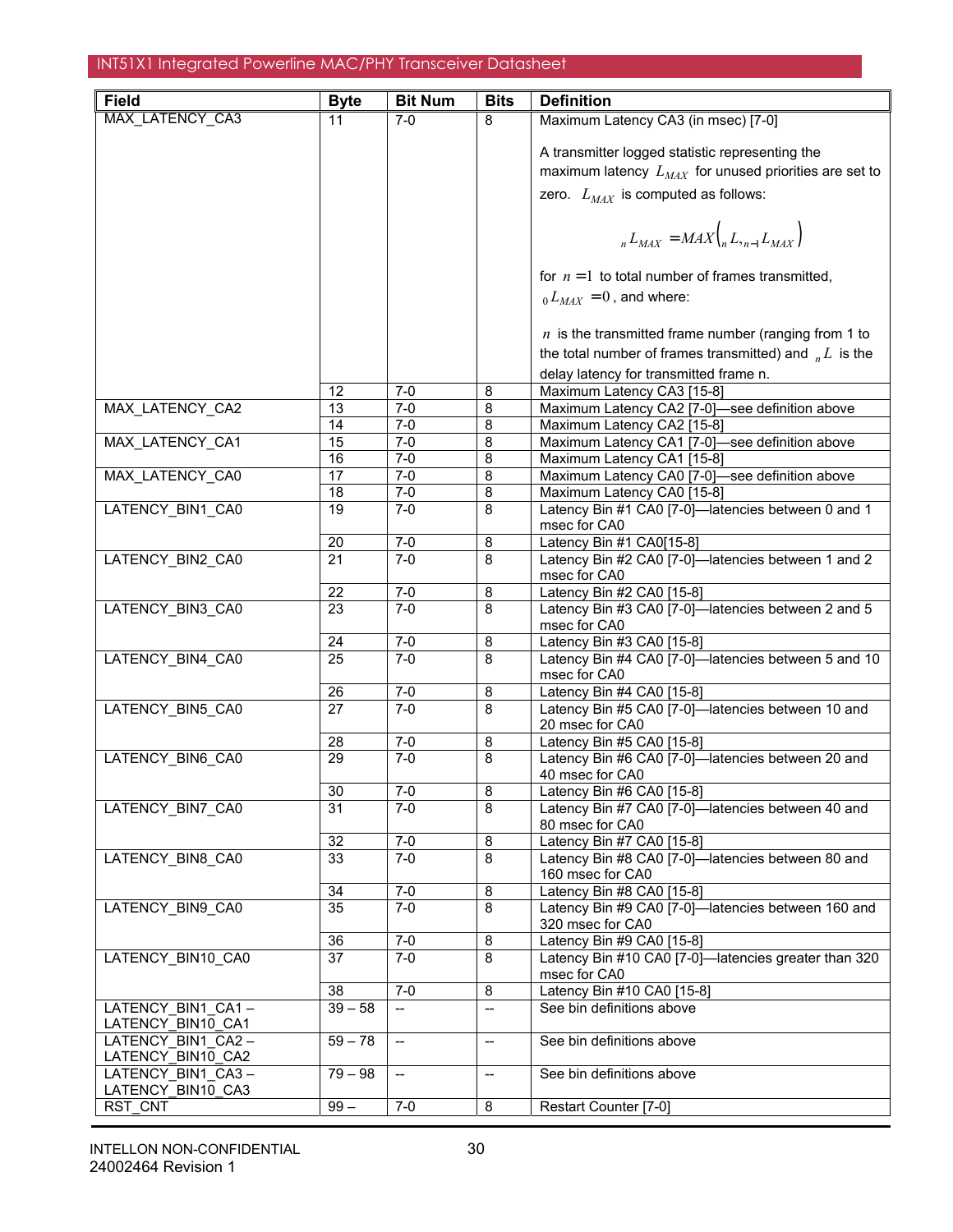| Field | Byte | Bit Num | Bits | Definition |
|---|---|---|---|---|
| MAX_LATENCY_CA3 | 11 | 7-0 | 8 | Maximum Latency CA3 (in msec) [7-0]<br><br>A transmitter logged statistic representing the maximum latency $L_{MAX}$ for unused priorities are set to zero. $L_{MAX}$ is computed as follows:<br><br>$${}_{n}L_{MAX} = MAX\left({}_{n}L, {}_{n-1}L_{MAX}\right)$$<br><br>for $n = 1$ to total number of frames transmitted, ${}_{0}L_{MAX} = 0$, and where:<br><br>$n$ is the transmitted frame number (ranging from 1 to the total number of frames transmitted) and ${}_{n}L$ is the delay latency for transmitted frame n. |
| | 12 | 7-0 | 8 | Maximum Latency CA3 [15-8] |
| MAX_LATENCY_CA2 | 13 | 7-0 | 8 | Maximum Latency CA2 [7-0]—see definition above |
| | 14 | 7-0 | 8 | Maximum Latency CA2 [15-8] |
| MAX_LATENCY_CA1 | 15 | 7-0 | 8 | Maximum Latency CA1 [7-0]—see definition above |
| | 16 | 7-0 | 8 | Maximum Latency CA1 [15-8] |
| MAX_LATENCY_CA0 | 17 | 7-0 | 8 | Maximum Latency CA0 [7-0]—see definition above |
| | 18 | 7-0 | 8 | Maximum Latency CA0 [15-8] |
| LATENCY_BIN1_CA0 | 19 | 7-0 | 8 | Latency Bin #1 CA0 [7-0]—latencies between 0 and 1 msec for CA0 |
| | 20 | 7-0 | 8 | Latency Bin #1 CA0[15-8] |
| LATENCY_BIN2_CA0 | 21 | 7-0 | 8 | Latency Bin #2 CA0 [7-0]—latencies between 1 and 2 msec for CA0 |
| | 22 | 7-0 | 8 | Latency Bin #2 CA0 [15-8] |
| LATENCY_BIN3_CA0 | 23 | 7-0 | 8 | Latency Bin #3 CA0 [7-0]—latencies between 2 and 5 msec for CA0 |
| | 24 | 7-0 | 8 | Latency Bin #3 CA0 [15-8] |
| LATENCY_BIN4_CA0 | 25 | 7-0 | 8 | Latency Bin #4 CA0 [7-0]—latencies between 5 and 10 msec for CA0 |
| | 26 | 7-0 | 8 | Latency Bin #4 CA0 [15-8] |
| LATENCY_BIN5_CA0 | 27 | 7-0 | 8 | Latency Bin #5 CA0 [7-0]—latencies between 10 and 20 msec for CA0 |
| | 28 | 7-0 | 8 | Latency Bin #5 CA0 [15-8] |
| LATENCY_BIN6_CA0 | 29 | 7-0 | 8 | Latency Bin #6 CA0 [7-0]—latencies between 20 and 40 msec for CA0 |
| | 30 | 7-0 | 8 | Latency Bin #6 CA0 [15-8] |
| LATENCY_BIN7_CA0 | 31 | 7-0 | 8 | Latency Bin #7 CA0 [7-0]—latencies between 40 and 80 msec for CA0 |
| | 32 | 7-0 | 8 | Latency Bin #7 CA0 [15-8] |
| LATENCY_BIN8_CA0 | 33 | 7-0 | 8 | Latency Bin #8 CA0 [7-0]—latencies between 80 and 160 msec for CA0 |
| | 34 | 7-0 | 8 | Latency Bin #8 CA0 [15-8] |
| LATENCY_BIN9_CA0 | 35 | 7-0 | 8 | Latency Bin #9 CA0 [7-0]—latencies between 160 and 320 msec for CA0 |
| | 36 | 7-0 | 8 | Latency Bin #9 CA0 [15-8] |
| LATENCY_BIN10_CA0 | 37 | 7-0 | 8 | Latency Bin #10 CA0 [7-0]—latencies greater than 320 msec for CA0 |
| | 38 | 7-0 | 8 | Latency Bin #10 CA0 [15-8] |
| LATENCY_BIN1_CA1 – LATENCY_BIN10_CA1 | 39 – 58 | -- | -- | See bin definitions above |
| LATENCY_BIN1_CA2 – LATENCY_BIN10_CA2 | 59 – 78 | -- | -- | See bin definitions above |
| LATENCY_BIN1_CA3 – LATENCY_BIN10_CA3 | 79 – 98 | -- | -- | See bin definitions above |
| RST_CNT | 99 – | 7-0 | 8 | Restart Counter [7-0] |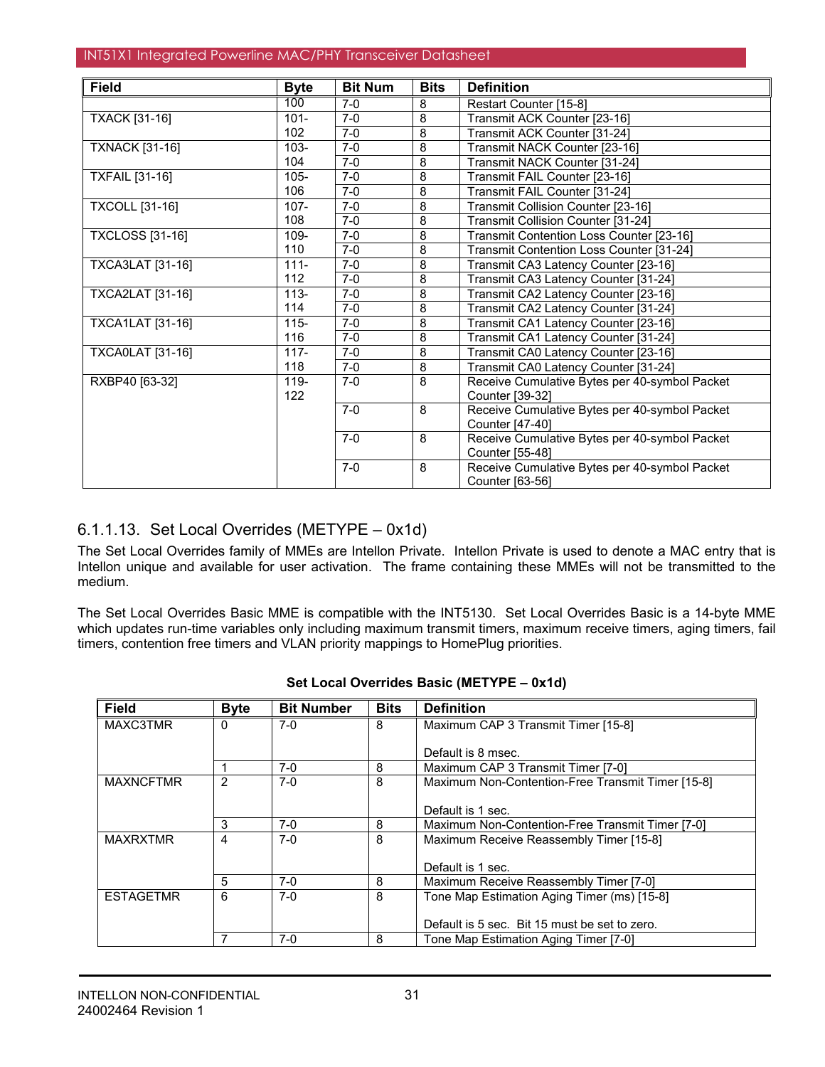| Field | Byte | Bit Num | Bits | Definition |
|---|---|---|---|---|
| | 100 | 7-0 | 8 | Restart Counter [15-8] |
| TXACK [31-16] | 101- | 7-0 | 8 | Transmit ACK Counter [23-16] |
| | 102 | 7-0 | 8 | Transmit ACK Counter [31-24] |
| TXNACK [31-16] | 103- | 7-0 | 8 | Transmit NACK Counter [23-16] |
| | 104 | 7-0 | 8 | Transmit NACK Counter [31-24] |
| TXFAIL [31-16] | 105- | 7-0 | 8 | Transmit FAIL Counter [23-16] |
| | 106 | 7-0 | 8 | Transmit FAIL Counter [31-24] |
| TXCOLL [31-16] | 107- | 7-0 | 8 | Transmit Collision Counter [23-16] |
| | 108 | 7-0 | 8 | Transmit Collision Counter [31-24] |
| TXCLOSS [31-16] | 109- | 7-0 | 8 | Transmit Contention Loss Counter [23-16] |
| | 110 | 7-0 | 8 | Transmit Contention Loss Counter [31-24] |
| TXCA3LAT [31-16] | 111- | 7-0 | 8 | Transmit CA3 Latency Counter [23-16] |
| | 112 | 7-0 | 8 | Transmit CA3 Latency Counter [31-24] |
| TXCA2LAT [31-16] | 113- | 7-0 | 8 | Transmit CA2 Latency Counter [23-16] |
| | 114 | 7-0 | 8 | Transmit CA2 Latency Counter [31-24] |
| TXCA1LAT [31-16] | 115- | 7-0 | 8 | Transmit CA1 Latency Counter [23-16] |
| | 116 | 7-0 | 8 | Transmit CA1 Latency Counter [31-24] |
| TXCA0LAT [31-16] | 117- | 7-0 | 8 | Transmit CA0 Latency Counter [23-16] |
| | 118 | 7-0 | 8 | Transmit CA0 Latency Counter [31-24] |
| RXBP40 [63-32] | 119-122 | 7-0 | 8 | Receive Cumulative Bytes per 40-symbol Packet Counter [39-32] |
| | | 7-0 | 8 | Receive Cumulative Bytes per 40-symbol Packet Counter [47-40] |
| | | 7-0 | 8 | Receive Cumulative Bytes per 40-symbol Packet Counter [55-48] |
| | | 7-0 | 8 | Receive Cumulative Bytes per 40-symbol Packet Counter [63-56] |

### 6.1.1.13. Set Local Overrides (METYPE – 0x1d)

The Set Local Overrides family of MMEs are Intellon Private. Intellon Private is used to denote a MAC entry that is Intellon unique and available for user activation. The frame containing these MMEs will not be transmitted to the medium.

The Set Local Overrides Basic MME is compatible with the INT5130. Set Local Overrides Basic is a 14-byte MME which updates run-time variables only including maximum transmit timers, maximum receive timers, aging timers, fail timers, contention free timers and VLAN priority mappings to HomePlug priorities.

**Set Local Overrides Basic (METYPE – 0x1d)**

| Field | Byte | Bit Number | Bits | Definition |
|---|---|---|---|---|
| MAXC3TMR | 0 | 7-0 | 8 | Maximum CAP 3 Transmit Timer [15-8]<br><br>Default is 8 msec. |
| | 1 | 7-0 | 8 | Maximum CAP 3 Transmit Timer [7-0] |
| MAXNCFTMR | 2 | 7-0 | 8 | Maximum Non-Contention-Free Transmit Timer [15-8]<br><br>Default is 1 sec. |
| | 3 | 7-0 | 8 | Maximum Non-Contention-Free Transmit Timer [7-0] |
| MAXRXTMR | 4 | 7-0 | 8 | Maximum Receive Reassembly Timer [15-8]<br><br>Default is 1 sec. |
| | 5 | 7-0 | 8 | Maximum Receive Reassembly Timer [7-0] |
| ESTAGETMR | 6 | 7-0 | 8 | Tone Map Estimation Aging Timer (ms) [15-8]<br><br>Default is 5 sec. Bit 15 must be set to zero. |
| | 7 | 7-0 | 8 | Tone Map Estimation Aging Timer [7-0] |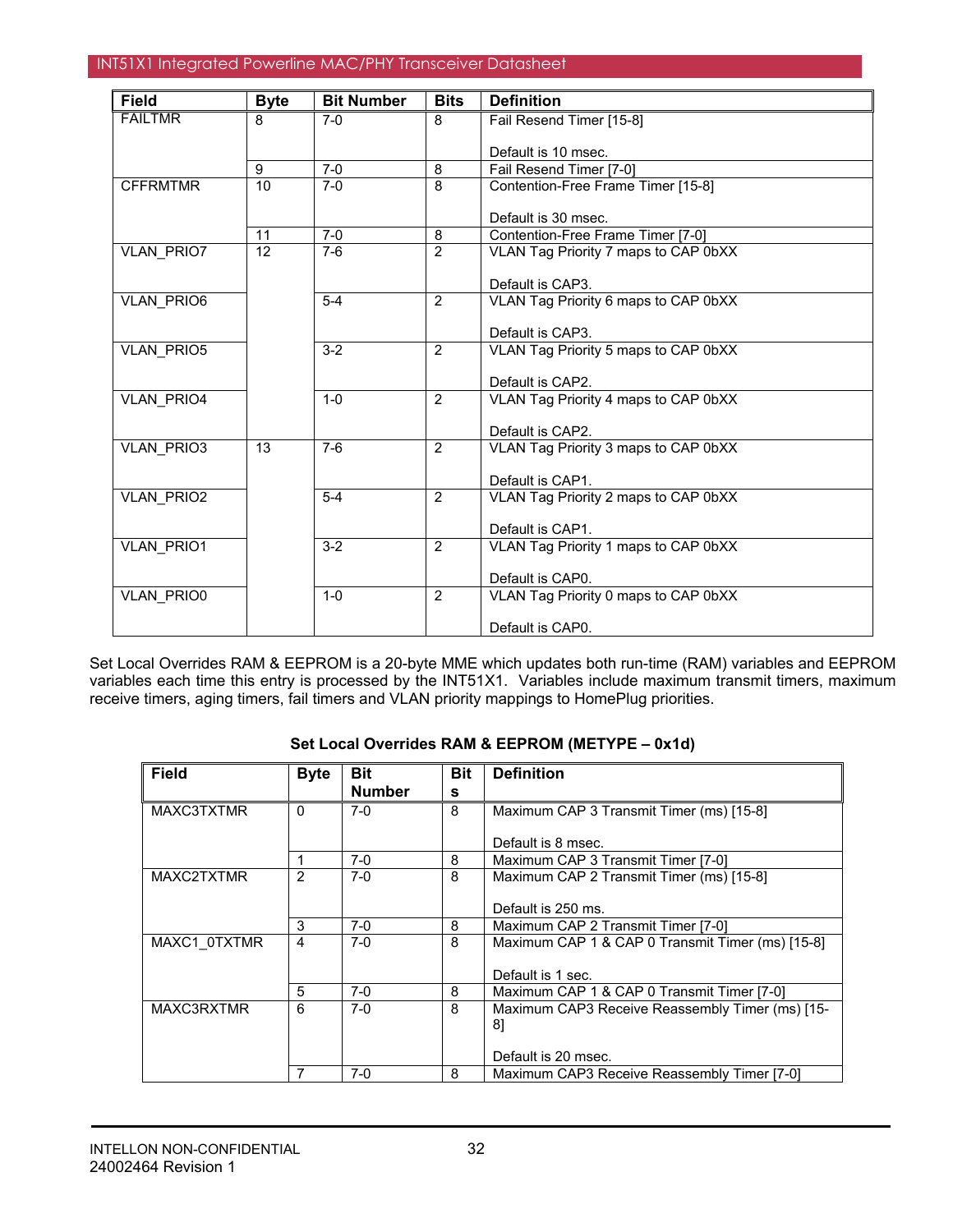| Field | Byte | Bit Number | Bits | Definition |
|---|---|---|---|---|
| FAILTMR | 8 | 7-0 | 8 | Fail Resend Timer [15-8]<br><br>Default is 10 msec. |
| | 9 | 7-0 | 8 | Fail Resend Timer [7-0] |
| CFFRMTMR | 10 | 7-0 | 8 | Contention-Free Frame Timer [15-8]<br><br>Default is 30 msec. |
| | 11 | 7-0 | 8 | Contention-Free Frame Timer [7-0] |
| VLAN_PRIO7 | 12 | 7-6 | 2 | VLAN Tag Priority 7 maps to CAP 0bXX<br><br>Default is CAP3. |
| VLAN_PRIO6 | | 5-4 | 2 | VLAN Tag Priority 6 maps to CAP 0bXX<br><br>Default is CAP3. |
| VLAN_PRIO5 | | 3-2 | 2 | VLAN Tag Priority 5 maps to CAP 0bXX<br><br>Default is CAP2. |
| VLAN_PRIO4 | | 1-0 | 2 | VLAN Tag Priority 4 maps to CAP 0bXX<br><br>Default is CAP2. |
| VLAN_PRIO3 | 13 | 7-6 | 2 | VLAN Tag Priority 3 maps to CAP 0bXX<br><br>Default is CAP1. |
| VLAN_PRIO2 | | 5-4 | 2 | VLAN Tag Priority 2 maps to CAP 0bXX<br><br>Default is CAP1. |
| VLAN_PRIO1 | | 3-2 | 2 | VLAN Tag Priority 1 maps to CAP 0bXX<br><br>Default is CAP0. |
| VLAN_PRIO0 | | 1-0 | 2 | VLAN Tag Priority 0 maps to CAP 0bXX<br><br>Default is CAP0. |

Set Local Overrides RAM & EEPROM is a 20-byte MME which updates both run-time (RAM) variables and EEPROM variables each time this entry is processed by the INT51X1. Variables include maximum transmit timers, maximum receive timers, aging timers, fail timers and VLAN priority mappings to HomePlug priorities.

**Set Local Overrides RAM & EEPROM (METYPE – 0x1d)**

| Field | Byte | Bit Number | Bits | Definition |
|---|---|---|---|---|
| MAXC3TXTMR | 0 | 7-0 | 8 | Maximum CAP 3 Transmit Timer (ms) [15-8]<br><br>Default is 8 msec. |
| | 1 | 7-0 | 8 | Maximum CAP 3 Transmit Timer [7-0] |
| MAXC2TXTMR | 2 | 7-0 | 8 | Maximum CAP 2 Transmit Timer (ms) [15-8]<br><br>Default is 250 ms. |
| | 3 | 7-0 | 8 | Maximum CAP 2 Transmit Timer [7-0] |
| MAXC1_0TXTMR | 4 | 7-0 | 8 | Maximum CAP 1 & CAP 0 Transmit Timer (ms) [15-8]<br><br>Default is 1 sec. |
| | 5 | 7-0 | 8 | Maximum CAP 1 & CAP 0 Transmit Timer [7-0] |
| MAXC3RXTMR | 6 | 7-0 | 8 | Maximum CAP3 Receive Reassembly Timer (ms) [15-8]<br><br>Default is 20 msec. |
| | 7 | 7-0 | 8 | Maximum CAP3 Receive Reassembly Timer [7-0] |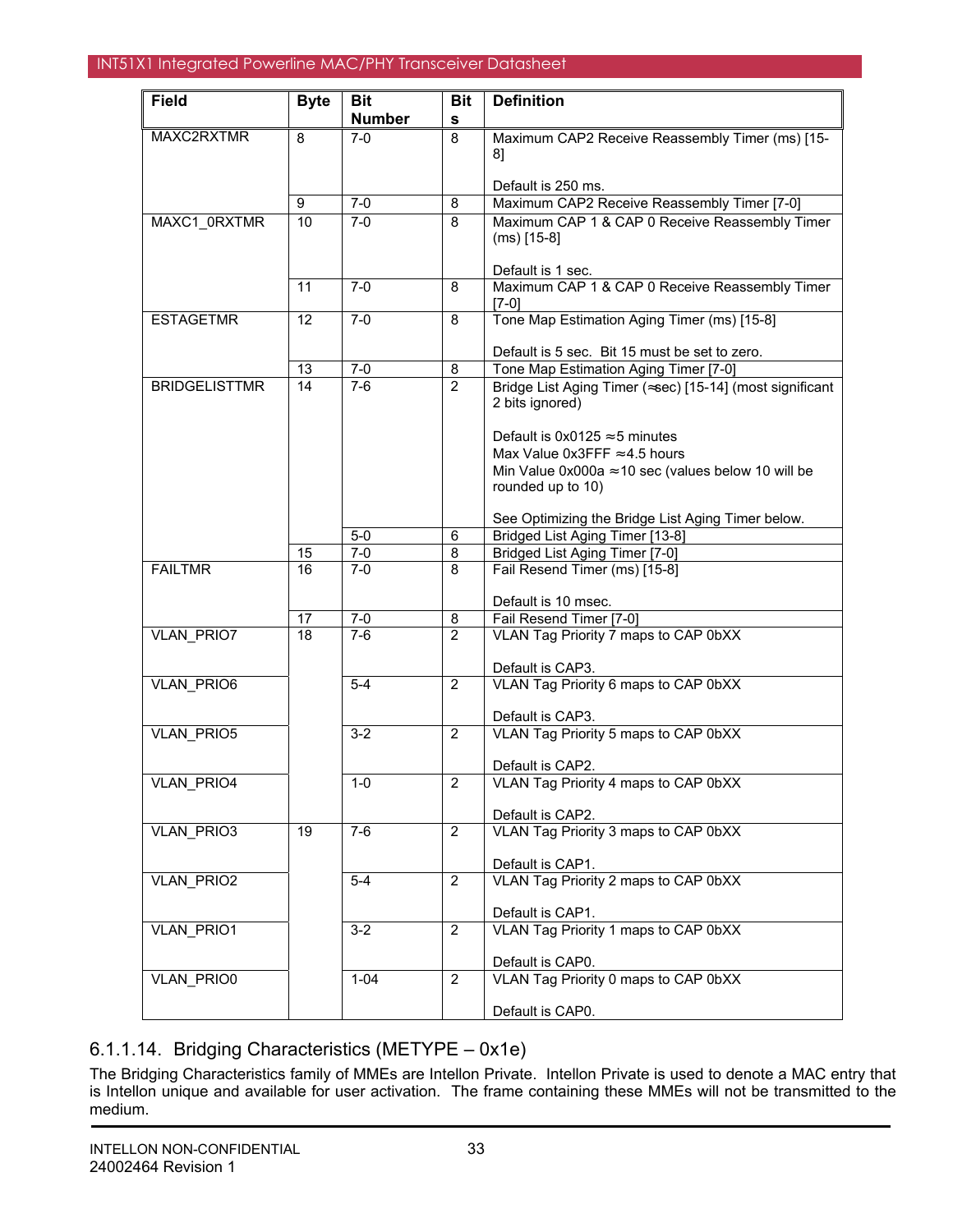| Field | Byte | Bit Number | Bits | Definition |
|---|---|---|---|---|
| MAXC2RXTMR | 8 | 7-0 | 8 | Maximum CAP2 Receive Reassembly Timer (ms) [15-8]<br><br>Default is 250 ms. |
| | 9 | 7-0 | 8 | Maximum CAP2 Receive Reassembly Timer [7-0] |
| MAXC1_0RXTMR | 10 | 7-0 | 8 | Maximum CAP 1 & CAP 0 Receive Reassembly Timer (ms) [15-8]<br><br>Default is 1 sec. |
| | 11 | 7-0 | 8 | Maximum CAP 1 & CAP 0 Receive Reassembly Timer [7-0] |
| ESTAGETMR | 12 | 7-0 | 8 | Tone Map Estimation Aging Timer (ms) [15-8]<br><br>Default is 5 sec. Bit 15 must be set to zero. |
| | 13 | 7-0 | 8 | Tone Map Estimation Aging Timer [7-0] |
| BRIDGELISTTMR | 14 | 7-6 | 2 | Bridge List Aging Timer (≈sec) [15-14] (most significant 2 bits ignored)<br><br>Default is 0x0125 ≈5 minutes<br>Max Value 0x3FFF ≈4.5 hours<br>Min Value 0x000a ≈10 sec (values below 10 will be rounded up to 10)<br><br>See Optimizing the Bridge List Aging Timer below. |
| | | 5-0 | 6 | Bridged List Aging Timer [13-8] |
| | 15 | 7-0 | 8 | Bridged List Aging Timer [7-0] |
| FAILTMR | 16 | 7-0 | 8 | Fail Resend Timer (ms) [15-8]<br><br>Default is 10 msec. |
| | 17 | 7-0 | 8 | Fail Resend Timer [7-0] |
| VLAN_PRIO7 | 18 | 7-6 | 2 | VLAN Tag Priority 7 maps to CAP 0bXX<br><br>Default is CAP3. |
| VLAN_PRIO6 | | 5-4 | 2 | VLAN Tag Priority 6 maps to CAP 0bXX<br><br>Default is CAP3. |
| VLAN_PRIO5 | | 3-2 | 2 | VLAN Tag Priority 5 maps to CAP 0bXX<br><br>Default is CAP2. |
| VLAN_PRIO4 | | 1-0 | 2 | VLAN Tag Priority 4 maps to CAP 0bXX<br><br>Default is CAP2. |
| VLAN_PRIO3 | 19 | 7-6 | 2 | VLAN Tag Priority 3 maps to CAP 0bXX<br><br>Default is CAP1. |
| VLAN_PRIO2 | | 5-4 | 2 | VLAN Tag Priority 2 maps to CAP 0bXX<br><br>Default is CAP1. |
| VLAN_PRIO1 | | 3-2 | 2 | VLAN Tag Priority 1 maps to CAP 0bXX<br><br>Default is CAP0. |
| VLAN_PRIO0 | | 1-04 | 2 | VLAN Tag Priority 0 maps to CAP 0bXX<br><br>Default is CAP0. |

#### 6.1.1.14. Bridging Characteristics (METYPE – 0x1e)

The Bridging Characteristics family of MMEs are Intellon Private. Intellon Private is used to denote a MAC entry that is Intellon unique and available for user activation. The frame containing these MMEs will not be transmitted to the medium.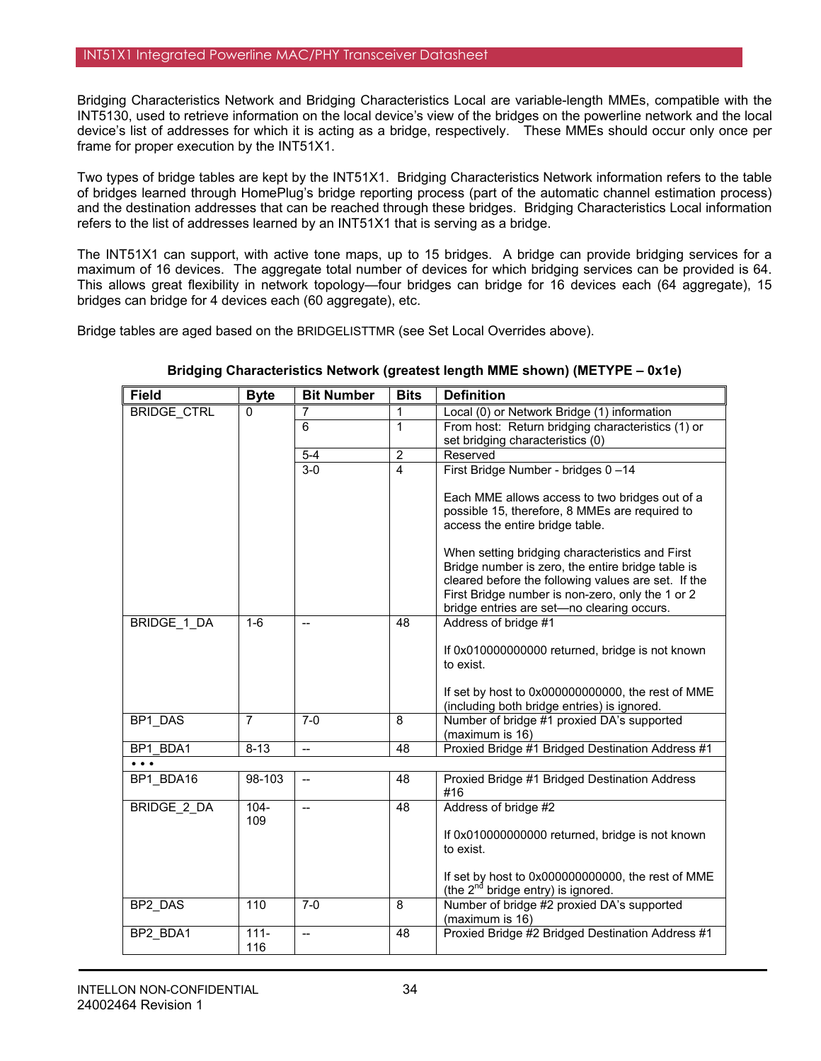Bridging Characteristics Network and Bridging Characteristics Local are variable-length MMEs, compatible with the INT5130, used to retrieve information on the local device's view of the bridges on the powerline network and the local device's list of addresses for which it is acting as a bridge, respectively. These MMEs should occur only once per frame for proper execution by the INT51X1.

Two types of bridge tables are kept by the INT51X1. Bridging Characteristics Network information refers to the table of bridges learned through HomePlug's bridge reporting process (part of the automatic channel estimation process) and the destination addresses that can be reached through these bridges. Bridging Characteristics Local information refers to the list of addresses learned by an INT51X1 that is serving as a bridge.

The INT51X1 can support, with active tone maps, up to 15 bridges. A bridge can provide bridging services for a maximum of 16 devices. The aggregate total number of devices for which bridging services can be provided is 64. This allows great flexibility in network topology—four bridges can bridge for 16 devices each (64 aggregate), 15 bridges can bridge for 4 devices each (60 aggregate), etc.

Bridge tables are aged based on the BRIDGELISTTMR (see Set Local Overrides above).

**Bridging Characteristics Network (greatest length MME shown) (METYPE – 0x1e)**

| Field | Byte | Bit Number | Bits | Definition |
|---|---|---|---|---|
| BRIDGE_CTRL | 0 | 7 | 1 | Local (0) or Network Bridge (1) information |
| | | 6 | 1 | From host: Return bridging characteristics (1) or set bridging characteristics (0) |
| | | 5-4 | 2 | Reserved |
| | | 3-0 | 4 | First Bridge Number - bridges 0 –14<br><br>Each MME allows access to two bridges out of a possible 15, therefore, 8 MMEs are required to access the entire bridge table.<br><br>When setting bridging characteristics and First Bridge number is zero, the entire bridge table is cleared before the following values are set. If the First Bridge number is non-zero, only the 1 or 2 bridge entries are set—no clearing occurs. |
| BRIDGE_1_DA | 1-6 | -- | 48 | Address of bridge #1<br><br>If 0x010000000000 returned, bridge is not known to exist.<br><br>If set by host to 0x000000000000, the rest of MME (including both bridge entries) is ignored. |
| BP1_DAS | 7 | 7-0 | 8 | Number of bridge #1 proxied DA's supported (maximum is 16) |
| BP1_BDA1 | 8-13 | -- | 48 | Proxied Bridge #1 Bridged Destination Address #1 |
| • • • | | | | |
| BP1_BDA16 | 98-103 | -- | 48 | Proxied Bridge #1 Bridged Destination Address #16 |
| BRIDGE_2_DA | 104-109 | -- | 48 | Address of bridge #2<br><br>If 0x010000000000 returned, bridge is not known to exist.<br><br>If set by host to 0x000000000000, the rest of MME (the 2nd bridge entry) is ignored. |
| BP2_DAS | 110 | 7-0 | 8 | Number of bridge #2 proxied DA's supported (maximum is 16) |
| BP2_BDA1 | 111-116 | -- | 48 | Proxied Bridge #2 Bridged Destination Address #1 |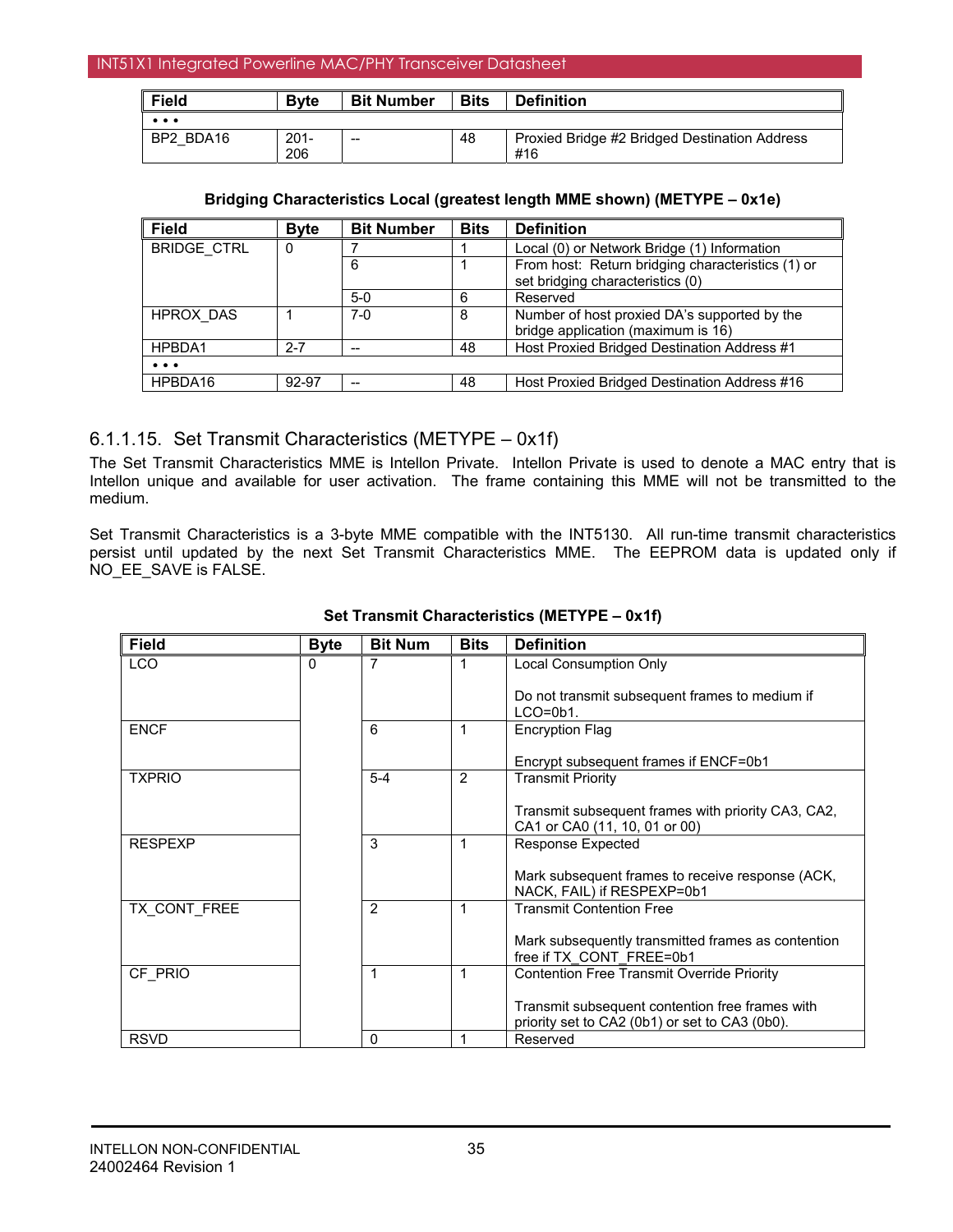| Field | Byte | Bit Number | Bits | Definition |
|---|---|---|---|---|
| • • • | | | | |
| BP2_BDA16 | 201-206 | -- | 48 | Proxied Bridge #2 Bridged Destination Address #16 |

**Bridging Characteristics Local (greatest length MME shown) (METYPE – 0x1e)**

| Field | Byte | Bit Number | Bits | Definition |
|---|---|---|---|---|
| BRIDGE_CTRL | 0 | 7 | 1 | Local (0) or Network Bridge (1) Information |
| | | 6 | 1 | From host: Return bridging characteristics (1) or set bridging characteristics (0) |
| | | 5-0 | 6 | Reserved |
| HPROX_DAS | 1 | 7-0 | 8 | Number of host proxied DA's supported by the bridge application (maximum is 16) |
| HPBDA1 | 2-7 | -- | 48 | Host Proxied Bridged Destination Address #1 |
| • • • | | | | |
| HPBDA16 | 92-97 | -- | 48 | Host Proxied Bridged Destination Address #16 |

### 6.1.1.15. Set Transmit Characteristics (METYPE – 0x1f)

The Set Transmit Characteristics MME is Intellon Private. Intellon Private is used to denote a MAC entry that is Intellon unique and available for user activation. The frame containing this MME will not be transmitted to the medium.

Set Transmit Characteristics is a 3-byte MME compatible with the INT5130. All run-time transmit characteristics persist until updated by the next Set Transmit Characteristics MME. The EEPROM data is updated only if NO_EE_SAVE is FALSE.

**Set Transmit Characteristics (METYPE – 0x1f)**

| Field | Byte | Bit Num | Bits | Definition |
|---|---|---|---|---|
| LCO | 0 | 7 | 1 | Local Consumption Only<br><br>Do not transmit subsequent frames to medium if LCO=0b1. |
| ENCF | | 6 | 1 | Encryption Flag<br><br>Encrypt subsequent frames if ENCF=0b1 |
| TXPRIO | | 5-4 | 2 | Transmit Priority<br><br>Transmit subsequent frames with priority CA3, CA2, CA1 or CA0 (11, 10, 01 or 00) |
| RESPEXP | | 3 | 1 | Response Expected<br><br>Mark subsequent frames to receive response (ACK, NACK, FAIL) if RESPEXP=0b1 |
| TX_CONT_FREE | | 2 | 1 | Transmit Contention Free<br><br>Mark subsequently transmitted frames as contention free if TX_CONT_FREE=0b1 |
| CF_PRIO | | 1 | 1 | Contention Free Transmit Override Priority<br><br>Transmit subsequent contention free frames with priority set to CA2 (0b1) or set to CA3 (0b0). |
| RSVD | | 0 | 1 | Reserved |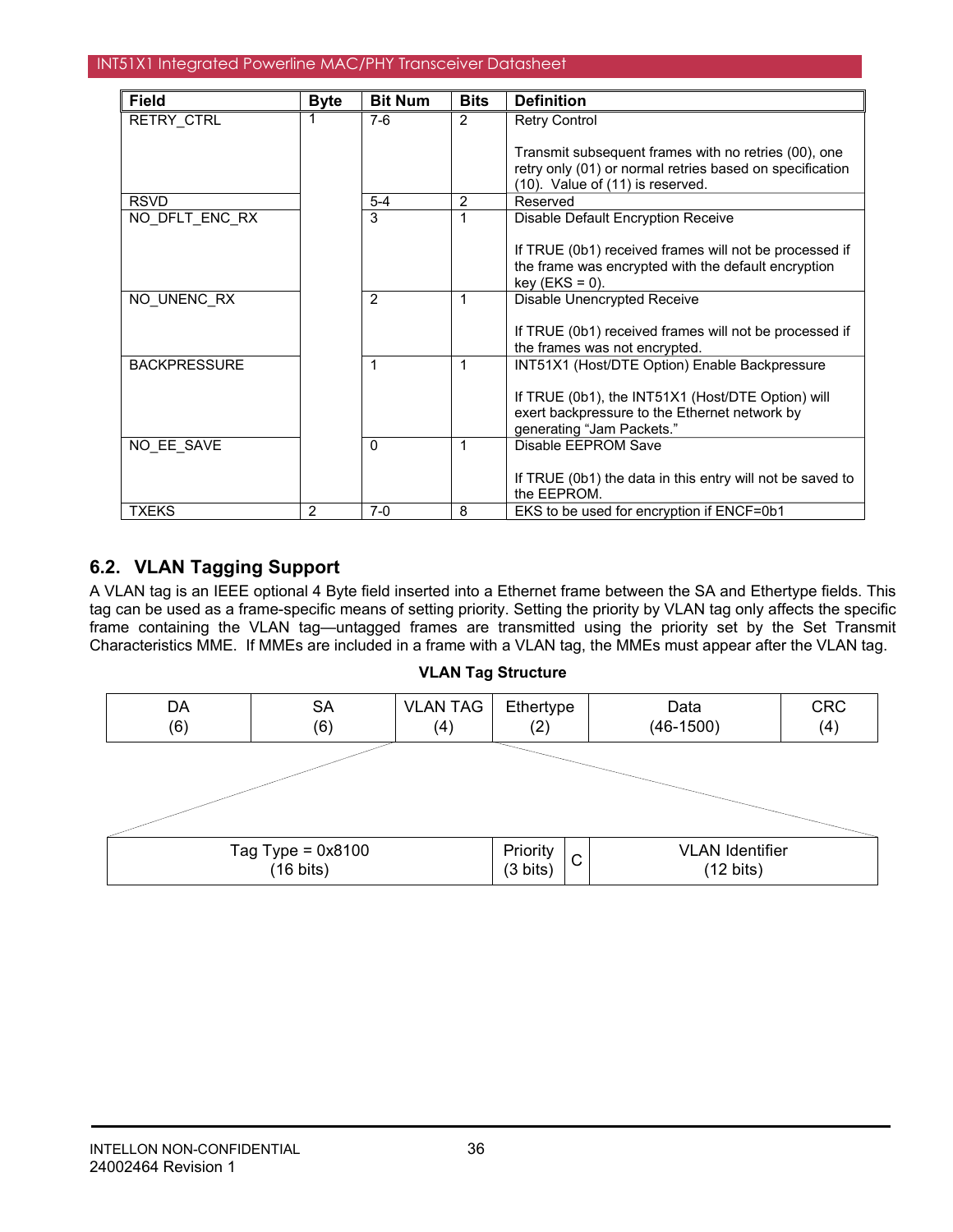| Field | Byte | Bit Num | Bits | Definition |
|---|---|---|---|---|
| RETRY_CTRL | 1 | 7-6 | 2 | Retry Control<br><br>Transmit subsequent frames with no retries (00), one retry only (01) or normal retries based on specification (10). Value of (11) is reserved. |
| RSVD | | 5-4 | 2 | Reserved |
| NO_DFLT_ENC_RX | | 3 | 1 | Disable Default Encryption Receive<br><br>If TRUE (0b1) received frames will not be processed if the frame was encrypted with the default encryption key (EKS = 0). |
| NO_UNENC_RX | | 2 | 1 | Disable Unencrypted Receive<br><br>If TRUE (0b1) received frames will not be processed if the frames was not encrypted. |
| BACKPRESSURE | | 1 | 1 | INT51X1 (Host/DTE Option) Enable Backpressure<br><br>If TRUE (0b1), the INT51X1 (Host/DTE Option) will exert backpressure to the Ethernet network by generating "Jam Packets." |
| NO_EE_SAVE | | 0 | 1 | Disable EEPROM Save<br><br>If TRUE (0b1) the data in this entry will not be saved to the EEPROM. |
| TXEKS | 2 | 7-0 | 8 | EKS to be used for encryption if ENCF=0b1 |

## 6.2. VLAN Tagging Support

A VLAN tag is an IEEE optional 4 Byte field inserted into a Ethernet frame between the SA and Ethertype fields. This tag can be used as a frame-specific means of setting priority. Setting the priority by VLAN tag only affects the specific frame containing the VLAN tag—untagged frames are transmitted using the priority set by the Set Transmit Characteristics MME. If MMEs are included in a frame with a VLAN tag, the MMEs must appear after the VLAN tag.

**VLAN Tag Structure**

| DA (6) | SA (6) | VLAN TAG (4) | Ethertype (2) | Data (46-1500) | CRC (4) |
|---|---|---|---|---|---|

| Tag Type = 0x8100 (16 bits) | Priority (3 bits) | C | VLAN Identifier (12 bits) |
|---|---|---|---|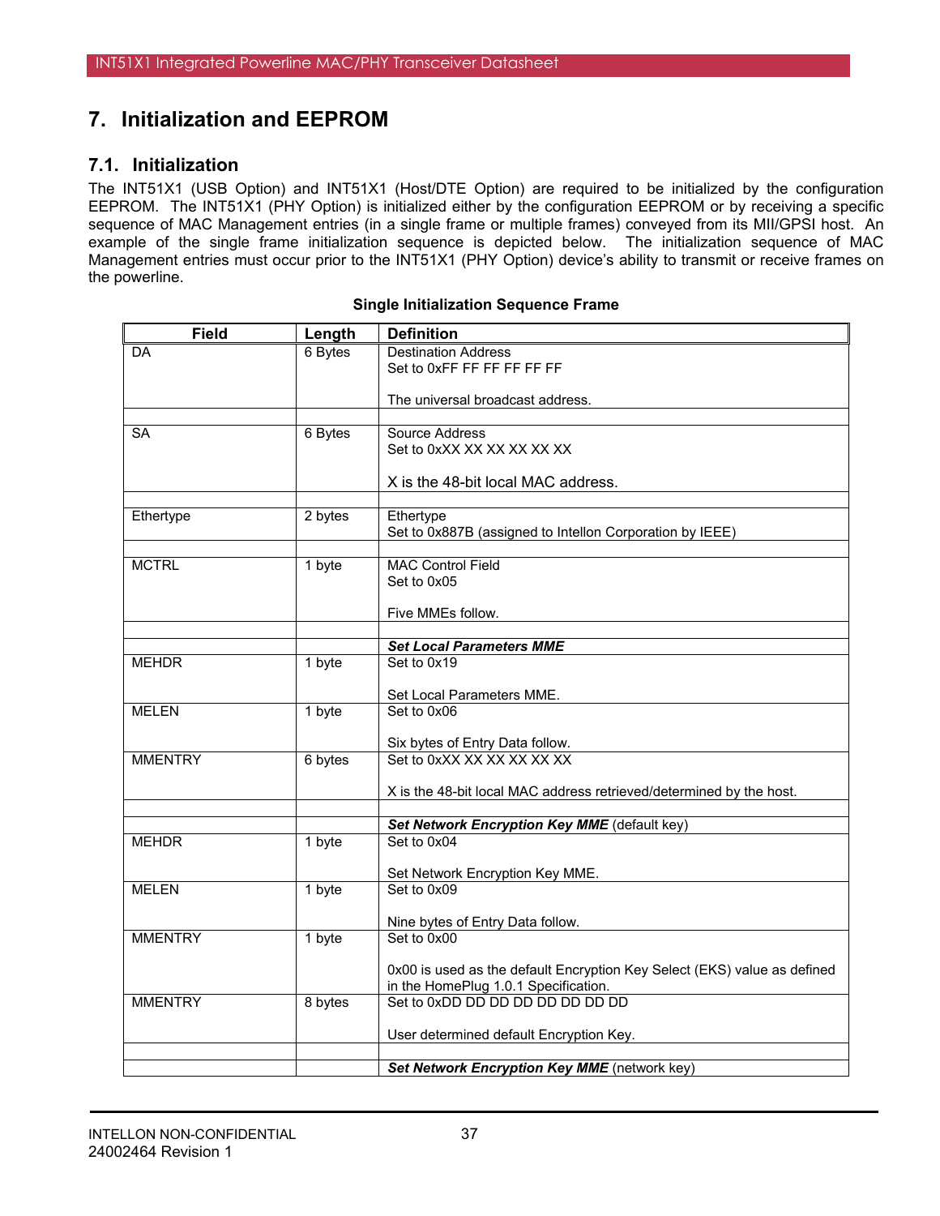# 7. Initialization and EEPROM

## 7.1. Initialization

The INT51X1 (USB Option) and INT51X1 (Host/DTE Option) are required to be initialized by the configuration EEPROM. The INT51X1 (PHY Option) is initialized either by the configuration EEPROM or by receiving a specific sequence of MAC Management entries (in a single frame or multiple frames) conveyed from its MII/GPSI host. An example of the single frame initialization sequence is depicted below. The initialization sequence of MAC Management entries must occur prior to the INT51X1 (PHY Option) device's ability to transmit or receive frames on the powerline.

**Single Initialization Sequence Frame**

| Field | Length | Definition |
|---|---|---|
| DA | 6 Bytes | Destination Address<br>Set to 0xFF FF FF FF FF FF<br><br>The universal broadcast address. |
| | | |
| SA | 6 Bytes | Source Address<br>Set to 0xXX XX XX XX XX XX<br><br>X is the 48-bit local MAC address. |
| | | |
| Ethertype | 2 bytes | Ethertype<br>Set to 0x887B (assigned to Intellon Corporation by IEEE) |
| | | |
| MCTRL | 1 byte | MAC Control Field<br>Set to 0x05<br><br>Five MMEs follow. |
| | | |
| | | ***Set Local Parameters MME*** |
| MEHDR | 1 byte | Set to 0x19<br><br>Set Local Parameters MME. |
| MELEN | 1 byte | Set to 0x06<br><br>Six bytes of Entry Data follow. |
| MMENTRY | 6 bytes | Set to 0xXX XX XX XX XX XX<br><br>X is the 48-bit local MAC address retrieved/determined by the host. |
| | | |
| | | ***Set Network Encryption Key MME*** (default key) |
| MEHDR | 1 byte | Set to 0x04<br><br>Set Network Encryption Key MME. |
| MELEN | 1 byte | Set to 0x09<br><br>Nine bytes of Entry Data follow. |
| MMENTRY | 1 byte | Set to 0x00<br><br>0x00 is used as the default Encryption Key Select (EKS) value as defined in the HomePlug 1.0.1 Specification. |
| MMENTRY | 8 bytes | Set to 0xDD DD DD DD DD DD DD DD<br><br>User determined default Encryption Key. |
| | | |
| | | ***Set Network Encryption Key MME*** (network key) |

INTELLON NON-CONFIDENTIAL
24002464 Revision 1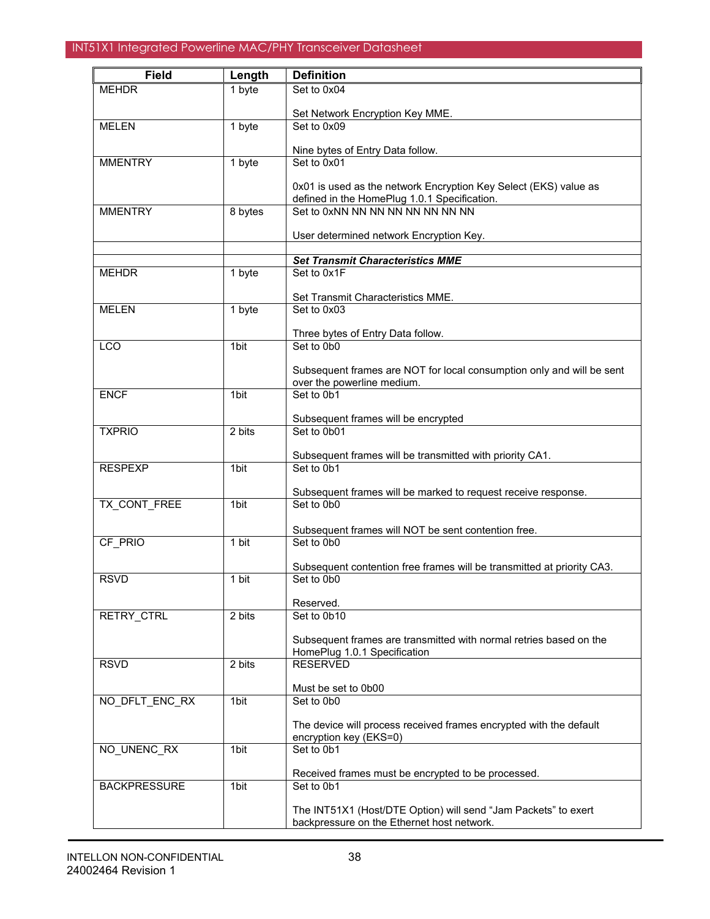| Field | Length | Definition |
|---|---|---|
| MEHDR | 1 byte | Set to 0x04<br><br>Set Network Encryption Key MME. |
| MELEN | 1 byte | Set to 0x09<br><br>Nine bytes of Entry Data follow. |
| MMENTRY | 1 byte | Set to 0x01<br><br>0x01 is used as the network Encryption Key Select (EKS) value as defined in the HomePlug 1.0.1 Specification. |
| MMENTRY | 8 bytes | Set to 0xNN NN NN NN NN NN NN NN<br><br>User determined network Encryption Key. |
| | | |
| | | ***Set Transmit Characteristics MME*** |
| MEHDR | 1 byte | Set to 0x1F<br><br>Set Transmit Characteristics MME. |
| MELEN | 1 byte | Set to 0x03<br><br>Three bytes of Entry Data follow. |
| LCO | 1bit | Set to 0b0<br><br>Subsequent frames are NOT for local consumption only and will be sent over the powerline medium. |
| ENCF | 1bit | Set to 0b1<br><br>Subsequent frames will be encrypted |
| TXPRIO | 2 bits | Set to 0b01<br><br>Subsequent frames will be transmitted with priority CA1. |
| RESPEXP | 1bit | Set to 0b1<br><br>Subsequent frames will be marked to request receive response. |
| TX_CONT_FREE | 1bit | Set to 0b0<br><br>Subsequent frames will NOT be sent contention free. |
| CF_PRIO | 1 bit | Set to 0b0<br><br>Subsequent contention free frames will be transmitted at priority CA3. |
| RSVD | 1 bit | Set to 0b0<br><br>Reserved. |
| RETRY_CTRL | 2 bits | Set to 0b10<br><br>Subsequent frames are transmitted with normal retries based on the HomePlug 1.0.1 Specification |
| RSVD | 2 bits | RESERVED<br><br>Must be set to 0b00 |
| NO_DFLT_ENC_RX | 1bit | Set to 0b0<br><br>The device will process received frames encrypted with the default encryption key (EKS=0) |
| NO_UNENC_RX | 1bit | Set to 0b1<br><br>Received frames must be encrypted to be processed. |
| BACKPRESSURE | 1bit | Set to 0b1<br><br>The INT51X1 (Host/DTE Option) will send "Jam Packets" to exert backpressure on the Ethernet host network. |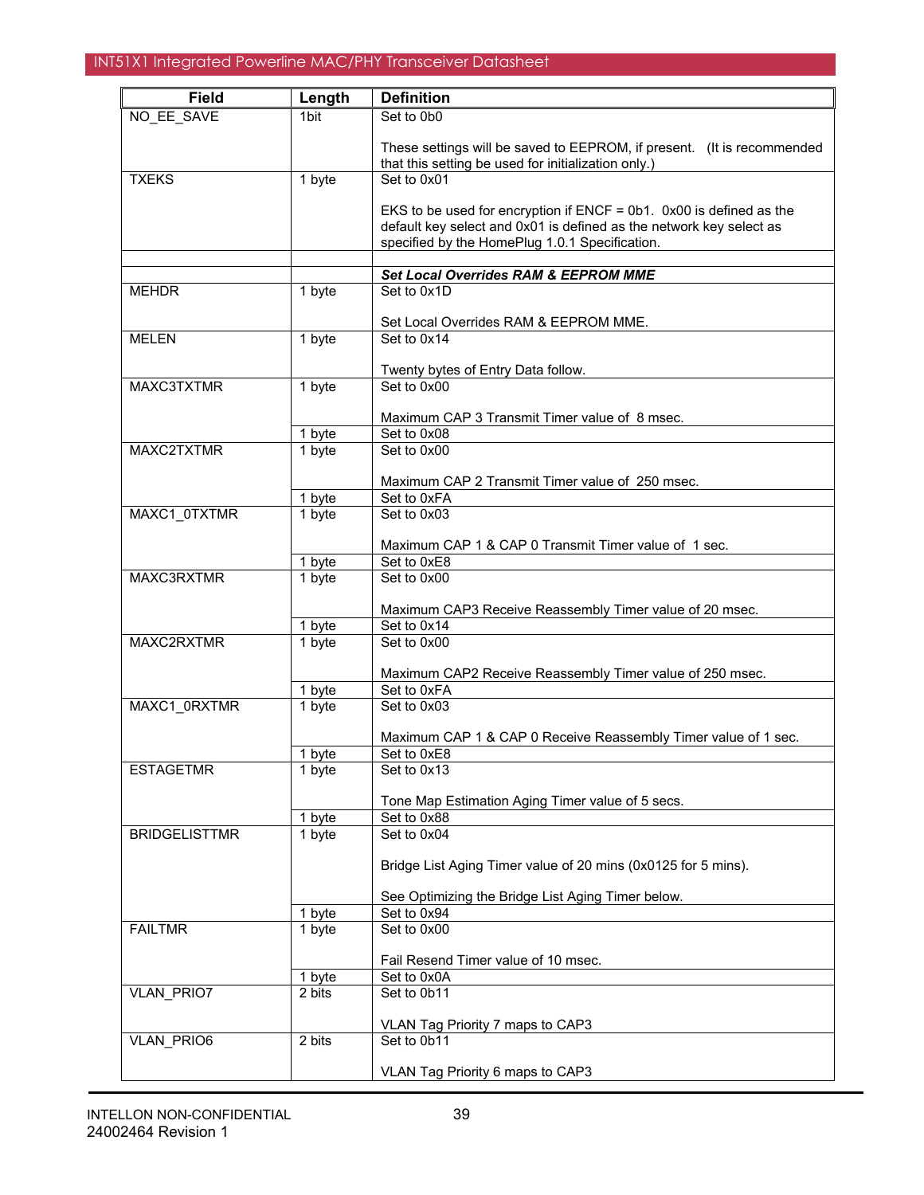| Field | Length | Definition |
|---|---|---|
| NO_EE_SAVE | 1bit | Set to 0b0<br><br>These settings will be saved to EEPROM, if present. (It is recommended that this setting be used for initialization only.) |
| TXEKS | 1 byte | Set to 0x01<br><br>EKS to be used for encryption if ENCF = 0b1. 0x00 is defined as the default key select and 0x01 is defined as the network key select as specified by the HomePlug 1.0.1 Specification. |
| | | |
| | | ***Set Local Overrides RAM & EEPROM MME*** |
| MEHDR | 1 byte | Set to 0x1D<br><br>Set Local Overrides RAM & EEPROM MME. |
| MELEN | 1 byte | Set to 0x14<br><br>Twenty bytes of Entry Data follow. |
| MAXC3TXTMR | 1 byte | Set to 0x00<br><br>Maximum CAP 3 Transmit Timer value of 8 msec. |
| | 1 byte | Set to 0x08 |
| MAXC2TXTMR | 1 byte | Set to 0x00<br><br>Maximum CAP 2 Transmit Timer value of 250 msec. |
| | 1 byte | Set to 0xFA |
| MAXC1_0TXTMR | 1 byte | Set to 0x03<br><br>Maximum CAP 1 & CAP 0 Transmit Timer value of 1 sec. |
| | 1 byte | Set to 0xE8 |
| MAXC3RXTMR | 1 byte | Set to 0x00<br><br>Maximum CAP3 Receive Reassembly Timer value of 20 msec. |
| | 1 byte | Set to 0x14 |
| MAXC2RXTMR | 1 byte | Set to 0x00<br><br>Maximum CAP2 Receive Reassembly Timer value of 250 msec. |
| | 1 byte | Set to 0xFA |
| MAXC1_0RXTMR | 1 byte | Set to 0x03<br><br>Maximum CAP 1 & CAP 0 Receive Reassembly Timer value of 1 sec. |
| | 1 byte | Set to 0xE8 |
| ESTAGETMR | 1 byte | Set to 0x13<br><br>Tone Map Estimation Aging Timer value of 5 secs. |
| | 1 byte | Set to 0x88 |
| BRIDGELISTTMR | 1 byte | Set to 0x04<br><br>Bridge List Aging Timer value of 20 mins (0x0125 for 5 mins).<br><br>See Optimizing the Bridge List Aging Timer below. |
| | 1 byte | Set to 0x94 |
| FAILTMR | 1 byte | Set to 0x00<br><br>Fail Resend Timer value of 10 msec. |
| | 1 byte | Set to 0x0A |
| VLAN_PRIO7 | 2 bits | Set to 0b11<br><br>VLAN Tag Priority 7 maps to CAP3 |
| VLAN_PRIO6 | 2 bits | Set to 0b11<br><br>VLAN Tag Priority 6 maps to CAP3 |

INTELLON NON-CONFIDENTIAL
24002464 Revision 1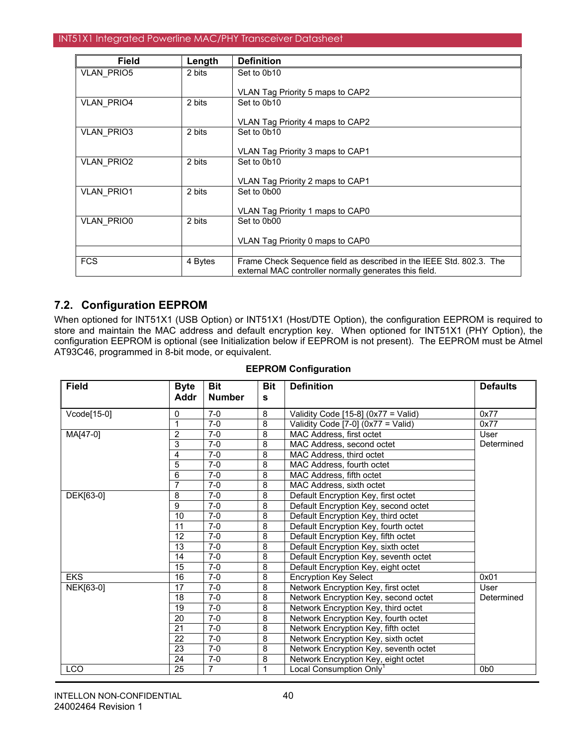| Field | Length | Definition |
|---|---|---|
| VLAN_PRIO5 | 2 bits | Set to 0b10<br><br>VLAN Tag Priority 5 maps to CAP2 |
| VLAN_PRIO4 | 2 bits | Set to 0b10<br><br>VLAN Tag Priority 4 maps to CAP2 |
| VLAN_PRIO3 | 2 bits | Set to 0b10<br><br>VLAN Tag Priority 3 maps to CAP1 |
| VLAN_PRIO2 | 2 bits | Set to 0b10<br><br>VLAN Tag Priority 2 maps to CAP1 |
| VLAN_PRIO1 | 2 bits | Set to 0b00<br><br>VLAN Tag Priority 1 maps to CAP0 |
| VLAN_PRIO0 | 2 bits | Set to 0b00<br><br>VLAN Tag Priority 0 maps to CAP0 |
| | | |
| FCS | 4 Bytes | Frame Check Sequence field as described in the IEEE Std. 802.3. The external MAC controller normally generates this field. |

## 7.2. Configuration EEPROM

When optioned for INT51X1 (USB Option) or INT51X1 (Host/DTE Option), the configuration EEPROM is required to store and maintain the MAC address and default encryption key. When optioned for INT51X1 (PHY Option), the configuration EEPROM is optional (see Initialization below if EEPROM is not present). The EEPROM must be Atmel AT93C46, programmed in 8-bit mode, or equivalent.

**EEPROM Configuration**

| Field | Byte Addr | Bit Number | Bits | Definition | Defaults |
|---|---|---|---|---|---|
| Vcode[15-0] | 0 | 7-0 | 8 | Validity Code [15-8] (0x77 = Valid) | 0x77 |
| | 1 | 7-0 | 8 | Validity Code [7-0] (0x77 = Valid) | 0x77 |
| MA[47-0] | 2 | 7-0 | 8 | MAC Address, first octet | User Determined |
| | 3 | 7-0 | 8 | MAC Address, second octet | |
| | 4 | 7-0 | 8 | MAC Address, third octet | |
| | 5 | 7-0 | 8 | MAC Address, fourth octet | |
| | 6 | 7-0 | 8 | MAC Address, fifth octet | |
| | 7 | 7-0 | 8 | MAC Address, sixth octet | |
| DEK[63-0] | 8 | 7-0 | 8 | Default Encryption Key, first octet | |
| | 9 | 7-0 | 8 | Default Encryption Key, second octet | |
| | 10 | 7-0 | 8 | Default Encryption Key, third octet | |
| | 11 | 7-0 | 8 | Default Encryption Key, fourth octet | |
| | 12 | 7-0 | 8 | Default Encryption Key, fifth octet | |
| | 13 | 7-0 | 8 | Default Encryption Key, sixth octet | |
| | 14 | 7-0 | 8 | Default Encryption Key, seventh octet | |
| | 15 | 7-0 | 8 | Default Encryption Key, eight octet | |
| EKS | 16 | 7-0 | 8 | Encryption Key Select | 0x01 |
| NEK[63-0] | 17 | 7-0 | 8 | Network Encryption Key, first octet | User Determined |
| | 18 | 7-0 | 8 | Network Encryption Key, second octet | |
| | 19 | 7-0 | 8 | Network Encryption Key, third octet | |
| | 20 | 7-0 | 8 | Network Encryption Key, fourth octet | |
| | 21 | 7-0 | 8 | Network Encryption Key, fifth octet | |
| | 22 | 7-0 | 8 | Network Encryption Key, sixth octet | |
| | 23 | 7-0 | 8 | Network Encryption Key, seventh octet | |
| | 24 | 7-0 | 8 | Network Encryption Key, eight octet | |
| LCO | 25 | 7 | 1 | Local Consumption Only[1] | 0b0 |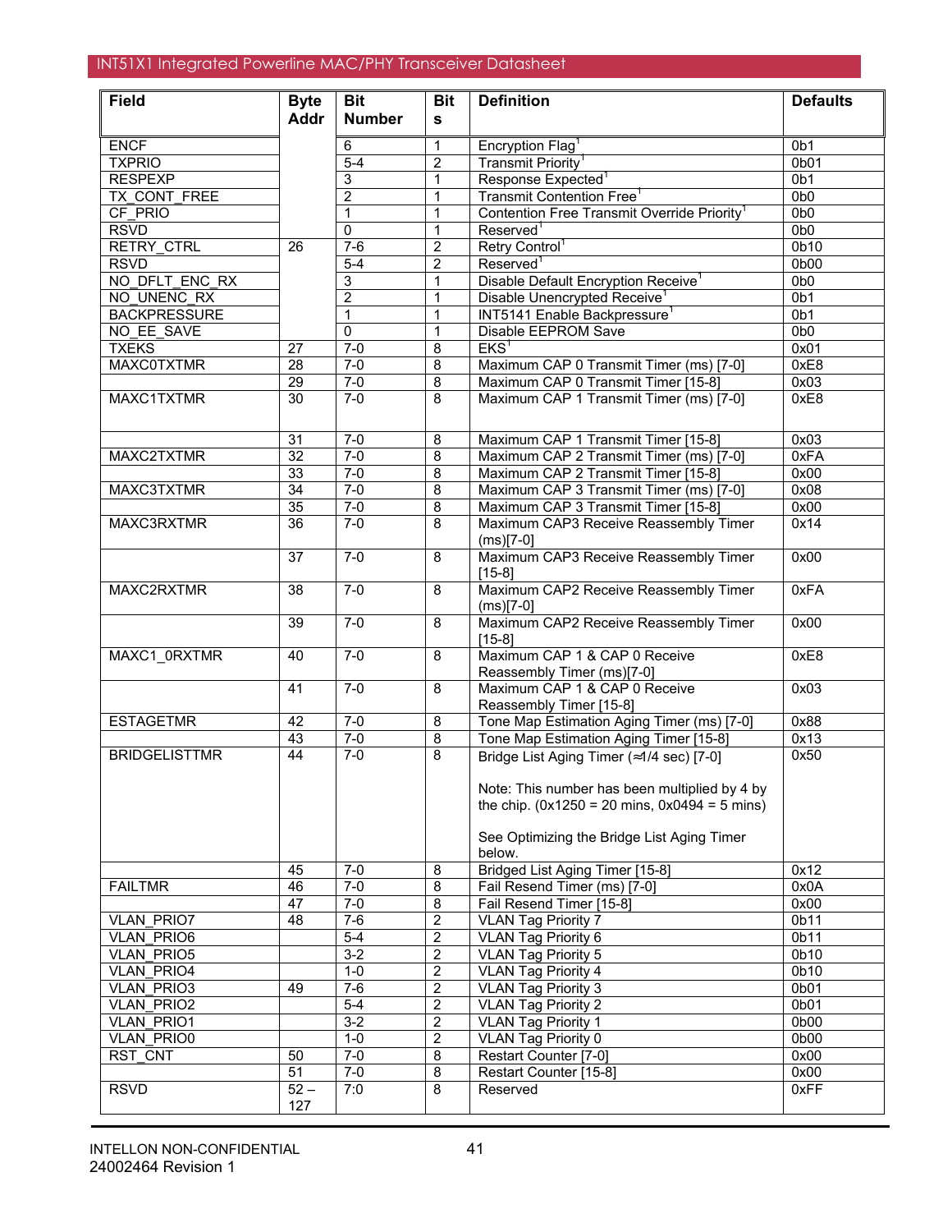| Field | Byte Addr | Bit Number | Bits | Definition | Defaults |
|---|---|---|---|---|---|
| ENCF | | 6 | 1 | Encryption Flag[1] | 0b1 |
| TXPRIO | | 5-4 | 2 | Transmit Priority[1] | 0b01 |
| RESPEXP | | 3 | 1 | Response Expected[1] | 0b1 |
| TX_CONT_FREE | | 2 | 1 | Transmit Contention Free[1] | 0b0 |
| CF_PRIO | | 1 | 1 | Contention Free Transmit Override Priority[1] | 0b0 |
| RSVD | | 0 | 1 | Reserved[1] | 0b0 |
| RETRY_CTRL | 26 | 7-6 | 2 | Retry Control[1] | 0b10 |
| RSVD | | 5-4 | 2 | Reserved[1] | 0b00 |
| NO_DFLT_ENC_RX | | 3 | 1 | Disable Default Encryption Receive[1] | 0b0 |
| NO_UNENC_RX | | 2 | 1 | Disable Unencrypted Receive[1] | 0b1 |
| BACKPRESSURE | | 1 | 1 | INT5141 Enable Backpressure[1] | 0b1 |
| NO_EE_SAVE | | 0 | 1 | Disable EEPROM Save | 0b0 |
| TXEKS | 27 | 7-0 | 8 | EKS[1] | 0x01 |
| MAXC0TXTMR | 28 | 7-0 | 8 | Maximum CAP 0 Transmit Timer (ms) [7-0] | 0xE8 |
| | 29 | 7-0 | 8 | Maximum CAP 0 Transmit Timer [15-8] | 0x03 |
| MAXC1TXTMR | 30 | 7-0 | 8 | Maximum CAP 1 Transmit Timer (ms) [7-0] | 0xE8 |
| | 31 | 7-0 | 8 | Maximum CAP 1 Transmit Timer [15-8] | 0x03 |
| MAXC2TXTMR | 32 | 7-0 | 8 | Maximum CAP 2 Transmit Timer (ms) [7-0] | 0xFA |
| | 33 | 7-0 | 8 | Maximum CAP 2 Transmit Timer [15-8] | 0x00 |
| MAXC3TXTMR | 34 | 7-0 | 8 | Maximum CAP 3 Transmit Timer (ms) [7-0] | 0x08 |
| | 35 | 7-0 | 8 | Maximum CAP 3 Transmit Timer [15-8] | 0x00 |
| MAXC3RXTMR | 36 | 7-0 | 8 | Maximum CAP3 Receive Reassembly Timer (ms)[7-0] | 0x14 |
| | 37 | 7-0 | 8 | Maximum CAP3 Receive Reassembly Timer [15-8] | 0x00 |
| MAXC2RXTMR | 38 | 7-0 | 8 | Maximum CAP2 Receive Reassembly Timer (ms)[7-0] | 0xFA |
| | 39 | 7-0 | 8 | Maximum CAP2 Receive Reassembly Timer [15-8] | 0x00 |
| MAXC1_0RXTMR | 40 | 7-0 | 8 | Maximum CAP 1 & CAP 0 Receive Reassembly Timer (ms)[7-0] | 0xE8 |
| | 41 | 7-0 | 8 | Maximum CAP 1 & CAP 0 Receive Reassembly Timer [15-8] | 0x03 |
| ESTAGETMR | 42 | 7-0 | 8 | Tone Map Estimation Aging Timer (ms) [7-0] | 0x88 |
| | 43 | 7-0 | 8 | Tone Map Estimation Aging Timer [15-8] | 0x13 |
| BRIDGELISTTMR | 44 | 7-0 | 8 | Bridge List Aging Timer (≈1/4 sec) [7-0]<br><br>Note: This number has been multiplied by 4 by the chip. (0x1250 = 20 mins, 0x0494 = 5 mins)<br><br>See Optimizing the Bridge List Aging Timer below. | 0x50 |
| | 45 | 7-0 | 8 | Bridged List Aging Timer [15-8] | 0x12 |
| FAILTMR | 46 | 7-0 | 8 | Fail Resend Timer (ms) [7-0] | 0x0A |
| | 47 | 7-0 | 8 | Fail Resend Timer [15-8] | 0x00 |
| VLAN_PRIO7 | 48 | 7-6 | 2 | VLAN Tag Priority 7 | 0b11 |
| VLAN_PRIO6 | | 5-4 | 2 | VLAN Tag Priority 6 | 0b11 |
| VLAN_PRIO5 | | 3-2 | 2 | VLAN Tag Priority 5 | 0b10 |
| VLAN_PRIO4 | | 1-0 | 2 | VLAN Tag Priority 4 | 0b10 |
| VLAN_PRIO3 | 49 | 7-6 | 2 | VLAN Tag Priority 3 | 0b01 |
| VLAN_PRIO2 | | 5-4 | 2 | VLAN Tag Priority 2 | 0b01 |
| VLAN_PRIO1 | | 3-2 | 2 | VLAN Tag Priority 1 | 0b00 |
| VLAN_PRIO0 | | 1-0 | 2 | VLAN Tag Priority 0 | 0b00 |
| RST_CNT | 50 | 7-0 | 8 | Restart Counter [7-0] | 0x00 |
| | 51 | 7-0 | 8 | Restart Counter [15-8] | 0x00 |
| RSVD | 52 – 127 | 7:0 | 8 | Reserved | 0xFF |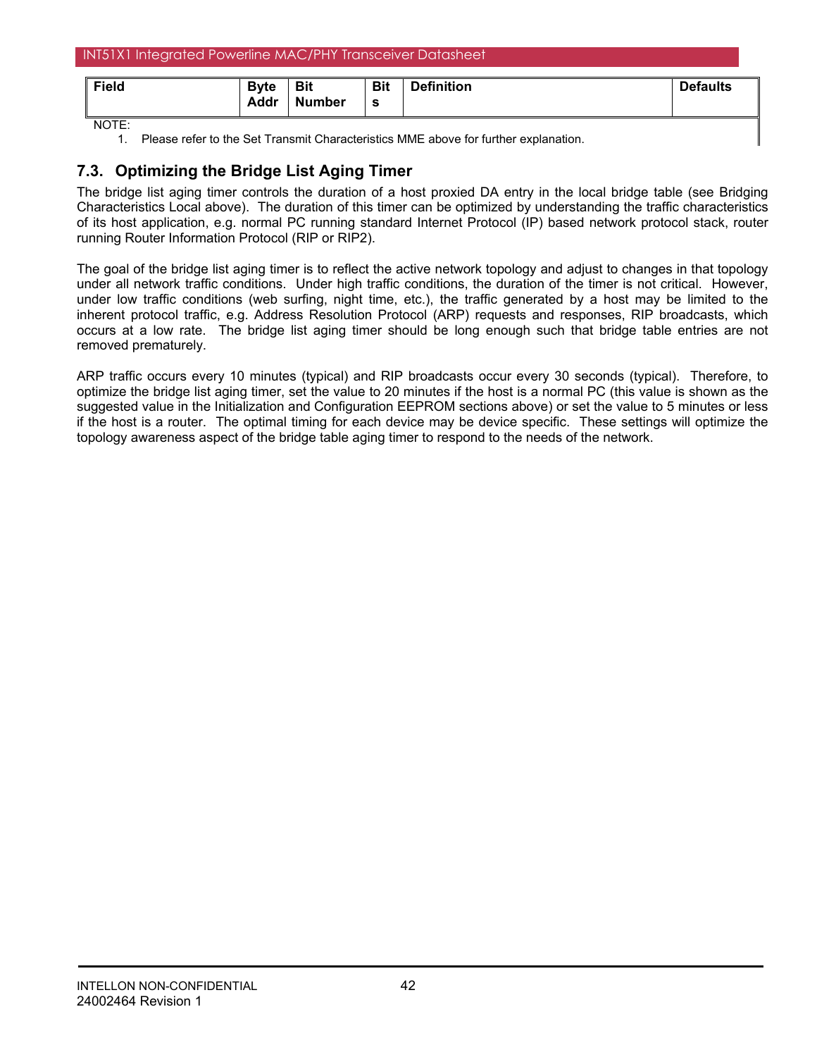| Field | Byte Addr | Bit Number | Bits | Definition | Defaults |
|---|---|---|---|---|---|

NOTE:

1. Please refer to the Set Transmit Characteristics MME above for further explanation.

## 7.3. Optimizing the Bridge List Aging Timer

The bridge list aging timer controls the duration of a host proxied DA entry in the local bridge table (see Bridging Characteristics Local above). The duration of this timer can be optimized by understanding the traffic characteristics of its host application, e.g. normal PC running standard Internet Protocol (IP) based network protocol stack, router running Router Information Protocol (RIP or RIP2).

The goal of the bridge list aging timer is to reflect the active network topology and adjust to changes in that topology under all network traffic conditions. Under high traffic conditions, the duration of the timer is not critical. However, under low traffic conditions (web surfing, night time, etc.), the traffic generated by a host may be limited to the inherent protocol traffic, e.g. Address Resolution Protocol (ARP) requests and responses, RIP broadcasts, which occurs at a low rate. The bridge list aging timer should be long enough such that bridge table entries are not removed prematurely.

ARP traffic occurs every 10 minutes (typical) and RIP broadcasts occur every 30 seconds (typical). Therefore, to optimize the bridge list aging timer, set the value to 20 minutes if the host is a normal PC (this value is shown as the suggested value in the Initialization and Configuration EEPROM sections above) or set the value to 5 minutes or less if the host is a router. The optimal timing for each device may be device specific. These settings will optimize the topology awareness aspect of the bridge table aging timer to respond to the needs of the network.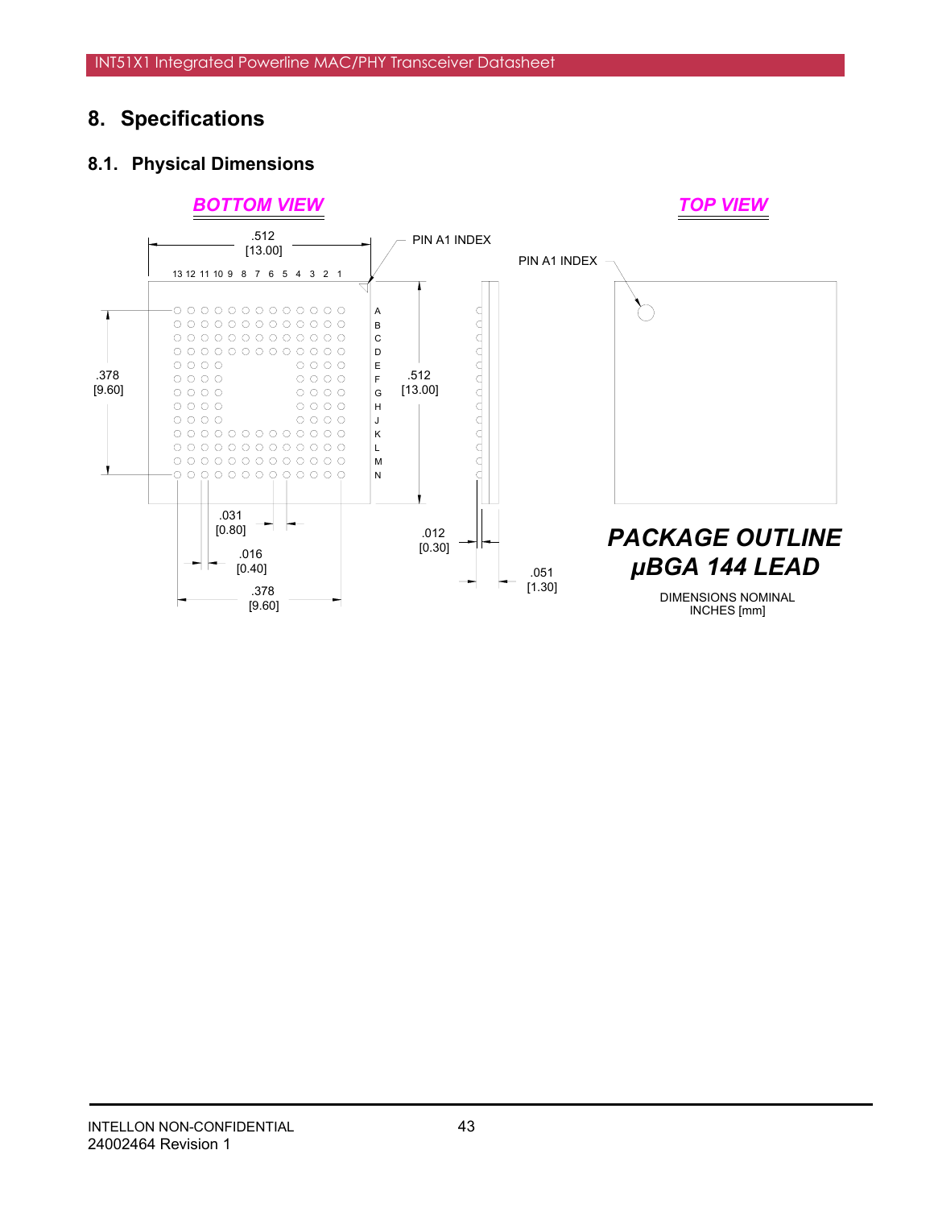# 8. Specifications

## 8.1. Physical Dimensions

*BOTTOM VIEW*

*TOP VIEW*

.512 [13.00]

PIN A1 INDEX

PIN A1 INDEX

13 12 11 10 9 8 7 6 5 4 3 2 1

A B C D E F G H J K L M N

.378 [9.60]

.512 [13.00]

.031 [0.80]

.016 [0.40]

.378 [9.60]

.012 [0.30]

.051 [1.30]

***PACKAGE OUTLINE***

***µBGA 144 LEAD***

DIMENSIONS NOMINAL
INCHES [mm]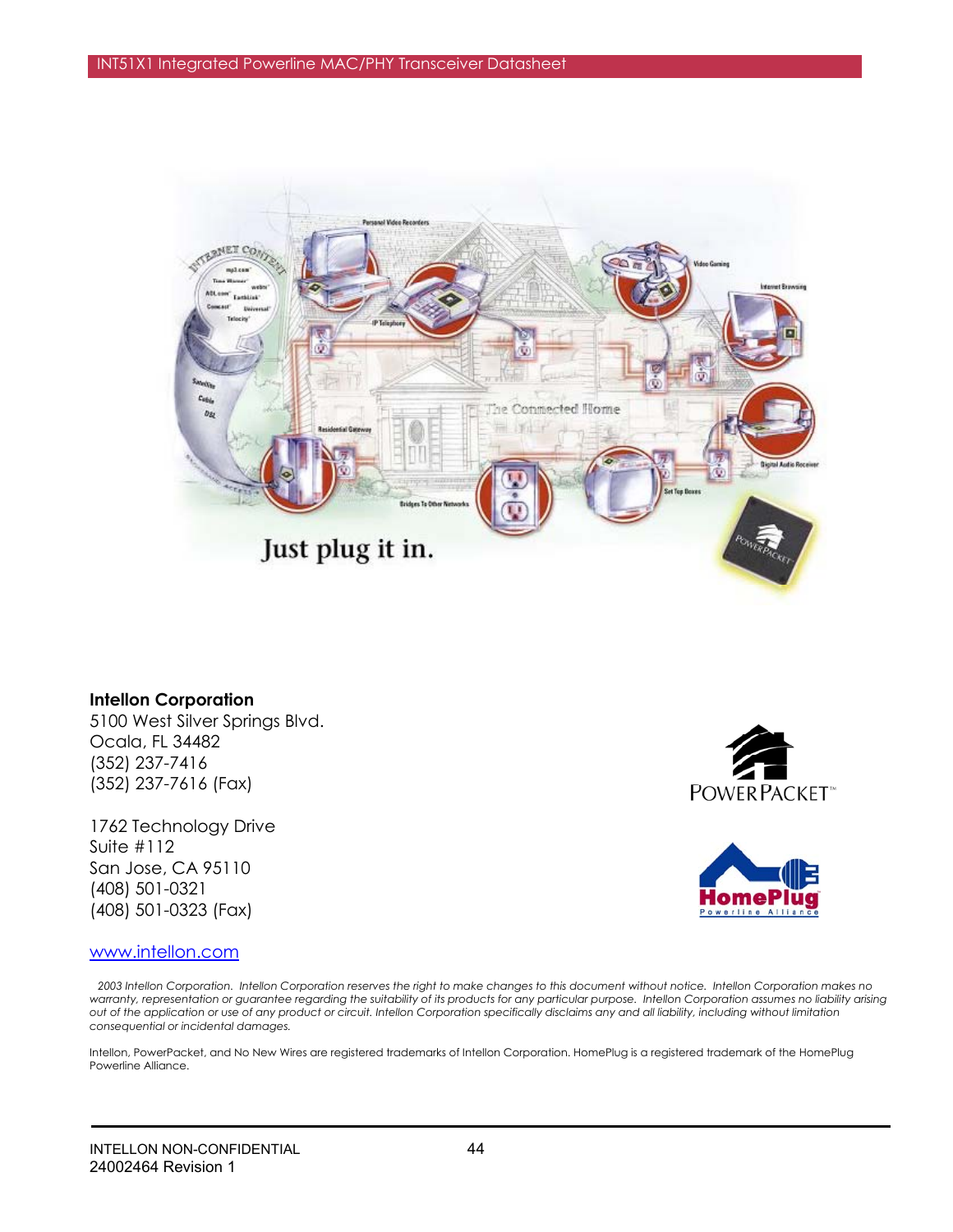**Intellon Corporation**
5100 West Silver Springs Blvd.
Ocala, FL 34482
(352) 237-7416
(352) 237-7616 (Fax)

1762 Technology Drive
Suite #112
San Jose, CA 95110
(408) 501-0321
(408) 501-0323 (Fax)

www.intellon.com

*2003 Intellon Corporation. Intellon Corporation reserves the right to make changes to this document without notice. Intellon Corporation makes no warranty, representation or guarantee regarding the suitability of its products for any particular purpose. Intellon Corporation assumes no liability arising out of the application or use of any product or circuit. Intellon Corporation specifically disclaims any and all liability, including without limitation consequential or incidental damages.*

Intellon, PowerPacket, and No New Wires are registered trademarks of Intellon Corporation. HomePlug is a registered trademark of the HomePlug Powerline Alliance.

INTELLON NON-CONFIDENTIAL
24002464 Revision 1